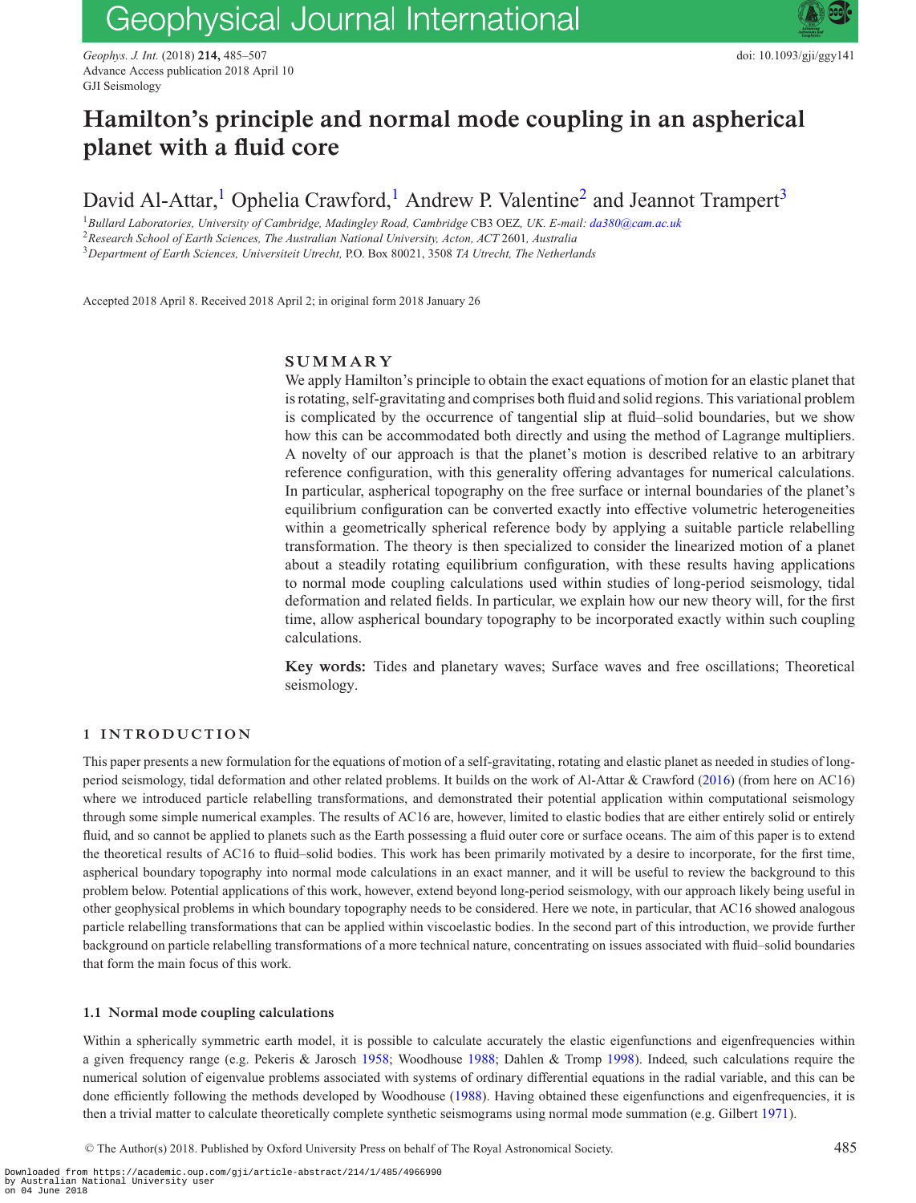# Hamilton's principle and normal mode coupling in an aspherical planet with a fluid core

David Al-Attar,[1] Ophelia Crawford,[1] Andrew P. Valentine[2] and Jeannot Trampert[3]

[1]*Bullard Laboratories, University of Cambridge, Madingley Road, Cambridge CB3 OEZ, UK. E-mail: da380@cam.ac.uk*
[2]*Research School of Earth Sciences, The Australian National University, Acton, ACT 2601, Australia*
[3]*Department of Earth Sciences, Universiteit Utrecht, P.O. Box 80021, 3508 TA Utrecht, The Netherlands*

Accepted 2018 April 8. Received 2018 April 2; in original form 2018 January 26

## SUMMARY

We apply Hamilton's principle to obtain the exact equations of motion for an elastic planet that is rotating, self-gravitating and comprises both fluid and solid regions. This variational problem is complicated by the occurrence of tangential slip at fluid–solid boundaries, but we show how this can be accommodated both directly and using the method of Lagrange multipliers. A novelty of our approach is that the planet's motion is described relative to an arbitrary reference configuration, with this generality offering advantages for numerical calculations. In particular, aspherical topography on the free surface or internal boundaries of the planet's equilibrium configuration can be converted exactly into effective volumetric heterogeneities within a geometrically spherical reference body by applying a suitable particle relabelling transformation. The theory is then specialized to consider the linearized motion of a planet about a steadily rotating equilibrium configuration, with these results having applications to normal mode coupling calculations used within studies of long-period seismology, tidal deformation and related fields. In particular, we explain how our new theory will, for the first time, allow aspherical boundary topography to be incorporated exactly within such coupling calculations.

**Key words:** Tides and planetary waves; Surface waves and free oscillations; Theoretical seismology.

## 1 INTRODUCTION

This paper presents a new formulation for the equations of motion of a self-gravitating, rotating and elastic planet as needed in studies of long-period seismology, tidal deformation and other related problems. It builds on the work of Al-Attar & Crawford (2016) (from here on AC16) where we introduced particle relabelling transformations, and demonstrated their potential application within computational seismology through some simple numerical examples. The results of AC16 are, however, limited to elastic bodies that are either entirely solid or entirely fluid, and so cannot be applied to planets such as the Earth possessing a fluid outer core or surface oceans. The aim of this paper is to extend the theoretical results of AC16 to fluid–solid bodies. This work has been primarily motivated by a desire to incorporate, for the first time, aspherical boundary topography into normal mode calculations in an exact manner, and it will be useful to review the background to this problem below. Potential applications of this work, however, extend beyond long-period seismology, with our approach likely being useful in other geophysical problems in which boundary topography needs to be considered. Here we note, in particular, that AC16 showed analogous particle relabelling transformations that can be applied within viscoelastic bodies. In the second part of this introduction, we provide further background on particle relabelling transformations of a more technical nature, concentrating on issues associated with fluid–solid boundaries that form the main focus of this work.

### 1.1 Normal mode coupling calculations

Within a spherically symmetric earth model, it is possible to calculate accurately the elastic eigenfunctions and eigenfrequencies within a given frequency range (e.g. Pekeris & Jarosch 1958; Woodhouse 1988; Dahlen & Tromp 1998). Indeed, such calculations require the numerical solution of eigenvalue problems associated with systems of ordinary differential equations in the radial variable, and this can be done efficiently following the methods developed by Woodhouse (1988). Having obtained these eigenfunctions and eigenfrequencies, it is then a trivial matter to calculate theoretically complete synthetic seismograms using normal mode summation (e.g. Gilbert 1971).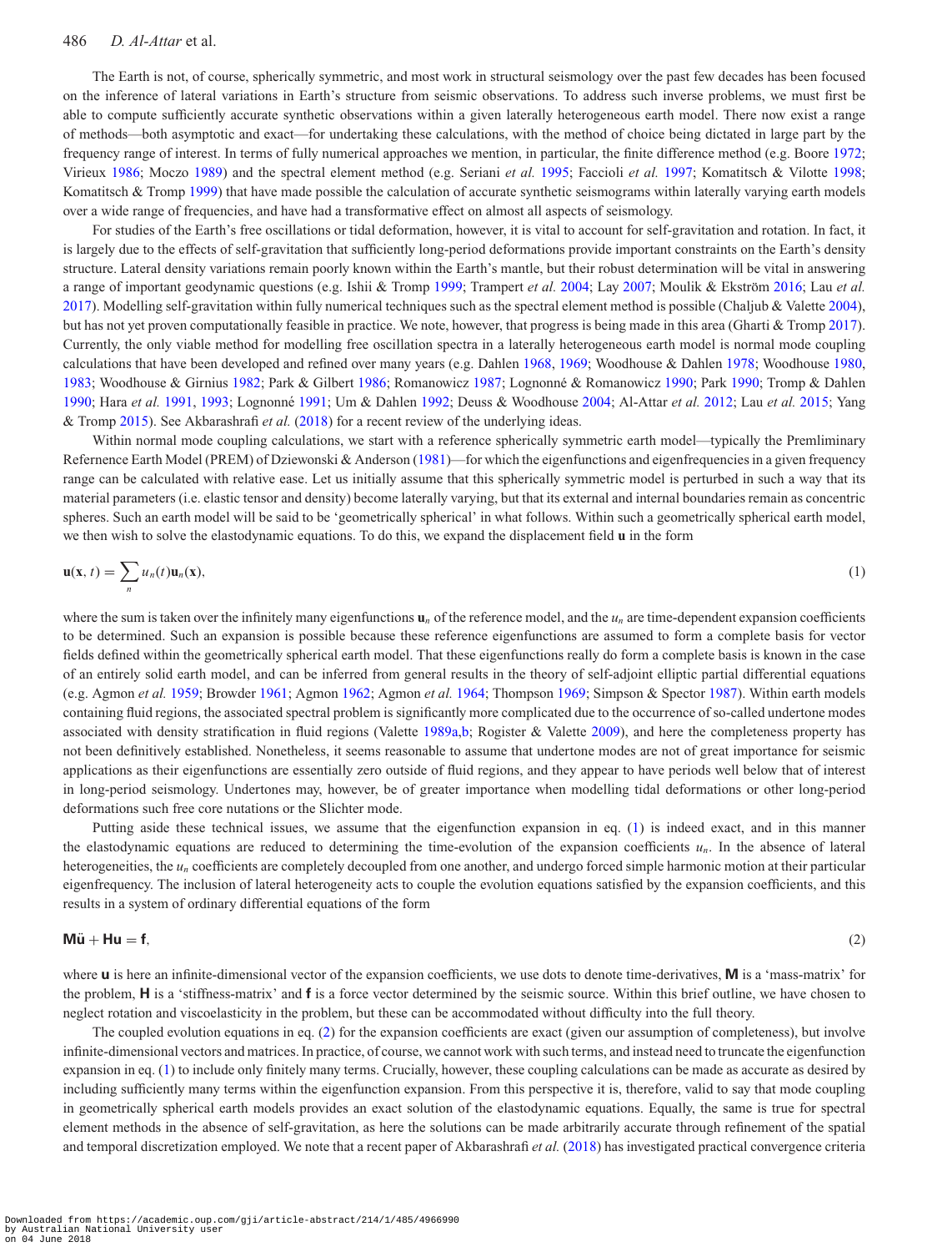The Earth is not, of course, spherically symmetric, and most work in structural seismology over the past few decades has been focused on the inference of lateral variations in Earth's structure from seismic observations. To address such inverse problems, we must first be able to compute sufficiently accurate synthetic observations within a given laterally heterogeneous earth model. There now exist a range of methods—both asymptotic and exact—for undertaking these calculations, with the method of choice being dictated in large part by the frequency range of interest. In terms of fully numerical approaches we mention, in particular, the finite difference method (e.g. Boore 1972; Virieux 1986; Moczo 1989) and the spectral element method (e.g. Seriani *et al.* 1995; Faccioli *et al.* 1997; Komatitsch & Vilotte 1998; Komatitsch & Tromp 1999) that have made possible the calculation of accurate synthetic seismograms within laterally varying earth models over a wide range of frequencies, and have had a transformative effect on almost all aspects of seismology.

For studies of the Earth's free oscillations or tidal deformation, however, it is vital to account for self-gravitation and rotation. In fact, it is largely due to the effects of self-gravitation that sufficiently long-period deformations provide important constraints on the Earth's density structure. Lateral density variations remain poorly known within the Earth's mantle, but their robust determination will be vital in answering a range of important geodynamic questions (e.g. Ishii & Tromp 1999; Trampert *et al.* 2004; Lay 2007; Moulik & Ekström 2016; Lau *et al.* 2017). Modelling self-gravitation within fully numerical techniques such as the spectral element method is possible (Chaljub & Valette 2004), but has not yet proven computationally feasible in practice. We note, however, that progress is being made in this area (Gharti & Tromp 2017). Currently, the only viable method for modelling free oscillation spectra in a laterally heterogeneous earth model is normal mode coupling calculations that have been developed and refined over many years (e.g. Dahlen 1968, 1969; Woodhouse & Dahlen 1978; Woodhouse 1980, 1983; Woodhouse & Girnius 1982; Park & Gilbert 1986; Romanowicz 1987; Lognonné & Romanowicz 1990; Park 1990; Tromp & Dahlen 1990; Hara *et al.* 1991, 1993; Lognonné 1991; Um & Dahlen 1992; Deuss & Woodhouse 2004; Al-Attar *et al.* 2012; Lau *et al.* 2015; Yang & Tromp 2015). See Akbarashrafi *et al.* (2018) for a recent review of the underlying ideas.

Within normal mode coupling calculations, we start with a reference spherically symmetric earth model—typically the Premliminary Refernence Earth Model (PREM) of Dziewonski & Anderson (1981)—for which the eigenfunctions and eigenfrequencies in a given frequency range can be calculated with relative ease. Let us initially assume that this spherically symmetric model is perturbed in such a way that its material parameters (i.e. elastic tensor and density) become laterally varying, but that its external and internal boundaries remain as concentric spheres. Such an earth model will be said to be 'geometrically spherical' in what follows. Within such a geometrically spherical earth model, we then wish to solve the elastodynamic equations. To do this, we expand the displacement field $\mathbf{u}$ in the form

$$\mathbf{u}(\mathbf{x}, t) = \sum_{n} u_n(t)\mathbf{u}_n(\mathbf{x}), \tag{1}$$

where the sum is taken over the infinitely many eigenfunctions $\mathbf{u}_n$ of the reference model, and the $u_n$ are time-dependent expansion coefficients to be determined. Such an expansion is possible because these reference eigenfunctions are assumed to form a complete basis for vector fields defined within the geometrically spherical earth model. That these eigenfunctions really do form a complete basis is known in the case of an entirely solid earth model, and can be inferred from general results in the theory of self-adjoint elliptic partial differential equations (e.g. Agmon *et al.* 1959; Browder 1961; Agmon 1962; Agmon *et al.* 1964; Thompson 1969; Simpson & Spector 1987). Within earth models containing fluid regions, the associated spectral problem is significantly more complicated due to the occurrence of so-called undertone modes associated with density stratification in fluid regions (Valette 1989a,b; Rogister & Valette 2009), and here the completeness property has not been definitively established. Nonetheless, it seems reasonable to assume that undertone modes are not of great importance for seismic applications as their eigenfunctions are essentially zero outside of fluid regions, and they appear to have periods well below that of interest in long-period seismology. Undertones may, however, be of greater importance when modelling tidal deformations or other long-period deformations such free core nutations or the Slichter mode.

Putting aside these technical issues, we assume that the eigenfunction expansion in eq. (1) is indeed exact, and in this manner the elastodynamic equations are reduced to determining the time-evolution of the expansion coefficients $u_n$. In the absence of lateral heterogeneities, the $u_n$ coefficients are completely decoupled from one another, and undergo forced simple harmonic motion at their particular eigenfrequency. The inclusion of lateral heterogeneity acts to couple the evolution equations satisfied by the expansion coefficients, and this results in a system of ordinary differential equations of the form

$$\mathsf{M}\ddot{\mathsf{u}} + \mathsf{H}\mathsf{u} = \mathsf{f}, \tag{2}$$

where $\mathsf{u}$ is here an infinite-dimensional vector of the expansion coefficients, we use dots to denote time-derivatives, $\mathsf{M}$ is a 'mass-matrix' for the problem, $\mathsf{H}$ is a 'stiffness-matrix' and $\mathsf{f}$ is a force vector determined by the seismic source. Within this brief outline, we have chosen to neglect rotation and viscoelasticity in the problem, but these can be accommodated without difficulty into the full theory.

The coupled evolution equations in eq. (2) for the expansion coefficients are exact (given our assumption of completeness), but involve infinite-dimensional vectors and matrices. In practice, of course, we cannot work with such terms, and instead need to truncate the eigenfunction expansion in eq. (1) to include only finitely many terms. Crucially, however, these coupling calculations can be made as accurate as desired by including sufficiently many terms within the eigenfunction expansion. From this perspective it is, therefore, valid to say that mode coupling in geometrically spherical earth models provides an exact solution of the elastodynamic equations. Equally, the same is true for spectral element methods in the absence of self-gravitation, as here the solutions can be made arbitrarily accurate through refinement of the spatial and temporal discretization employed. We note that a recent paper of Akbarashrafi *et al.* (2018) has investigated practical convergence criteria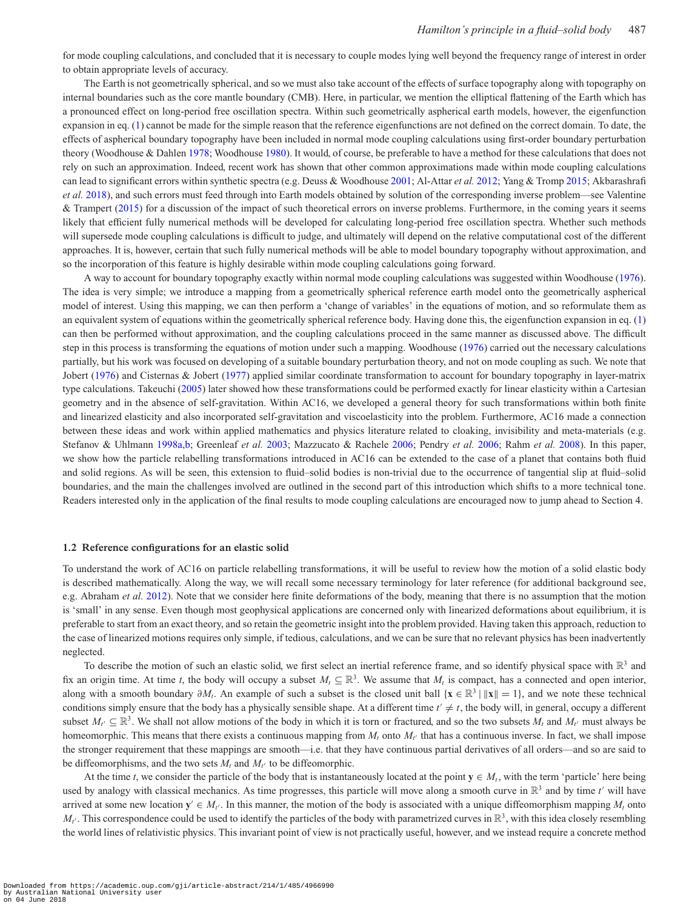for mode coupling calculations, and concluded that it is necessary to couple modes lying well beyond the frequency range of interest in order to obtain appropriate levels of accuracy.

The Earth is not geometrically spherical, and so we must also take account of the effects of surface topography along with topography on internal boundaries such as the core mantle boundary (CMB). Here, in particular, we mention the elliptical flattening of the Earth which has a pronounced effect on long-period free oscillation spectra. Within such geometrically aspherical earth models, however, the eigenfunction expansion in eq. (1) cannot be made for the simple reason that the reference eigenfunctions are not defined on the correct domain. To date, the effects of aspherical boundary topography have been included in normal mode coupling calculations using first-order boundary perturbation theory (Woodhouse & Dahlen 1978; Woodhouse 1980). It would, of course, be preferable to have a method for these calculations that does not rely on such an approximation. Indeed, recent work has shown that other common approximations made within mode coupling calculations can lead to significant errors within synthetic spectra (e.g. Deuss & Woodhouse 2001; Al-Attar *et al.* 2012; Yang & Tromp 2015; Akbarashrafi *et al.* 2018), and such errors must feed through into Earth models obtained by solution of the corresponding inverse problem—see Valentine & Trampert (2015) for a discussion of the impact of such theoretical errors on inverse problems. Furthermore, in the coming years it seems likely that efficient fully numerical methods will be developed for calculating long-period free oscillation spectra. Whether such methods will supersede mode coupling calculations is difficult to judge, and ultimately will depend on the relative computational cost of the different approaches. It is, however, certain that such fully numerical methods will be able to model boundary topography without approximation, and so the incorporation of this feature is highly desirable within mode coupling calculations going forward.

A way to account for boundary topography exactly within normal mode coupling calculations was suggested within Woodhouse (1976). The idea is very simple; we introduce a mapping from a geometrically spherical reference earth model onto the geometrically aspherical model of interest. Using this mapping, we can then perform a 'change of variables' in the equations of motion, and so reformulate them as an equivalent system of equations within the geometrically spherical reference body. Having done this, the eigenfunction expansion in eq. (1) can then be performed without approximation, and the coupling calculations proceed in the same manner as discussed above. The difficult step in this process is transforming the equations of motion under such a mapping. Woodhouse (1976) carried out the necessary calculations partially, but his work was focused on developing of a suitable boundary perturbation theory, and not on mode coupling as such. We note that Jobert (1976) and Cisternas & Jobert (1977) applied similar coordinate transformation to account for boundary topography in layer-matrix type calculations. Takeuchi (2005) later showed how these transformations could be performed exactly for linear elasticity within a Cartesian geometry and in the absence of self-gravitation. Within AC16, we developed a general theory for such transformations within both finite and linearized elasticity and also incorporated self-gravitation and viscoelasticity into the problem. Furthermore, AC16 made a connection between these ideas and work within applied mathematics and physics literature related to cloaking, invisibility and meta-materials (e.g. Stefanov & Uhlmann 1998a,b; Greenleaf *et al.* 2003; Mazzucato & Rachele 2006; Pendry *et al.* 2006; Rahm *et al.* 2008). In this paper, we show how the particle relabelling transformations introduced in AC16 can be extended to the case of a planet that contains both fluid and solid regions. As will be seen, this extension to fluid–solid bodies is non-trivial due to the occurrence of tangential slip at fluid–solid boundaries, and the main the challenges involved are outlined in the second part of this introduction which shifts to a more technical tone. Readers interested only in the application of the final results to mode coupling calculations are encouraged now to jump ahead to Section 4.

### 1.2 Reference configurations for an elastic solid

To understand the work of AC16 on particle relabelling transformations, it will be useful to review how the motion of a solid elastic body is described mathematically. Along the way, we will recall some necessary terminology for later reference (for additional background see, e.g. Abraham *et al.* 2012). Note that we consider here finite deformations of the body, meaning that there is no assumption that the motion is 'small' in any sense. Even though most geophysical applications are concerned only with linearized deformations about equilibrium, it is preferable to start from an exact theory, and so retain the geometric insight into the problem provided. Having taken this approach, reduction to the case of linearized motions requires only simple, if tedious, calculations, and we can be sure that no relevant physics has been inadvertently neglected.

To describe the motion of such an elastic solid, we first select an inertial reference frame, and so identify physical space with $\mathbb{R}^3$ and fix an origin time. At time $t$, the body will occupy a subset $M_t \subseteq \mathbb{R}^3$. We assume that $M_t$ is compact, has a connected and open interior, along with a smooth boundary $\partial M_t$. An example of such a subset is the closed unit ball $\{\mathbf{x} \in \mathbb{R}^3 \mid \|\mathbf{x}\| = 1\}$, and we note these technical conditions simply ensure that the body has a physically sensible shape. At a different time $t' \neq t$, the body will, in general, occupy a different subset $M_{t'} \subseteq \mathbb{R}^3$. We shall not allow motions of the body in which it is torn or fractured, and so the two subsets $M_t$ and $M_{t'}$ must always be homeomorphic. This means that there exists a continuous mapping from $M_t$ onto $M_{t'}$ that has a continuous inverse. In fact, we shall impose the stronger requirement that these mappings are smooth—i.e. that they have continuous partial derivatives of all orders—and so are said to be diffeomorphisms, and the two sets $M_t$ and $M_{t'}$ to be diffeomorphic.

At the time $t$, we consider the particle of the body that is instantaneously located at the point $\mathbf{y} \in M_t$, with the term 'particle' here being used by analogy with classical mechanics. As time progresses, this particle will move along a smooth curve in $\mathbb{R}^3$ and by time $t'$ will have arrived at some new location $\mathbf{y}' \in M_{t'}$. In this manner, the motion of the body is associated with a unique diffeomorphism mapping $M_t$ onto $M_{t'}$. This correspondence could be used to identify the particles of the body with parametrized curves in $\mathbb{R}^3$, with this idea closely resembling the world lines of relativistic physics. This invariant point of view is not practically useful, however, and we instead require a concrete method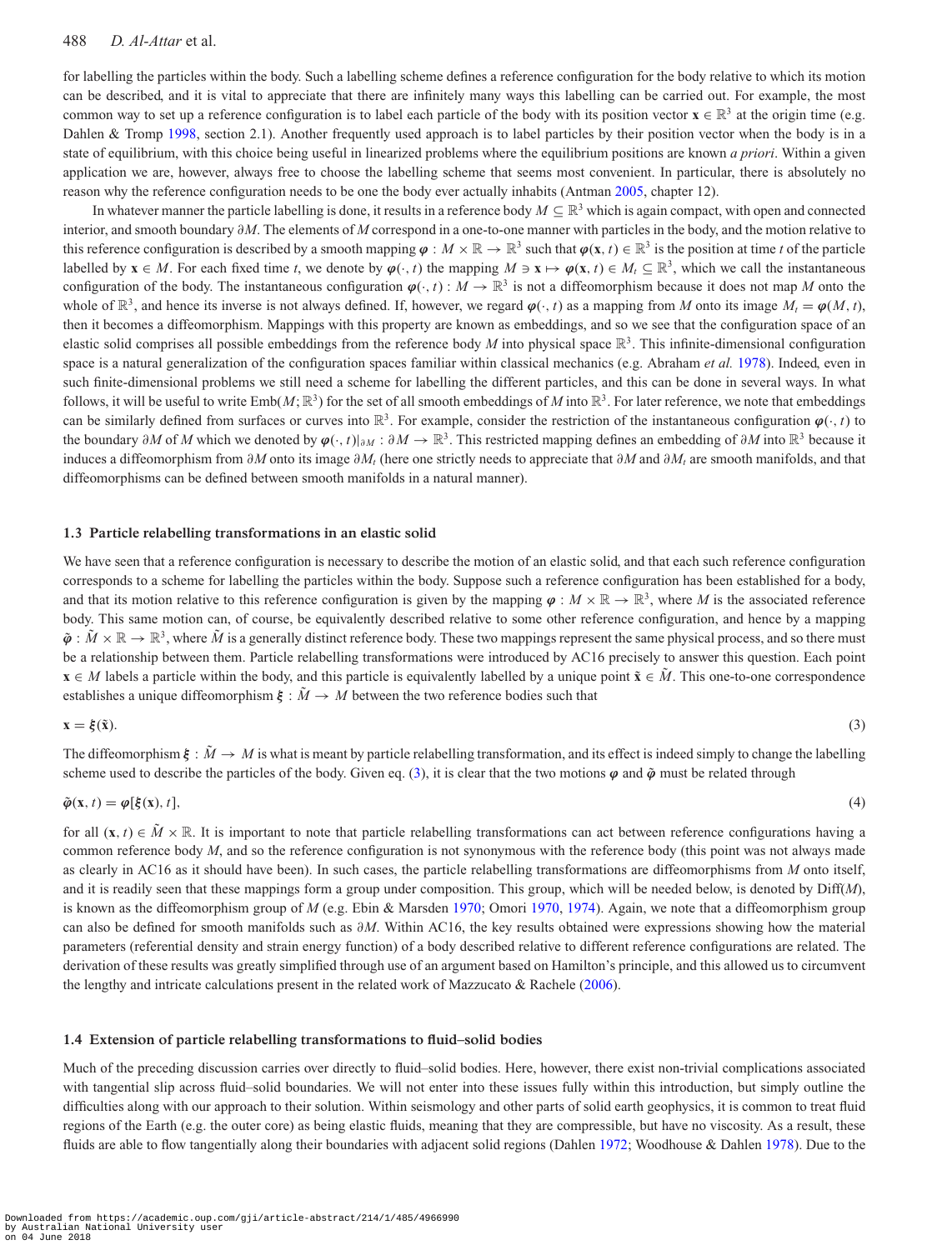for labelling the particles within the body. Such a labelling scheme defines a reference configuration for the body relative to which its motion can be described, and it is vital to appreciate that there are infinitely many ways this labelling can be carried out. For example, the most common way to set up a reference configuration is to label each particle of the body with its position vector $\mathbf{x} \in \mathbb{R}^3$ at the origin time (e.g. Dahlen & Tromp 1998, section 2.1). Another frequently used approach is to label particles by their position vector when the body is in a state of equilibrium, with this choice being useful in linearized problems where the equilibrium positions are known *a priori*. Within a given application we are, however, always free to choose the labelling scheme that seems most convenient. In particular, there is absolutely no reason why the reference configuration needs to be one the body ever actually inhabits (Antman 2005, chapter 12).

In whatever manner the particle labelling is done, it results in a reference body $M \subseteq \mathbb{R}^3$ which is again compact, with open and connected interior, and smooth boundary $\partial M$. The elements of $M$ correspond in a one-to-one manner with particles in the body, and the motion relative to this reference configuration is described by a smooth mapping $\boldsymbol{\varphi} : M \times \mathbb{R} \to \mathbb{R}^3$ such that $\boldsymbol{\varphi}(\mathbf{x}, t) \in \mathbb{R}^3$ is the position at time $t$ of the particle labelled by $\mathbf{x} \in M$. For each fixed time $t$, we denote by $\boldsymbol{\varphi}(\cdot, t)$ the mapping $M \ni \mathbf{x} \mapsto \boldsymbol{\varphi}(\mathbf{x}, t) \in M_t \subseteq \mathbb{R}^3$, which we call the instantaneous configuration of the body. The instantaneous configuration $\boldsymbol{\varphi}(\cdot, t) : M \to \mathbb{R}^3$ is not a diffeomorphism because it does not map $M$ onto the whole of $\mathbb{R}^3$, and hence its inverse is not always defined. If, however, we regard $\boldsymbol{\varphi}(\cdot, t)$ as a mapping from $M$ onto its image $M_t = \boldsymbol{\varphi}(M, t)$, then it becomes a diffeomorphism. Mappings with this property are known as embeddings, and so we see that the configuration space of an elastic solid comprises all possible embeddings from the reference body $M$ into physical space $\mathbb{R}^3$. This infinite-dimensional configuration space is a natural generalization of the configuration spaces familiar within classical mechanics (e.g. Abraham *et al.* 1978). Indeed, even in such finite-dimensional problems we still need a scheme for labelling the different particles, and this can be done in several ways. In what follows, it will be useful to write $\mathrm{Emb}(M; \mathbb{R}^3)$ for the set of all smooth embeddings of $M$ into $\mathbb{R}^3$. For later reference, we note that embeddings can be similarly defined from surfaces or curves into $\mathbb{R}^3$. For example, consider the restriction of the instantaneous configuration $\boldsymbol{\varphi}(\cdot, t)$ to the boundary $\partial M$ of $M$ which we denoted by $\boldsymbol{\varphi}(\cdot, t)|_{\partial M} : \partial M \to \mathbb{R}^3$. This restricted mapping defines an embedding of $\partial M$ into $\mathbb{R}^3$ because it induces a diffeomorphism from $\partial M$ onto its image $\partial M_t$ (here one strictly needs to appreciate that $\partial M$ and $\partial M_t$ are smooth manifolds, and that diffeomorphisms can be defined between smooth manifolds in a natural manner).

### 1.3 Particle relabelling transformations in an elastic solid

We have seen that a reference configuration is necessary to describe the motion of an elastic solid, and that each such reference configuration corresponds to a scheme for labelling the particles within the body. Suppose such a reference configuration has been established for a body, and that its motion relative to this reference configuration is given by the mapping $\boldsymbol{\varphi} : M \times \mathbb{R} \to \mathbb{R}^3$, where $M$ is the associated reference body. This same motion can, of course, be equivalently described relative to some other reference configuration, and hence by a mapping $\tilde{\boldsymbol{\varphi}} : \tilde{M} \times \mathbb{R} \to \mathbb{R}^3$, where $\tilde{M}$ is a generally distinct reference body. These two mappings represent the same physical process, and so there must be a relationship between them. Particle relabelling transformations were introduced by AC16 precisely to answer this question. Each point $\mathbf{x} \in M$ labels a particle within the body, and this particle is equivalently labelled by a unique point $\tilde{\mathbf{x}} \in \tilde{M}$. This one-to-one correspondence establishes a unique diffeomorphism $\boldsymbol{\xi} : \tilde{M} \to M$ between the two reference bodies such that

$$\mathbf{x} = \boldsymbol{\xi}(\tilde{\mathbf{x}}). \tag{3}$$

The diffeomorphism $\boldsymbol{\xi} : \tilde{M} \to M$ is what is meant by particle relabelling transformation, and its effect is indeed simply to change the labelling scheme used to describe the particles of the body. Given eq. (3), it is clear that the two motions $\boldsymbol{\varphi}$ and $\tilde{\boldsymbol{\varphi}}$ must be related through

$$\tilde{\boldsymbol{\varphi}}(\mathbf{x}, t) = \boldsymbol{\varphi}[\boldsymbol{\xi}(\mathbf{x}), t], \tag{4}$$

for all $(\mathbf{x}, t) \in \tilde{M} \times \mathbb{R}$. It is important to note that particle relabelling transformations can act between reference configurations having a common reference body $M$, and so the reference configuration is not synonymous with the reference body (this point was not always made as clearly in AC16 as it should have been). In such cases, the particle relabelling transformations are diffeomorphisms from $M$ onto itself, and it is readily seen that these mappings form a group under composition. This group, which will be needed below, is denoted by $\mathrm{Diff}(M)$, is known as the diffeomorphism group of $M$ (e.g. Ebin & Marsden 1970; Omori 1970, 1974). Again, we note that a diffeomorphism group can also be defined for smooth manifolds such as $\partial M$. Within AC16, the key results obtained were expressions showing how the material parameters (referential density and strain energy function) of a body described relative to different reference configurations are related. The derivation of these results was greatly simplified through use of an argument based on Hamilton's principle, and this allowed us to circumvent the lengthy and intricate calculations present in the related work of Mazzucato & Rachele (2006).

### 1.4 Extension of particle relabelling transformations to fluid–solid bodies

Much of the preceding discussion carries over directly to fluid–solid bodies. Here, however, there exist non-trivial complications associated with tangential slip across fluid–solid boundaries. We will not enter into these issues fully within this introduction, but simply outline the difficulties along with our approach to their solution. Within seismology and other parts of solid earth geophysics, it is common to treat fluid regions of the Earth (e.g. the outer core) as being elastic fluids, meaning that they are compressible, but have no viscosity. As a result, these fluids are able to flow tangentially along their boundaries with adjacent solid regions (Dahlen 1972; Woodhouse & Dahlen 1978). Due to the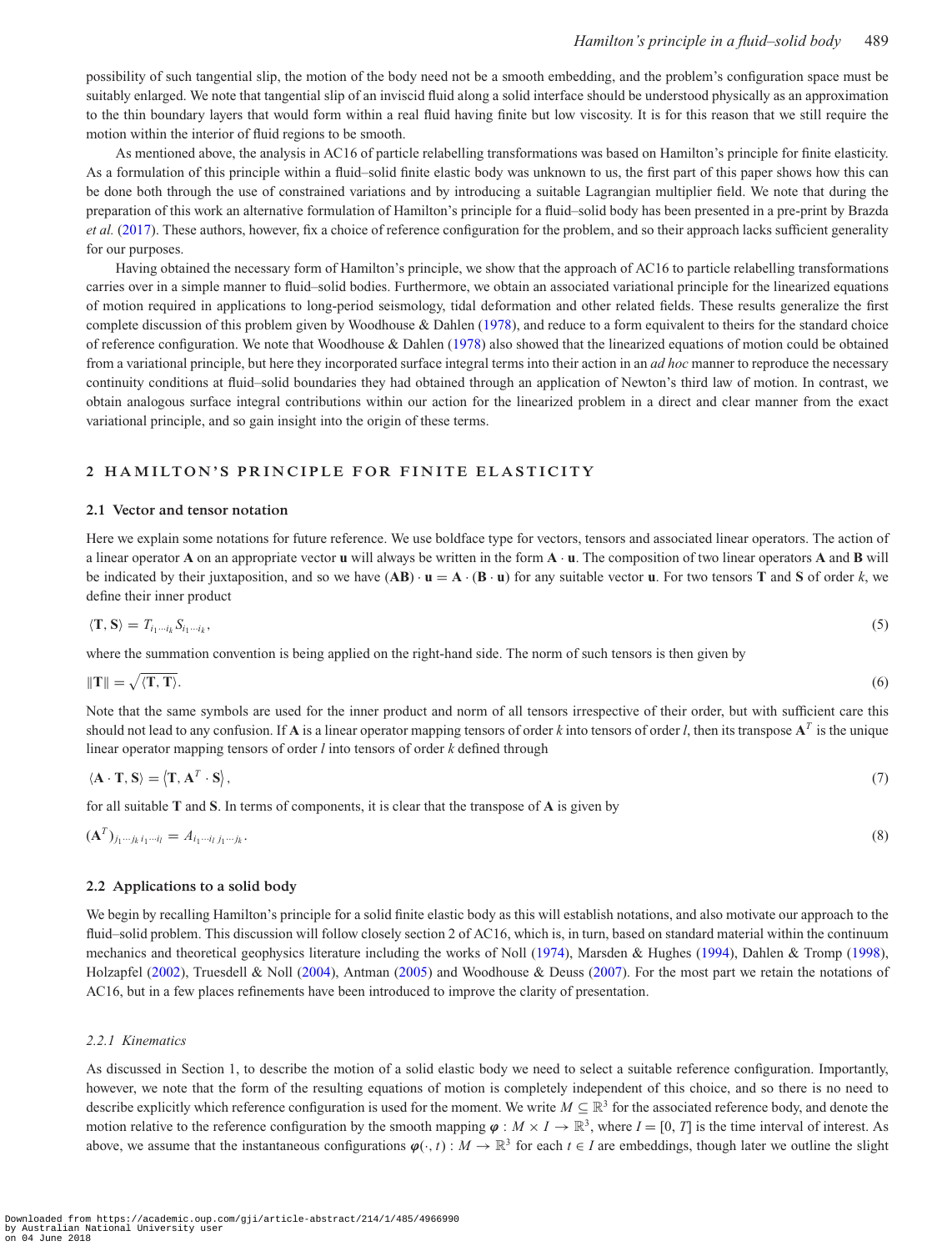possibility of such tangential slip, the motion of the body need not be a smooth embedding, and the problem's configuration space must be suitably enlarged. We note that tangential slip of an inviscid fluid along a solid interface should be understood physically as an approximation to the thin boundary layers that would form within a real fluid having finite but low viscosity. It is for this reason that we still require the motion within the interior of fluid regions to be smooth.

As mentioned above, the analysis in AC16 of particle relabelling transformations was based on Hamilton's principle for finite elasticity. As a formulation of this principle within a fluid–solid finite elastic body was unknown to us, the first part of this paper shows how this can be done both through the use of constrained variations and by introducing a suitable Lagrangian multiplier field. We note that during the preparation of this work an alternative formulation of Hamilton's principle for a fluid–solid body has been presented in a pre-print by Brazda *et al.* (2017). These authors, however, fix a choice of reference configuration for the problem, and so their approach lacks sufficient generality for our purposes.

Having obtained the necessary form of Hamilton's principle, we show that the approach of AC16 to particle relabelling transformations carries over in a simple manner to fluid–solid bodies. Furthermore, we obtain an associated variational principle for the linearized equations of motion required in applications to long-period seismology, tidal deformation and other related fields. These results generalize the first complete discussion of this problem given by Woodhouse & Dahlen (1978), and reduce to a form equivalent to theirs for the standard choice of reference configuration. We note that Woodhouse & Dahlen (1978) also showed that the linearized equations of motion could be obtained from a variational principle, but here they incorporated surface integral terms into their action in an *ad hoc* manner to reproduce the necessary continuity conditions at fluid–solid boundaries they had obtained through an application of Newton's third law of motion. In contrast, we obtain analogous surface integral contributions within our action for the linearized problem in a direct and clear manner from the exact variational principle, and so gain insight into the origin of these terms.

## 2 HAMILTON'S PRINCIPLE FOR FINITE ELASTICITY

### 2.1 Vector and tensor notation

Here we explain some notations for future reference. We use boldface type for vectors, tensors and associated linear operators. The action of a linear operator $\mathbf{A}$ on an appropriate vector $\mathbf{u}$ will always be written in the form $\mathbf{A} \cdot \mathbf{u}$. The composition of two linear operators $\mathbf{A}$ and $\mathbf{B}$ will be indicated by their juxtaposition, and so we have $(\mathbf{AB}) \cdot \mathbf{u} = \mathbf{A} \cdot (\mathbf{B} \cdot \mathbf{u})$ for any suitable vector $\mathbf{u}$. For two tensors $\mathbf{T}$ and $\mathbf{S}$ of order $k$, we define their inner product

$$\langle \mathbf{T}, \mathbf{S} \rangle = T_{i_1 \cdots i_k} S_{i_1 \cdots i_k}, \tag{5}$$

where the summation convention is being applied on the right-hand side. The norm of such tensors is then given by

$$\|\mathbf{T}\| = \sqrt{\langle \mathbf{T}, \mathbf{T} \rangle}. \tag{6}$$

Note that the same symbols are used for the inner product and norm of all tensors irrespective of their order, but with sufficient care this should not lead to any confusion. If $\mathbf{A}$ is a linear operator mapping tensors of order $k$ into tensors of order $l$, then its transpose $\mathbf{A}^T$ is the unique linear operator mapping tensors of order $l$ into tensors of order $k$ defined through

$$\langle \mathbf{A} \cdot \mathbf{T}, \mathbf{S} \rangle = \langle \mathbf{T}, \mathbf{A}^T \cdot \mathbf{S} \rangle, \tag{7}$$

for all suitable $\mathbf{T}$ and $\mathbf{S}$. In terms of components, it is clear that the transpose of $\mathbf{A}$ is given by

$$(\mathbf{A}^T)_{j_1 \cdots j_k \, i_1 \cdots i_l} = A_{i_1 \cdots i_l \, j_1 \cdots j_k}. \tag{8}$$

### 2.2 Applications to a solid body

We begin by recalling Hamilton's principle for a solid finite elastic body as this will establish notations, and also motivate our approach to the fluid–solid problem. This discussion will follow closely section 2 of AC16, which is, in turn, based on standard material within the continuum mechanics and theoretical geophysics literature including the works of Noll (1974), Marsden & Hughes (1994), Dahlen & Tromp (1998), Holzapfel (2002), Truesdell & Noll (2004), Antman (2005) and Woodhouse & Deuss (2007). For the most part we retain the notations of AC16, but in a few places refinements have been introduced to improve the clarity of presentation.

#### *2.2.1 Kinematics*

As discussed in Section 1, to describe the motion of a solid elastic body we need to select a suitable reference configuration. Importantly, however, we note that the form of the resulting equations of motion is completely independent of this choice, and so there is no need to describe explicitly which reference configuration is used for the moment. We write $M \subseteq \mathbb{R}^3$ for the associated reference body, and denote the motion relative to the reference configuration by the smooth mapping $\boldsymbol{\varphi} : M \times I \to \mathbb{R}^3$, where $I = [0, T]$ is the time interval of interest. As above, we assume that the instantaneous configurations $\boldsymbol{\varphi}(\cdot, t) : M \to \mathbb{R}^3$ for each $t \in I$ are embeddings, though later we outline the slight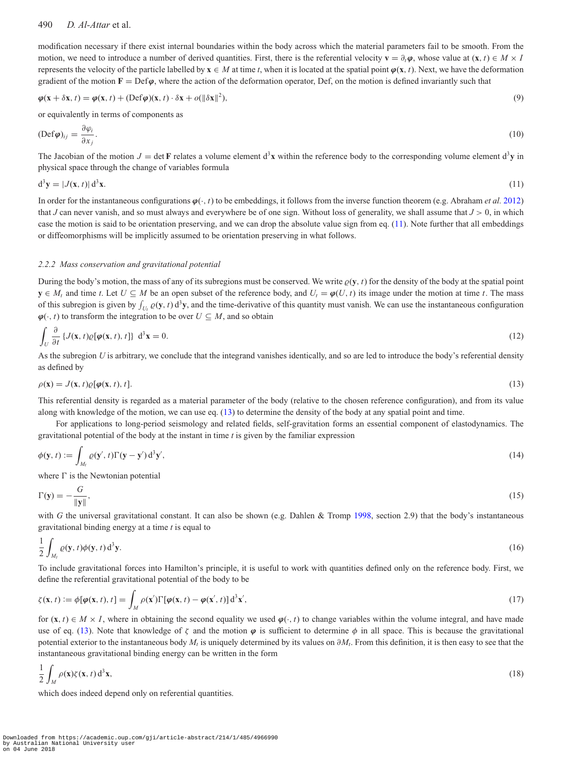modification necessary if there exist internal boundaries within the body across which the material parameters fail to be smooth. From the motion, we need to introduce a number of derived quantities. First, there is the referential velocity $\mathbf{v} = \partial_t \boldsymbol{\varphi}$, whose value at $(\mathbf{x}, t) \in M \times I$ represents the velocity of the particle labelled by $\mathbf{x} \in M$ at time $t$, when it is located at the spatial point $\boldsymbol{\varphi}(\mathbf{x}, t)$. Next, we have the deformation gradient of the motion $\mathbf{F} = \mathrm{Def}\boldsymbol{\varphi}$, where the action of the deformation operator, Def, on the motion is defined invariantly such that

$$\boldsymbol{\varphi}(\mathbf{x} + \delta\mathbf{x}, t) = \boldsymbol{\varphi}(\mathbf{x}, t) + (\mathrm{Def}\boldsymbol{\varphi})(\mathbf{x}, t) \cdot \delta\mathbf{x} + o(\|\delta\mathbf{x}\|^2), \tag{9}$$

or equivalently in terms of components as

$$(\mathrm{Def}\boldsymbol{\varphi})_{ij} = \frac{\partial \varphi_i}{\partial x_j}. \tag{10}$$

The Jacobian of the motion $J = \det \mathbf{F}$ relates a volume element $\mathrm{d}^3\mathbf{x}$ within the reference body to the corresponding volume element $\mathrm{d}^3\mathbf{y}$ in physical space through the change of variables formula

$$\mathrm{d}^3\mathbf{y} = |J(\mathbf{x}, t)|\, \mathrm{d}^3\mathbf{x}. \tag{11}$$

In order for the instantaneous configurations $\boldsymbol{\varphi}(\cdot, t)$ to be embeddings, it follows from the inverse function theorem (e.g. Abraham *et al.* 2012) that $J$ can never vanish, and so must always and everywhere be of one sign. Without loss of generality, we shall assume that $J > 0$, in which case the motion is said to be orientation preserving, and we can drop the absolute value sign from eq. (11). Note further that all embeddings or diffeomorphisms will be implicitly assumed to be orientation preserving in what follows.

### 2.2.2 Mass conservation and gravitational potential

During the body's motion, the mass of any of its subregions must be conserved. We write $\varrho(\mathbf{y}, t)$ for the density of the body at the spatial point $\mathbf{y} \in M_t$ and time $t$. Let $U \subseteq M$ be an open subset of the reference body, and $U_t = \boldsymbol{\varphi}(U, t)$ its image under the motion at time $t$. The mass of this subregion is given by $\int_{U_t} \varrho(\mathbf{y}, t)\, \mathrm{d}^3\mathbf{y}$, and the time-derivative of this quantity must vanish. We can use the instantaneous configuration $\boldsymbol{\varphi}(\cdot, t)$ to transform the integration to be over $U \subseteq M$, and so obtain

$$\int_U \frac{\partial}{\partial t} \{J(\mathbf{x}, t)\varrho[\boldsymbol{\varphi}(\mathbf{x}, t), t]\}\ \mathrm{d}^3\mathbf{x} = 0. \tag{12}$$

As the subregion $U$ is arbitrary, we conclude that the integrand vanishes identically, and so are led to introduce the body's referential density as defined by

$$\rho(\mathbf{x}) = J(\mathbf{x}, t)\varrho[\boldsymbol{\varphi}(\mathbf{x}, t), t]. \tag{13}$$

This referential density is regarded as a material parameter of the body (relative to the chosen reference configuration), and from its value along with knowledge of the motion, we can use eq. (13) to determine the density of the body at any spatial point and time.

For applications to long-period seismology and related fields, self-gravitation forms an essential component of elastodynamics. The gravitational potential of the body at the instant in time $t$ is given by the familiar expression

$$\phi(\mathbf{y}, t) := \int_{M_t} \varrho(\mathbf{y}', t)\Gamma(\mathbf{y} - \mathbf{y}')\, \mathrm{d}^3\mathbf{y}', \tag{14}$$

where $\Gamma$ is the Newtonian potential

$$\Gamma(\mathbf{y}) = -\frac{G}{\|\mathbf{y}\|}, \tag{15}$$

with $G$ the universal gravitational constant. It can also be shown (e.g. Dahlen & Tromp 1998, section 2.9) that the body's instantaneous gravitational binding energy at a time $t$ is equal to

$$\frac{1}{2}\int_{M_t} \varrho(\mathbf{y}, t)\phi(\mathbf{y}, t)\, \mathrm{d}^3\mathbf{y}. \tag{16}$$

To include gravitational forces into Hamilton's principle, it is useful to work with quantities defined only on the reference body. First, we define the referential gravitational potential of the body to be

$$\zeta(\mathbf{x}, t) := \phi[\boldsymbol{\varphi}(\mathbf{x}, t), t] = \int_M \rho(\mathbf{x}')\Gamma[\boldsymbol{\varphi}(\mathbf{x}, t) - \boldsymbol{\varphi}(\mathbf{x}', t)]\, \mathrm{d}^3\mathbf{x}', \tag{17}$$

for $(\mathbf{x}, t) \in M \times I$, where in obtaining the second equality we used $\boldsymbol{\varphi}(\cdot, t)$ to change variables within the volume integral, and have made use of eq. (13). Note that knowledge of $\zeta$ and the motion $\boldsymbol{\varphi}$ is sufficient to determine $\phi$ in all space. This is because the gravitational potential exterior to the instantaneous body $M_t$ is uniquely determined by its values on $\partial M_t$. From this definition, it is then easy to see that the instantaneous gravitational binding energy can be written in the form

$$\frac{1}{2}\int_M \rho(\mathbf{x})\zeta(\mathbf{x}, t)\, \mathrm{d}^3\mathbf{x}, \tag{18}$$

which does indeed depend only on referential quantities.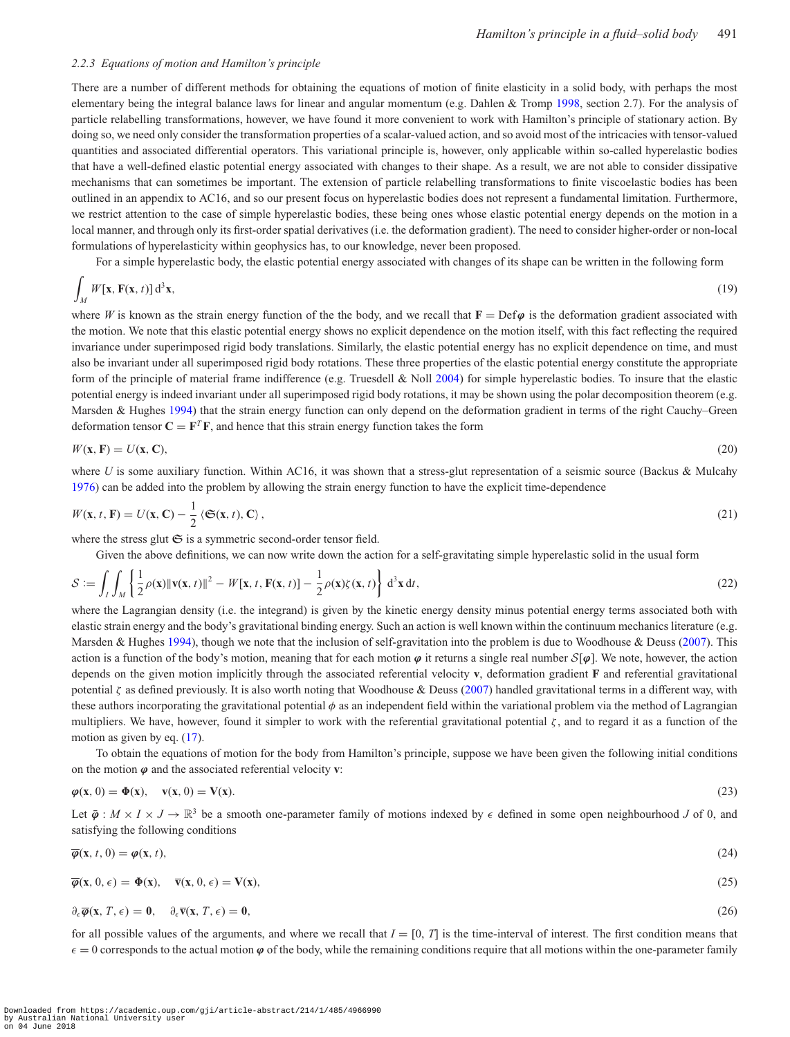### 2.2.3 Equations of motion and Hamilton's principle

There are a number of different methods for obtaining the equations of motion of finite elasticity in a solid body, with perhaps the most elementary being the integral balance laws for linear and angular momentum (e.g. Dahlen & Tromp 1998, section 2.7). For the analysis of particle relabelling transformations, however, we have found it more convenient to work with Hamilton's principle of stationary action. By doing so, we need only consider the transformation properties of a scalar-valued action, and so avoid most of the intricacies with tensor-valued quantities and associated differential operators. This variational principle is, however, only applicable within so-called hyperelastic bodies that have a well-defined elastic potential energy associated with changes to their shape. As a result, we are not able to consider dissipative mechanisms that can sometimes be important. The extension of particle relabelling transformations to finite viscoelastic bodies has been outlined in an appendix to AC16, and so our present focus on hyperelastic bodies does not represent a fundamental limitation. Furthermore, we restrict attention to the case of simple hyperelastic bodies, these being ones whose elastic potential energy depends on the motion in a local manner, and through only its first-order spatial derivatives (i.e. the deformation gradient). The need to consider higher-order or non-local formulations of hyperelasticity within geophysics has, to our knowledge, never been proposed.

For a simple hyperelastic body, the elastic potential energy associated with changes of its shape can be written in the following form

$$\int_M W[\mathbf{x}, \mathbf{F}(\mathbf{x}, t)]\,\mathrm{d}^3\mathbf{x}, \tag{19}$$

where $W$ is known as the strain energy function of the the body, and we recall that $\mathbf{F} = \mathrm{Def}\boldsymbol{\varphi}$ is the deformation gradient associated with the motion. We note that this elastic potential energy shows no explicit dependence on the motion itself, with this fact reflecting the required invariance under superimposed rigid body translations. Similarly, the elastic potential energy has no explicit dependence on time, and must also be invariant under all superimposed rigid body rotations. These three properties of the elastic potential energy constitute the appropriate form of the principle of material frame indifference (e.g. Truesdell & Noll 2004) for simple hyperelastic bodies. To insure that the elastic potential energy is indeed invariant under all superimposed rigid body rotations, it may be shown using the polar decomposition theorem (e.g. Marsden & Hughes 1994) that the strain energy function can only depend on the deformation gradient in terms of the right Cauchy–Green deformation tensor $\mathbf{C} = \mathbf{F}^T\mathbf{F}$, and hence that this strain energy function takes the form

$$W(\mathbf{x}, \mathbf{F}) = U(\mathbf{x}, \mathbf{C}), \tag{20}$$

where $U$ is some auxiliary function. Within AC16, it was shown that a stress-glut representation of a seismic source (Backus & Mulcahy 1976) can be added into the problem by allowing the strain energy function to have the explicit time-dependence

$$W(\mathbf{x}, t, \mathbf{F}) = U(\mathbf{x}, \mathbf{C}) - \frac{1}{2}\left\langle \mathfrak{S}(\mathbf{x}, t), \mathbf{C}\right\rangle, \tag{21}$$

where the stress glut $\mathfrak{S}$ is a symmetric second-order tensor field.

Given the above definitions, we can now write down the action for a self-gravitating simple hyperelastic solid in the usual form

$$\mathcal{S} := \int_I \int_M \left\{ \frac{1}{2}\rho(\mathbf{x})\|\mathbf{v}(\mathbf{x}, t)\|^2 - W[\mathbf{x}, t, \mathbf{F}(\mathbf{x}, t)] - \frac{1}{2}\rho(\mathbf{x})\zeta(\mathbf{x}, t) \right\} \mathrm{d}^3\mathbf{x}\,\mathrm{d}t, \tag{22}$$

where the Lagrangian density (i.e. the integrand) is given by the kinetic energy density minus potential energy terms associated both with elastic strain energy and the body's gravitational binding energy. Such an action is well known within the continuum mechanics literature (e.g. Marsden & Hughes 1994), though we note that the inclusion of self-gravitation into the problem is due to Woodhouse & Deuss (2007). This action is a function of the body's motion, meaning that for each motion $\boldsymbol{\varphi}$ it returns a single real number $\mathcal{S}[\boldsymbol{\varphi}]$. We note, however, the action depends on the given motion implicitly through the associated referential velocity $\mathbf{v}$, deformation gradient $\mathbf{F}$ and referential gravitational potential $\zeta$ as defined previously. It is also worth noting that Woodhouse & Deuss (2007) handled gravitational terms in a different way, with these authors incorporating the gravitational potential $\phi$ as an independent field within the variational problem via the method of Lagrangian multipliers. We have, however, found it simpler to work with the referential gravitational potential $\zeta$, and to regard it as a function of the motion as given by eq. (17).

To obtain the equations of motion for the body from Hamilton's principle, suppose we have been given the following initial conditions on the motion $\boldsymbol{\varphi}$ and the associated referential velocity $\mathbf{v}$:

$$\boldsymbol{\varphi}(\mathbf{x}, 0) = \boldsymbol{\Phi}(\mathbf{x}), \quad \mathbf{v}(\mathbf{x}, 0) = \mathbf{V}(\mathbf{x}). \tag{23}$$

Let $\bar{\boldsymbol{\varphi}} : M \times I \times J \to \mathbb{R}^3$ be a smooth one-parameter family of motions indexed by $\epsilon$ defined in some open neighbourhood $J$ of 0, and satisfying the following conditions

$$\overline{\boldsymbol{\varphi}}(\mathbf{x}, t, 0) = \boldsymbol{\varphi}(\mathbf{x}, t), \tag{24}$$

$$\overline{\boldsymbol{\varphi}}(\mathbf{x}, 0, \epsilon) = \boldsymbol{\Phi}(\mathbf{x}), \quad \overline{\mathbf{v}}(\mathbf{x}, 0, \epsilon) = \mathbf{V}(\mathbf{x}), \tag{25}$$

$$\partial_\epsilon \overline{\boldsymbol{\varphi}}(\mathbf{x}, T, \epsilon) = \mathbf{0}, \quad \partial_\epsilon \overline{\mathbf{v}}(\mathbf{x}, T, \epsilon) = \mathbf{0}, \tag{26}$$

for all possible values of the arguments, and where we recall that $I = [0, T]$ is the time-interval of interest. The first condition means that $\epsilon = 0$ corresponds to the actual motion $\boldsymbol{\varphi}$ of the body, while the remaining conditions require that all motions within the one-parameter family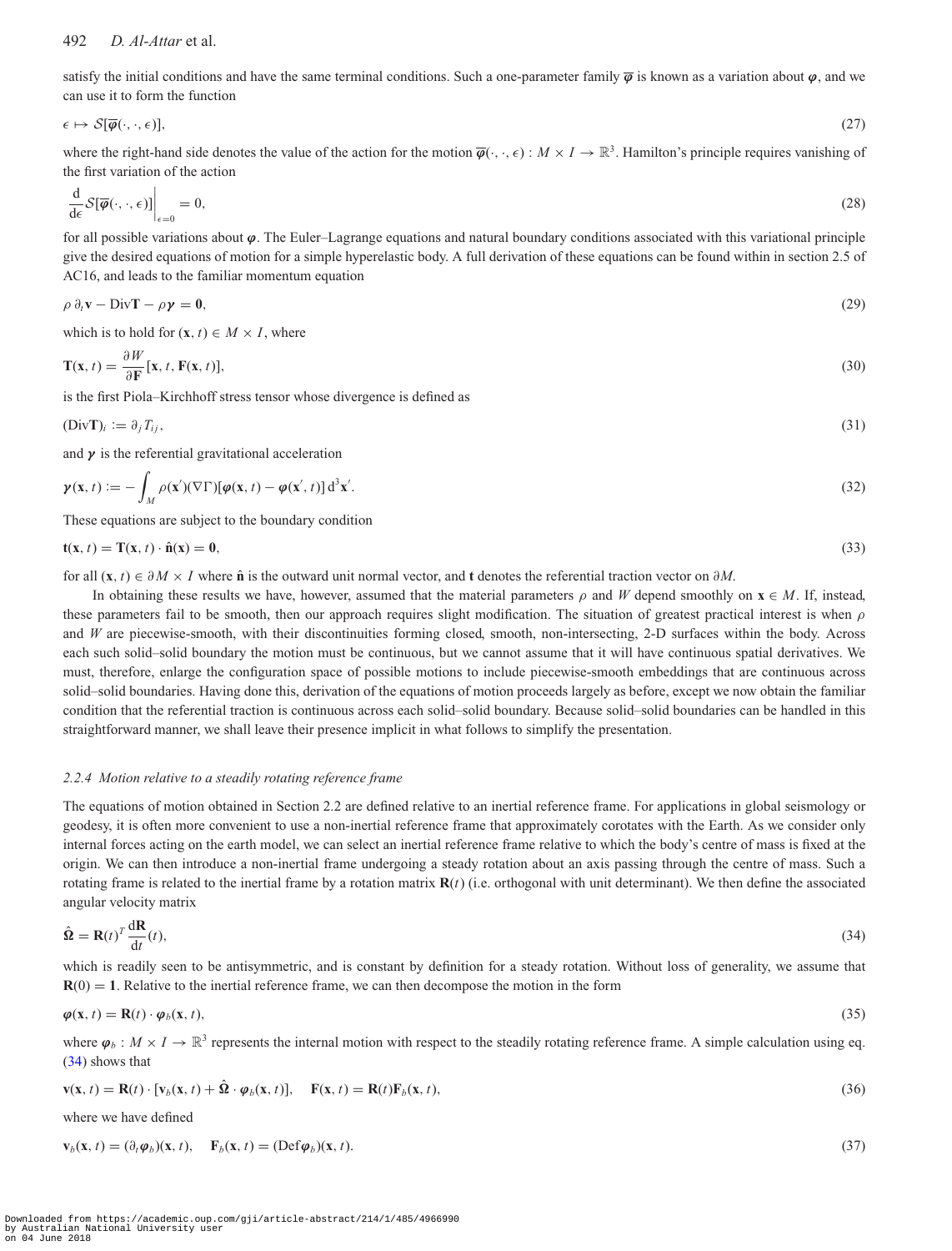satisfy the initial conditions and have the same terminal conditions. Such a one-parameter family $\overline{\boldsymbol{\varphi}}$ is known as a variation about $\boldsymbol{\varphi}$, and we can use it to form the function

$$\epsilon \mapsto \mathcal{S}[\overline{\boldsymbol{\varphi}}(\cdot, \cdot, \epsilon)], \tag{27}$$

where the right-hand side denotes the value of the action for the motion $\overline{\boldsymbol{\varphi}}(\cdot, \cdot, \epsilon) : M \times I \to \mathbb{R}^3$. Hamilton's principle requires vanishing of the first variation of the action

$$\left.\frac{\mathrm{d}}{\mathrm{d}\epsilon}\mathcal{S}[\overline{\boldsymbol{\varphi}}(\cdot, \cdot, \epsilon)]\right|_{\epsilon=0} = 0, \tag{28}$$

for all possible variations about $\boldsymbol{\varphi}$. The Euler–Lagrange equations and natural boundary conditions associated with this variational principle give the desired equations of motion for a simple hyperelastic body. A full derivation of these equations can be found within in section 2.5 of AC16, and leads to the familiar momentum equation

$$\rho\, \partial_t \mathbf{v} - \mathrm{Div}\mathbf{T} - \rho\boldsymbol{\gamma} = \mathbf{0}, \tag{29}$$

which is to hold for $(\mathbf{x}, t) \in M \times I$, where

$$\mathbf{T}(\mathbf{x}, t) = \frac{\partial W}{\partial \mathbf{F}}[\mathbf{x}, t, \mathbf{F}(\mathbf{x}, t)], \tag{30}$$

is the first Piola–Kirchhoff stress tensor whose divergence is defined as

$$(\mathrm{Div}\mathbf{T})_i := \partial_j T_{ij}, \tag{31}$$

and $\boldsymbol{\gamma}$ is the referential gravitational acceleration

$$\boldsymbol{\gamma}(\mathbf{x}, t) := -\int_M \rho(\mathbf{x}')(\nabla\Gamma)[\boldsymbol{\varphi}(\mathbf{x}, t) - \boldsymbol{\varphi}(\mathbf{x}', t)]\, \mathrm{d}^3\mathbf{x}'. \tag{32}$$

These equations are subject to the boundary condition

$$\mathbf{t}(\mathbf{x}, t) = \mathbf{T}(\mathbf{x}, t) \cdot \hat{\mathbf{n}}(\mathbf{x}) = \mathbf{0}, \tag{33}$$

for all $(\mathbf{x}, t) \in \partial M \times I$ where $\hat{\mathbf{n}}$ is the outward unit normal vector, and $\mathbf{t}$ denotes the referential traction vector on $\partial M$.

In obtaining these results we have, however, assumed that the material parameters $\rho$ and $W$ depend smoothly on $\mathbf{x} \in M$. If, instead, these parameters fail to be smooth, then our approach requires slight modification. The situation of greatest practical interest is when $\rho$ and $W$ are piecewise-smooth, with their discontinuities forming closed, smooth, non-intersecting, 2-D surfaces within the body. Across each such solid–solid boundary the motion must be continuous, but we cannot assume that it will have continuous spatial derivatives. We must, therefore, enlarge the configuration space of possible motions to include piecewise-smooth embeddings that are continuous across solid–solid boundaries. Having done this, derivation of the equations of motion proceeds largely as before, except we now obtain the familiar condition that the referential traction is continuous across each solid–solid boundary. Because solid–solid boundaries can be handled in this straightforward manner, we shall leave their presence implicit in what follows to simplify the presentation.

### *2.2.4 Motion relative to a steadily rotating reference frame*

The equations of motion obtained in Section 2.2 are defined relative to an inertial reference frame. For applications in global seismology or geodesy, it is often more convenient to use a non-inertial reference frame that approximately corotates with the Earth. As we consider only internal forces acting on the earth model, we can select an inertial reference frame relative to which the body's centre of mass is fixed at the origin. We can then introduce a non-inertial frame undergoing a steady rotation about an axis passing through the centre of mass. Such a rotating frame is related to the inertial frame by a rotation matrix $\mathbf{R}(t)$ (i.e. orthogonal with unit determinant). We then define the associated angular velocity matrix

$$\hat{\boldsymbol{\Omega}} = \mathbf{R}(t)^T \frac{\mathrm{d}\mathbf{R}}{\mathrm{d}t}(t), \tag{34}$$

which is readily seen to be antisymmetric, and is constant by definition for a steady rotation. Without loss of generality, we assume that $\mathbf{R}(0) = \mathbf{1}$. Relative to the inertial reference frame, we can then decompose the motion in the form

$$\boldsymbol{\varphi}(\mathbf{x}, t) = \mathbf{R}(t) \cdot \boldsymbol{\varphi}_b(\mathbf{x}, t), \tag{35}$$

where $\boldsymbol{\varphi}_b : M \times I \to \mathbb{R}^3$ represents the internal motion with respect to the steadily rotating reference frame. A simple calculation using eq. (34) shows that

$$\mathbf{v}(\mathbf{x}, t) = \mathbf{R}(t) \cdot [\mathbf{v}_b(\mathbf{x}, t) + \hat{\boldsymbol{\Omega}} \cdot \boldsymbol{\varphi}_b(\mathbf{x}, t)], \quad \mathbf{F}(\mathbf{x}, t) = \mathbf{R}(t)\mathbf{F}_b(\mathbf{x}, t), \tag{36}$$

where we have defined

$$\mathbf{v}_b(\mathbf{x}, t) = (\partial_t \boldsymbol{\varphi}_b)(\mathbf{x}, t), \quad \mathbf{F}_b(\mathbf{x}, t) = (\mathrm{Def}\boldsymbol{\varphi}_b)(\mathbf{x}, t). \tag{37}$$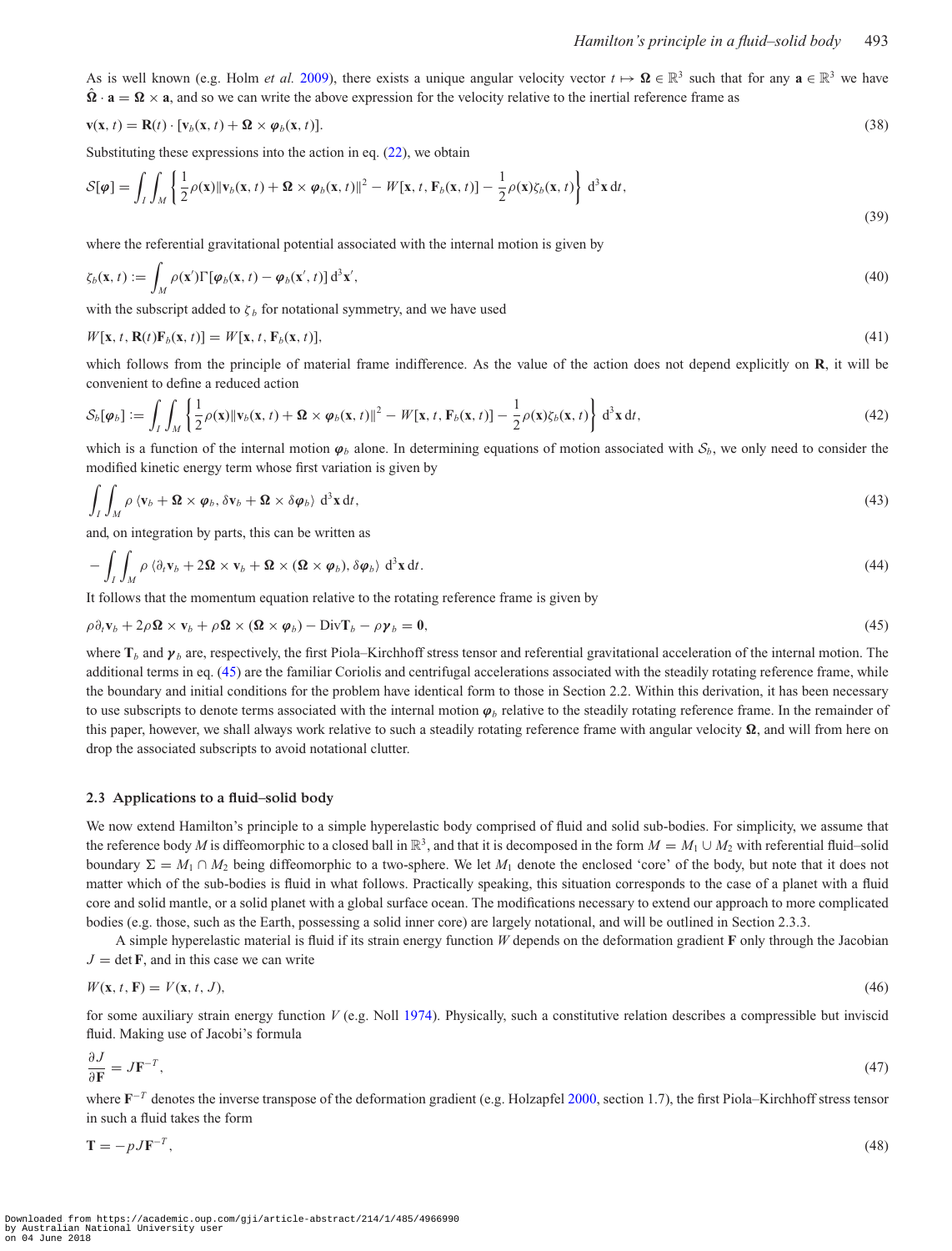As is well known (e.g. Holm *et al.* 2009), there exists a unique angular velocity vector $t \mapsto \boldsymbol{\Omega} \in \mathbb{R}^3$ such that for any $\mathbf{a} \in \mathbb{R}^3$ we have $\hat{\boldsymbol{\Omega}} \cdot \mathbf{a} = \boldsymbol{\Omega} \times \mathbf{a}$, and so we can write the above expression for the velocity relative to the inertial reference frame as

$$\mathbf{v}(\mathbf{x}, t) = \mathbf{R}(t) \cdot [\mathbf{v}_b(\mathbf{x}, t) + \boldsymbol{\Omega} \times \boldsymbol{\varphi}_b(\mathbf{x}, t)]. \tag{38}$$

Substituting these expressions into the action in eq. (22), we obtain

$$\mathcal{S}[\boldsymbol{\varphi}] = \int_I \int_M \left\{ \frac{1}{2}\rho(\mathbf{x}) \|\mathbf{v}_b(\mathbf{x}, t) + \boldsymbol{\Omega} \times \boldsymbol{\varphi}_b(\mathbf{x}, t)\|^2 - W[\mathbf{x}, t, \mathbf{F}_b(\mathbf{x}, t)] - \frac{1}{2}\rho(\mathbf{x})\zeta_b(\mathbf{x}, t) \right\} \, \mathrm{d}^3\mathbf{x} \, \mathrm{d}t, \tag{39}$$

where the referential gravitational potential associated with the internal motion is given by

$$\zeta_b(\mathbf{x}, t) := \int_M \rho(\mathbf{x}') \Gamma[\boldsymbol{\varphi}_b(\mathbf{x}, t) - \boldsymbol{\varphi}_b(\mathbf{x}', t)] \, \mathrm{d}^3\mathbf{x}', \tag{40}$$

with the subscript added to $\zeta_b$ for notational symmetry, and we have used

$$W[\mathbf{x}, t, \mathbf{R}(t)\mathbf{F}_b(\mathbf{x}, t)] = W[\mathbf{x}, t, \mathbf{F}_b(\mathbf{x}, t)], \tag{41}$$

which follows from the principle of material frame indifference. As the value of the action does not depend explicitly on $\mathbf{R}$, it will be convenient to define a reduced action

$$\mathcal{S}_b[\boldsymbol{\varphi}_b] := \int_I \int_M \left\{ \frac{1}{2}\rho(\mathbf{x}) \|\mathbf{v}_b(\mathbf{x}, t) + \boldsymbol{\Omega} \times \boldsymbol{\varphi}_b(\mathbf{x}, t)\|^2 - W[\mathbf{x}, t, \mathbf{F}_b(\mathbf{x}, t)] - \frac{1}{2}\rho(\mathbf{x})\zeta_b(\mathbf{x}, t) \right\} \, \mathrm{d}^3\mathbf{x} \, \mathrm{d}t, \tag{42}$$

which is a function of the internal motion $\boldsymbol{\varphi}_b$ alone. In determining equations of motion associated with $\mathcal{S}_b$, we only need to consider the modified kinetic energy term whose first variation is given by

$$\int_I \int_M \rho \, \langle \mathbf{v}_b + \boldsymbol{\Omega} \times \boldsymbol{\varphi}_b, \delta\mathbf{v}_b + \boldsymbol{\Omega} \times \delta\boldsymbol{\varphi}_b \rangle \, \mathrm{d}^3\mathbf{x} \, \mathrm{d}t, \tag{43}$$

and, on integration by parts, this can be written as

$$-\int_I \int_M \rho \, \langle \partial_t \mathbf{v}_b + 2\boldsymbol{\Omega} \times \mathbf{v}_b + \boldsymbol{\Omega} \times (\boldsymbol{\Omega} \times \boldsymbol{\varphi}_b), \delta\boldsymbol{\varphi}_b \rangle \, \mathrm{d}^3\mathbf{x} \, \mathrm{d}t. \tag{44}$$

It follows that the momentum equation relative to the rotating reference frame is given by

$$\rho \partial_t \mathbf{v}_b + 2\rho\boldsymbol{\Omega} \times \mathbf{v}_b + \rho\boldsymbol{\Omega} \times (\boldsymbol{\Omega} \times \boldsymbol{\varphi}_b) - \mathrm{Div}\mathbf{T}_b - \rho\boldsymbol{\gamma}_b = \mathbf{0}, \tag{45}$$

where $\mathbf{T}_b$ and $\boldsymbol{\gamma}_b$ are, respectively, the first Piola–Kirchhoff stress tensor and referential gravitational acceleration of the internal motion. The additional terms in eq. (45) are the familiar Coriolis and centrifugal accelerations associated with the steadily rotating reference frame, while the boundary and initial conditions for the problem have identical form to those in Section 2.2. Within this derivation, it has been necessary to use subscripts to denote terms associated with the internal motion $\boldsymbol{\varphi}_b$ relative to the steadily rotating reference frame. In the remainder of this paper, however, we shall always work relative to such a steadily rotating reference frame with angular velocity $\boldsymbol{\Omega}$, and will from here on drop the associated subscripts to avoid notational clutter.

### 2.3 Applications to a fluid–solid body

We now extend Hamilton's principle to a simple hyperelastic body comprised of fluid and solid sub-bodies. For simplicity, we assume that the reference body $M$ is diffeomorphic to a closed ball in $\mathbb{R}^3$, and that it is decomposed in the form $M = M_1 \cup M_2$ with referential fluid–solid boundary $\Sigma = M_1 \cap M_2$ being diffeomorphic to a two-sphere. We let $M_1$ denote the enclosed 'core' of the body, but note that it does not matter which of the sub-bodies is fluid in what follows. Practically speaking, this situation corresponds to the case of a planet with a fluid core and solid mantle, or a solid planet with a global surface ocean. The modifications necessary to extend our approach to more complicated bodies (e.g. those, such as the Earth, possessing a solid inner core) are largely notational, and will be outlined in Section 2.3.3.

A simple hyperelastic material is fluid if its strain energy function $W$ depends on the deformation gradient $\mathbf{F}$ only through the Jacobian $J = \det \mathbf{F}$, and in this case we can write

$$W(\mathbf{x}, t, \mathbf{F}) = V(\mathbf{x}, t, J), \tag{46}$$

for some auxiliary strain energy function $V$ (e.g. Noll 1974). Physically, such a constitutive relation describes a compressible but inviscid fluid. Making use of Jacobi's formula

$$\frac{\partial J}{\partial \mathbf{F}} = J\mathbf{F}^{-T}, \tag{47}$$

where $\mathbf{F}^{-T}$ denotes the inverse transpose of the deformation gradient (e.g. Holzapfel 2000, section 1.7), the first Piola–Kirchhoff stress tensor in such a fluid takes the form

$$\mathbf{T} = -pJ\mathbf{F}^{-T}, \tag{48}$$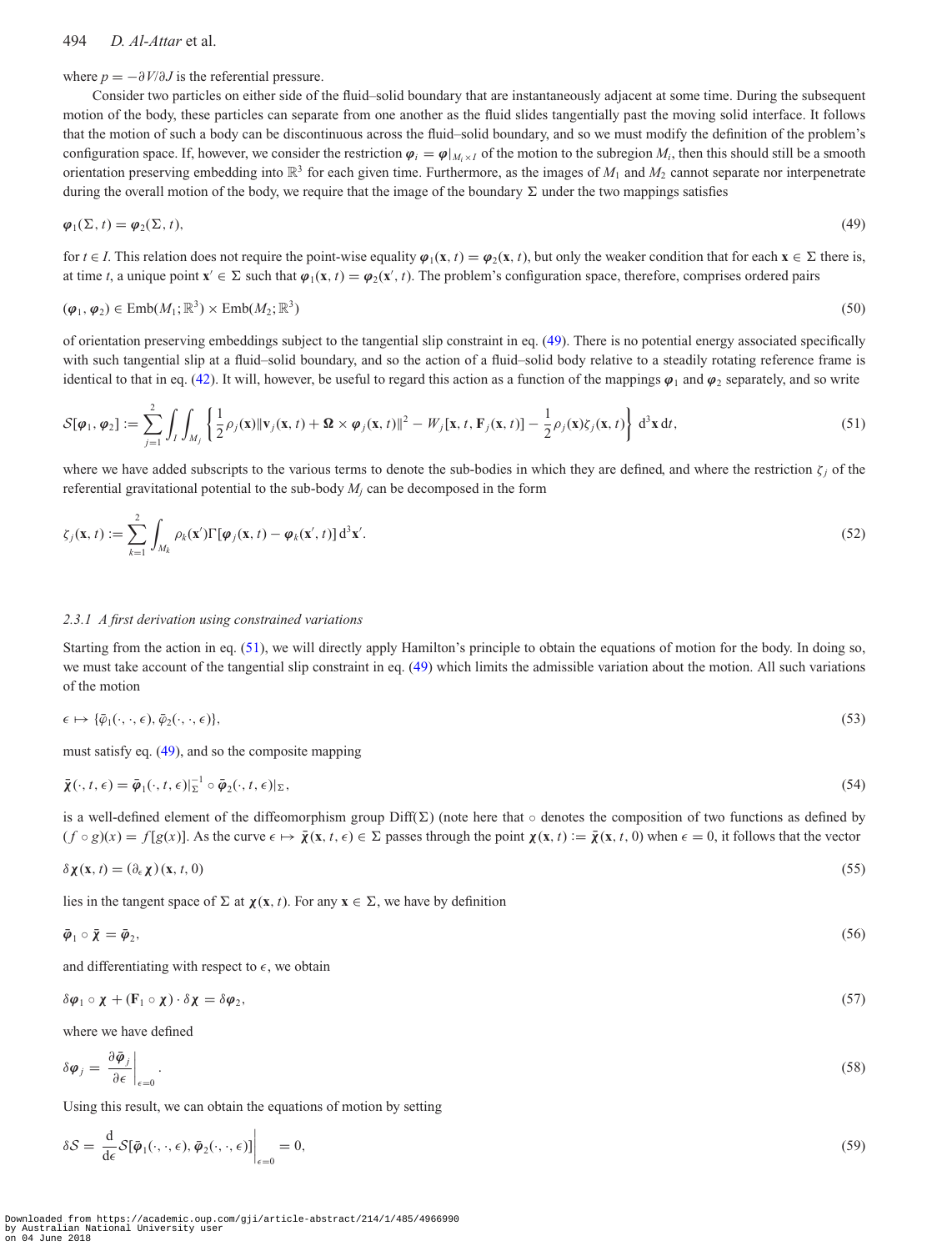where $p = -\partial V/\partial J$ is the referential pressure.

Consider two particles on either side of the fluid–solid boundary that are instantaneously adjacent at some time. During the subsequent motion of the body, these particles can separate from one another as the fluid slides tangentially past the moving solid interface. It follows that the motion of such a body can be discontinuous across the fluid–solid boundary, and so we must modify the definition of the problem's configuration space. If, however, we consider the restriction $\boldsymbol{\varphi}_i = \boldsymbol{\varphi}|_{M_i \times I}$ of the motion to the subregion $M_i$, then this should still be a smooth orientation preserving embedding into $\mathbb{R}^3$ for each given time. Furthermore, as the images of $M_1$ and $M_2$ cannot separate nor interpenetrate during the overall motion of the body, we require that the image of the boundary $\Sigma$ under the two mappings satisfies

$$\boldsymbol{\varphi}_1(\Sigma, t) = \boldsymbol{\varphi}_2(\Sigma, t), \tag{49}$$

for $t \in I$. This relation does not require the point-wise equality $\boldsymbol{\varphi}_1(\mathbf{x}, t) = \boldsymbol{\varphi}_2(\mathbf{x}, t)$, but only the weaker condition that for each $\mathbf{x} \in \Sigma$ there is, at time $t$, a unique point $\mathbf{x}' \in \Sigma$ such that $\boldsymbol{\varphi}_1(\mathbf{x}, t) = \boldsymbol{\varphi}_2(\mathbf{x}', t)$. The problem's configuration space, therefore, comprises ordered pairs

$$(\boldsymbol{\varphi}_1, \boldsymbol{\varphi}_2) \in \mathrm{Emb}(M_1; \mathbb{R}^3) \times \mathrm{Emb}(M_2; \mathbb{R}^3) \tag{50}$$

of orientation preserving embeddings subject to the tangential slip constraint in eq. (49). There is no potential energy associated specifically with such tangential slip at a fluid–solid boundary, and so the action of a fluid–solid body relative to a steadily rotating reference frame is identical to that in eq. (42). It will, however, be useful to regard this action as a function of the mappings $\boldsymbol{\varphi}_1$ and $\boldsymbol{\varphi}_2$ separately, and so write

$$\mathcal{S}[\boldsymbol{\varphi}_1, \boldsymbol{\varphi}_2] := \sum_{j=1}^{2} \int_I \int_{M_j} \left\{ \frac{1}{2}\rho_j(\mathbf{x}) \|\mathbf{v}_j(\mathbf{x}, t) + \boldsymbol{\Omega} \times \boldsymbol{\varphi}_j(\mathbf{x}, t)\|^2 - W_j[\mathbf{x}, t, \mathbf{F}_j(\mathbf{x}, t)] - \frac{1}{2}\rho_j(\mathbf{x})\zeta_j(\mathbf{x}, t) \right\} \mathrm{d}^3\mathbf{x}\, \mathrm{d}t, \tag{51}$$

where we have added subscripts to the various terms to denote the sub-bodies in which they are defined, and where the restriction $\zeta_j$ of the referential gravitational potential to the sub-body $M_j$ can be decomposed in the form

$$\zeta_j(\mathbf{x}, t) := \sum_{k=1}^{2} \int_{M_k} \rho_k(\mathbf{x}')\Gamma[\boldsymbol{\varphi}_j(\mathbf{x}, t) - \boldsymbol{\varphi}_k(\mathbf{x}', t)]\, \mathrm{d}^3\mathbf{x}'. \tag{52}$$

#### 2.3.1 *A first derivation using constrained variations*

Starting from the action in eq. (51), we will directly apply Hamilton's principle to obtain the equations of motion for the body. In doing so, we must take account of the tangential slip constraint in eq. (49) which limits the admissible variation about the motion. All such variations of the motion

$$\epsilon \mapsto \{\bar{\varphi}_1(\cdot, \cdot, \epsilon), \bar{\varphi}_2(\cdot, \cdot, \epsilon)\}, \tag{53}$$

must satisfy eq. (49), and so the composite mapping

$$\bar{\boldsymbol{\chi}}(\cdot, t, \epsilon) = \bar{\boldsymbol{\varphi}}_1(\cdot, t, \epsilon)|_{\Sigma}^{-1} \circ \bar{\boldsymbol{\varphi}}_2(\cdot, t, \epsilon)|_{\Sigma}, \tag{54}$$

is a well-defined element of the diffeomorphism group $\mathrm{Diff}(\Sigma)$ (note here that $\circ$ denotes the composition of two functions as defined by $(f \circ g)(x) = f[g(x)]$. As the curve $\epsilon \mapsto \bar{\boldsymbol{\chi}}(\mathbf{x}, t, \epsilon) \in \Sigma$ passes through the point $\boldsymbol{\chi}(\mathbf{x}, t) := \bar{\boldsymbol{\chi}}(\mathbf{x}, t, 0)$ when $\epsilon = 0$, it follows that the vector

$$\delta\boldsymbol{\chi}(\mathbf{x}, t) = (\partial_\epsilon \boldsymbol{\chi})(\mathbf{x}, t, 0) \tag{55}$$

lies in the tangent space of $\Sigma$ at $\boldsymbol{\chi}(\mathbf{x}, t)$. For any $\mathbf{x} \in \Sigma$, we have by definition

$$\bar{\boldsymbol{\varphi}}_1 \circ \bar{\boldsymbol{\chi}} = \bar{\boldsymbol{\varphi}}_2, \tag{56}$$

and differentiating with respect to $\epsilon$, we obtain

$$\delta\boldsymbol{\varphi}_1 \circ \boldsymbol{\chi} + (\mathbf{F}_1 \circ \boldsymbol{\chi}) \cdot \delta\boldsymbol{\chi} = \delta\boldsymbol{\varphi}_2, \tag{57}$$

where we have defined

$$\delta\boldsymbol{\varphi}_j = \left.\frac{\partial \bar{\boldsymbol{\varphi}}_j}{\partial \epsilon}\right|_{\epsilon=0}. \tag{58}$$

Using this result, we can obtain the equations of motion by setting

$$\delta\mathcal{S} = \left.\frac{\mathrm{d}}{\mathrm{d}\epsilon}\mathcal{S}[\bar{\boldsymbol{\varphi}}_1(\cdot, \cdot, \epsilon), \bar{\boldsymbol{\varphi}}_2(\cdot, \cdot, \epsilon)]\right|_{\epsilon=0} = 0, \tag{59}$$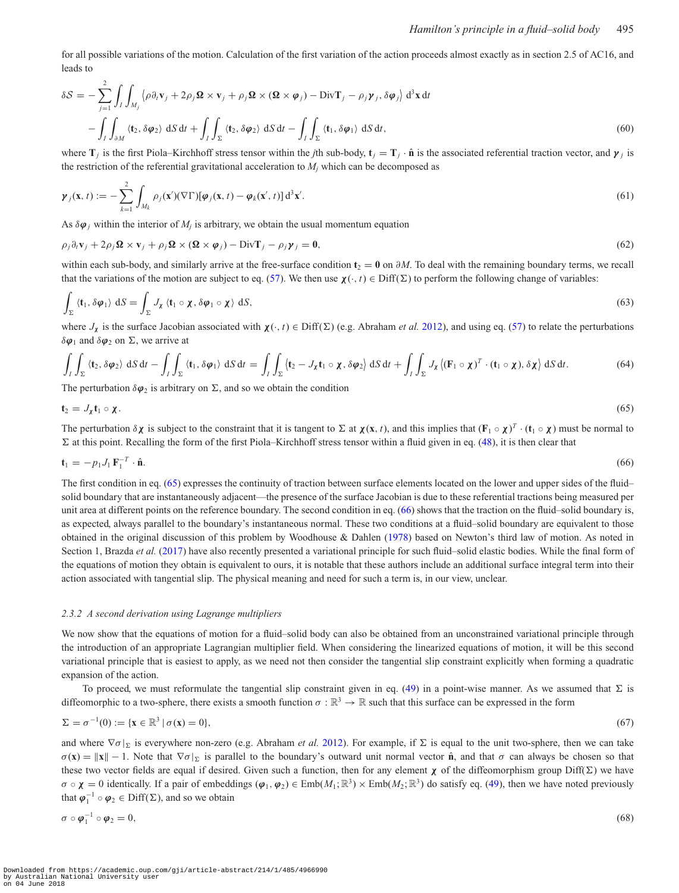for all possible variations of the motion. Calculation of the first variation of the action proceeds almost exactly as in section 2.5 of AC16, and leads to

$$\delta\mathcal{S} = -\sum_{j=1}^{2}\int_I\int_{M_j}\left\langle \rho\partial_t\mathbf{v}_j + 2\rho_j\boldsymbol{\Omega}\times\mathbf{v}_j + \rho_j\boldsymbol{\Omega}\times(\boldsymbol{\Omega}\times\boldsymbol{\varphi}_j) - \mathrm{Div}\mathbf{T}_j - \rho_j\boldsymbol{\gamma}_j, \delta\boldsymbol{\varphi}_j\right\rangle \mathrm{d}^3\mathbf{x}\,\mathrm{d}t$$
$$-\int_I\int_{\partial M}\langle \mathbf{t}_2, \delta\boldsymbol{\varphi}_2\rangle\,\mathrm{d}S\,\mathrm{d}t + \int_I\int_{\Sigma}\langle \mathbf{t}_2, \delta\boldsymbol{\varphi}_2\rangle\,\mathrm{d}S\,\mathrm{d}t - \int_I\int_{\Sigma}\langle \mathbf{t}_1, \delta\boldsymbol{\varphi}_1\rangle\,\mathrm{d}S\,\mathrm{d}t, \tag{60}$$

where $\mathbf{T}_j$ is the first Piola–Kirchhoff stress tensor within the $j$th sub-body, $\mathbf{t}_j = \mathbf{T}_j\cdot\hat{\mathbf{n}}$ is the associated referential traction vector, and $\boldsymbol{\gamma}_j$ is the restriction of the referential gravitational acceleration to $M_j$ which can be decomposed as

$$\boldsymbol{\gamma}_j(\mathbf{x}, t) := -\sum_{k=1}^{2}\int_{M_k}\rho_j(\mathbf{x}')(\nabla\Gamma)[\boldsymbol{\varphi}_j(\mathbf{x}, t) - \boldsymbol{\varphi}_k(\mathbf{x}', t)]\,\mathrm{d}^3\mathbf{x}'. \tag{61}$$

As $\delta\boldsymbol{\varphi}_j$ within the interior of $M_j$ is arbitrary, we obtain the usual momentum equation

$$\rho_j\partial_t\mathbf{v}_j + 2\rho_j\boldsymbol{\Omega}\times\mathbf{v}_j + \rho_j\boldsymbol{\Omega}\times(\boldsymbol{\Omega}\times\boldsymbol{\varphi}_j) - \mathrm{Div}\mathbf{T}_j - \rho_j\boldsymbol{\gamma}_j = \mathbf{0}, \tag{62}$$

within each sub-body, and similarly arrive at the free-surface condition $\mathbf{t}_2 = \mathbf{0}$ on $\partial M$. To deal with the remaining boundary terms, we recall that the variations of the motion are subject to eq. (57). We then use $\boldsymbol{\chi}(\cdot, t)\in\mathrm{Diff}(\Sigma)$ to perform the following change of variables:

$$\int_\Sigma\langle \mathbf{t}_1, \delta\boldsymbol{\varphi}_1\rangle\,\mathrm{d}S = \int_\Sigma J_\chi\,\langle \mathbf{t}_1\circ\boldsymbol{\chi}, \delta\boldsymbol{\varphi}_1\circ\boldsymbol{\chi}\rangle\,\mathrm{d}S, \tag{63}$$

where $J_\chi$ is the surface Jacobian associated with $\boldsymbol{\chi}(\cdot, t)\in\mathrm{Diff}(\Sigma)$ (e.g. Abraham *et al.* 2012), and using eq. (57) to relate the perturbations $\delta\boldsymbol{\varphi}_1$ and $\delta\boldsymbol{\varphi}_2$ on $\Sigma$, we arrive at

$$\int_I\int_\Sigma\langle \mathbf{t}_2, \delta\boldsymbol{\varphi}_2\rangle\,\mathrm{d}S\,\mathrm{d}t - \int_I\int_\Sigma\langle \mathbf{t}_1, \delta\boldsymbol{\varphi}_1\rangle\,\mathrm{d}S\,\mathrm{d}t = \int_I\int_\Sigma\left\langle \mathbf{t}_2 - J_\chi\mathbf{t}_1\circ\boldsymbol{\chi}, \delta\boldsymbol{\varphi}_2\right\rangle\mathrm{d}S\,\mathrm{d}t + \int_I\int_\Sigma J_\chi\left\langle (\mathbf{F}_1\circ\boldsymbol{\chi})^T\cdot(\mathbf{t}_1\circ\boldsymbol{\chi}), \delta\boldsymbol{\chi}\right\rangle\mathrm{d}S\,\mathrm{d}t. \tag{64}$$

The perturbation $\delta\boldsymbol{\varphi}_2$ is arbitrary on $\Sigma$, and so we obtain the condition

$$\mathbf{t}_2 = J_\chi\mathbf{t}_1\circ\boldsymbol{\chi}. \tag{65}$$

The perturbation $\delta\boldsymbol{\chi}$ is subject to the constraint that it is tangent to $\Sigma$ at $\boldsymbol{\chi}(\mathbf{x}, t)$, and this implies that $(\mathbf{F}_1\circ\boldsymbol{\chi})^T\cdot(\mathbf{t}_1\circ\boldsymbol{\chi})$ must be normal to $\Sigma$ at this point. Recalling the form of the first Piola–Kirchhoff stress tensor within a fluid given in eq. (48), it is then clear that

$$\mathbf{t}_1 = -p_1 J_1\,\mathbf{F}_1^{-T}\cdot\hat{\mathbf{n}}. \tag{66}$$

The first condition in eq. (65) expresses the continuity of traction between surface elements located on the lower and upper sides of the fluid–solid boundary that are instantaneously adjacent—the presence of the surface Jacobian is due to these referential tractions being measured per unit area at different points on the reference boundary. The second condition in eq. (66) shows that the traction on the fluid–solid boundary is, as expected, always parallel to the boundary's instantaneous normal. These two conditions at a fluid–solid boundary are equivalent to those obtained in the original discussion of this problem by Woodhouse & Dahlen (1978) based on Newton's third law of motion. As noted in Section 1, Brazda *et al.* (2017) have also recently presented a variational principle for such fluid–solid elastic bodies. While the final form of the equations of motion they obtain is equivalent to ours, it is notable that these authors include an additional surface integral term into their action associated with tangential slip. The physical meaning and need for such a term is, in our view, unclear.

### *2.3.2 A second derivation using Lagrange multipliers*

We now show that the equations of motion for a fluid–solid body can also be obtained from an unconstrained variational principle through the introduction of an appropriate Lagrangian multiplier field. When considering the linearized equations of motion, it will be this second variational principle that is easiest to apply, as we need not then consider the tangential slip constraint explicitly when forming a quadratic expansion of the action.

To proceed, we must reformulate the tangential slip constraint given in eq. (49) in a point-wise manner. As we assumed that $\Sigma$ is diffeomorphic to a two-sphere, there exists a smooth function $\sigma:\mathbb{R}^3\to\mathbb{R}$ such that this surface can be expressed in the form

$$\Sigma = \sigma^{-1}(0) := \{\mathbf{x}\in\mathbb{R}^3\,|\,\sigma(\mathbf{x}) = 0\}, \tag{67}$$

and where $\nabla\sigma|_\Sigma$ is everywhere non-zero (e.g. Abraham *et al.* 2012). For example, if $\Sigma$ is equal to the unit two-sphere, then we can take $\sigma(\mathbf{x}) = \|\mathbf{x}\| - 1$. Note that $\nabla\sigma|_\Sigma$ is parallel to the boundary's outward unit normal vector $\hat{\mathbf{n}}$, and that $\sigma$ can always be chosen so that these two vector fields are equal if desired. Given such a function, then for any element $\boldsymbol{\chi}$ of the diffeomorphism group $\mathrm{Diff}(\Sigma)$ we have $\sigma\circ\boldsymbol{\chi} = 0$ identically. If a pair of embeddings $(\boldsymbol{\varphi}_1, \boldsymbol{\varphi}_2)\in\mathrm{Emb}(M_1;\mathbb{R}^3)\times\mathrm{Emb}(M_2;\mathbb{R}^3)$ do satisfy eq. (49), then we have noted previously that $\boldsymbol{\varphi}_1^{-1}\circ\boldsymbol{\varphi}_2\in\mathrm{Diff}(\Sigma)$, and so we obtain

$$\sigma\circ\boldsymbol{\varphi}_1^{-1}\circ\boldsymbol{\varphi}_2 = 0, \tag{68}$$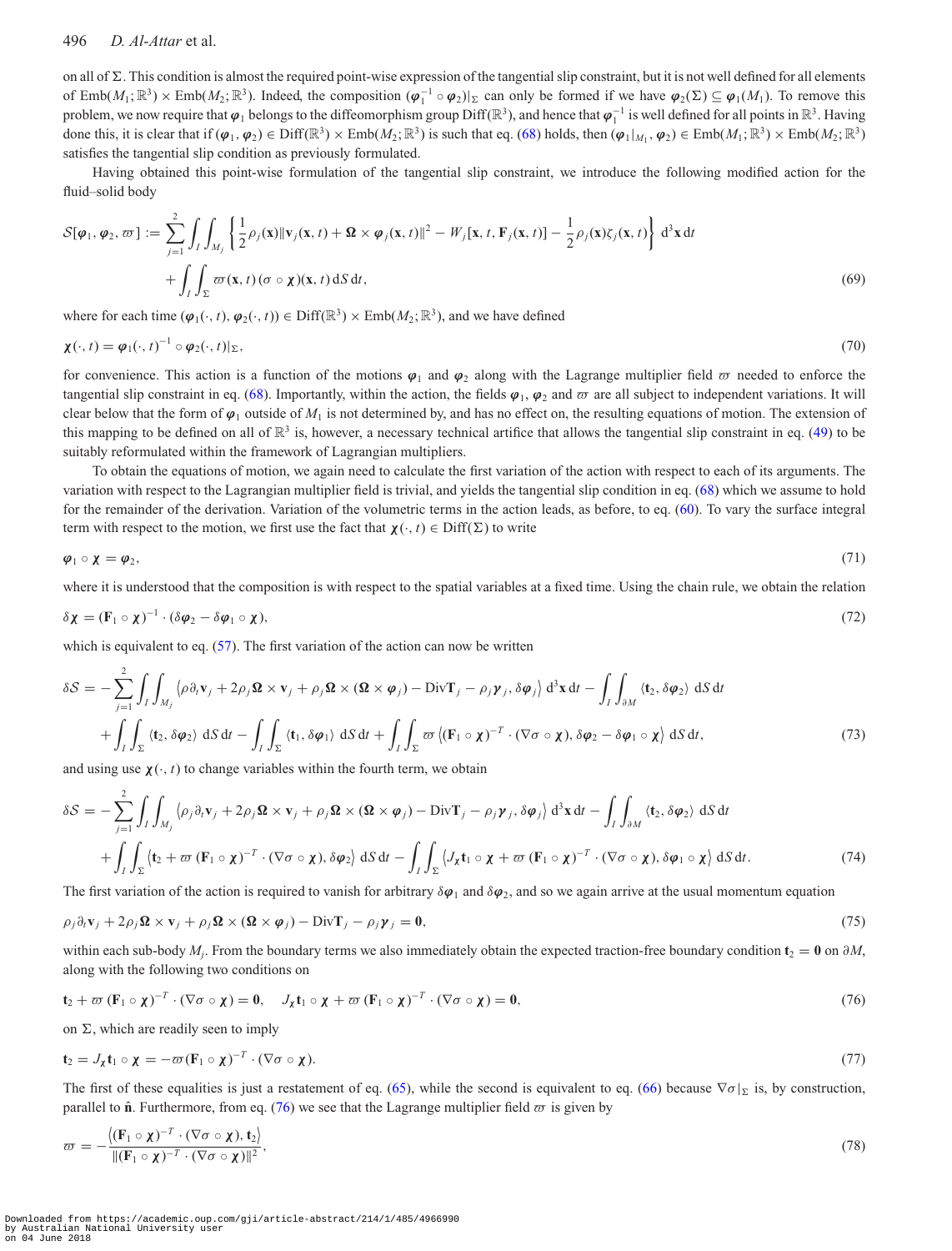on all of $\Sigma$. This condition is almost the required point-wise expression of the tangential slip constraint, but it is not well defined for all elements of $\mathrm{Emb}(M_1;\mathbb{R}^3)\times\mathrm{Emb}(M_2;\mathbb{R}^3)$. Indeed, the composition $(\boldsymbol{\varphi}_1^{-1}\circ\boldsymbol{\varphi}_2)|_\Sigma$ can only be formed if we have $\boldsymbol{\varphi}_2(\Sigma)\subseteq\boldsymbol{\varphi}_1(M_1)$. To remove this problem, we now require that $\boldsymbol{\varphi}_1$ belongs to the diffeomorphism group $\mathrm{Diff}(\mathbb{R}^3)$, and hence that $\boldsymbol{\varphi}_1^{-1}$ is well defined for all points in $\mathbb{R}^3$. Having done this, it is clear that if $(\boldsymbol{\varphi}_1,\boldsymbol{\varphi}_2)\in\mathrm{Diff}(\mathbb{R}^3)\times\mathrm{Emb}(M_2;\mathbb{R}^3)$ is such that eq. (68) holds, then $(\boldsymbol{\varphi}_1|_{M_1},\boldsymbol{\varphi}_2)\in\mathrm{Emb}(M_1;\mathbb{R}^3)\times\mathrm{Emb}(M_2;\mathbb{R}^3)$ satisfies the tangential slip condition as previously formulated.

Having obtained this point-wise formulation of the tangential slip constraint, we introduce the following modified action for the fluid–solid body

$$
\begin{aligned}
\mathcal{S}[\boldsymbol{\varphi}_1,\boldsymbol{\varphi}_2,\varpi] := \sum_{j=1}^{2}\int_I\int_{M_j}\left\{\frac{1}{2}\rho_j(\mathbf{x})\|\mathbf{v}_j(\mathbf{x},t)+\boldsymbol{\Omega}\times\boldsymbol{\varphi}_j(\mathbf{x},t)\|^2 - W_j[\mathbf{x},t,\mathbf{F}_j(\mathbf{x},t)] - \frac{1}{2}\rho_j(\mathbf{x})\zeta_j(\mathbf{x},t)\right\}\mathrm{d}^3\mathbf{x}\,\mathrm{d}t \\
+\int_I\int_\Sigma \varpi(\mathbf{x},t)\,(\sigma\circ\boldsymbol{\chi})(\mathbf{x},t)\,\mathrm{d}S\,\mathrm{d}t,
\end{aligned}
\tag{69}
$$

where for each time $(\boldsymbol{\varphi}_1(\cdot,t),\boldsymbol{\varphi}_2(\cdot,t))\in\mathrm{Diff}(\mathbb{R}^3)\times\mathrm{Emb}(M_2;\mathbb{R}^3)$, and we have defined

$$
\boldsymbol{\chi}(\cdot,t)=\boldsymbol{\varphi}_1(\cdot,t)^{-1}\circ\boldsymbol{\varphi}_2(\cdot,t)|_\Sigma,
\tag{70}
$$

for convenience. This action is a function of the motions $\boldsymbol{\varphi}_1$ and $\boldsymbol{\varphi}_2$ along with the Lagrange multiplier field $\varpi$ needed to enforce the tangential slip constraint in eq. (68). Importantly, within the action, the fields $\boldsymbol{\varphi}_1$, $\boldsymbol{\varphi}_2$ and $\varpi$ are all subject to independent variations. It will clear below that the form of $\boldsymbol{\varphi}_1$ outside of $M_1$ is not determined by, and has no effect on, the resulting equations of motion. The extension of this mapping to be defined on all of $\mathbb{R}^3$ is, however, a necessary technical artifice that allows the tangential slip constraint in eq. (49) to be suitably reformulated within the framework of Lagrangian multipliers.

To obtain the equations of motion, we again need to calculate the first variation of the action with respect to each of its arguments. The variation with respect to the Lagrangian multiplier field is trivial, and yields the tangential slip condition in eq. (68) which we assume to hold for the remainder of the derivation. Variation of the volumetric terms in the action leads, as before, to eq. (60). To vary the surface integral term with respect to the motion, we first use the fact that $\boldsymbol{\chi}(\cdot,t)\in\mathrm{Diff}(\Sigma)$ to write

$$
\boldsymbol{\varphi}_1\circ\boldsymbol{\chi}=\boldsymbol{\varphi}_2,
\tag{71}
$$

where it is understood that the composition is with respect to the spatial variables at a fixed time. Using the chain rule, we obtain the relation

$$
\delta\boldsymbol{\chi}=(\mathbf{F}_1\circ\boldsymbol{\chi})^{-1}\cdot(\delta\boldsymbol{\varphi}_2-\delta\boldsymbol{\varphi}_1\circ\boldsymbol{\chi}),
\tag{72}
$$

which is equivalent to eq. (57). The first variation of the action can now be written

$$
\begin{aligned}
\delta\mathcal{S} = -\sum_{j=1}^{2}\int_I\int_{M_j}\left\langle\rho\,\partial_t\mathbf{v}_j+2\rho_j\boldsymbol{\Omega}\times\mathbf{v}_j+\rho_j\boldsymbol{\Omega}\times(\boldsymbol{\Omega}\times\boldsymbol{\varphi}_j)-\mathrm{Div}\mathbf{T}_j-\rho_j\boldsymbol{\gamma}_j,\delta\boldsymbol{\varphi}_j\right\rangle\mathrm{d}^3\mathbf{x}\,\mathrm{d}t-\int_I\int_{\partial M}\langle\mathbf{t}_2,\delta\boldsymbol{\varphi}_2\rangle\,\mathrm{d}S\,\mathrm{d}t \\
+\int_I\int_\Sigma\langle\mathbf{t}_2,\delta\boldsymbol{\varphi}_2\rangle\,\mathrm{d}S\,\mathrm{d}t-\int_I\int_\Sigma\langle\mathbf{t}_1,\delta\boldsymbol{\varphi}_1\rangle\,\mathrm{d}S\,\mathrm{d}t+\int_I\int_\Sigma\varpi\left\langle(\mathbf{F}_1\circ\boldsymbol{\chi})^{-T}\cdot(\nabla\sigma\circ\boldsymbol{\chi}),\delta\boldsymbol{\varphi}_2-\delta\boldsymbol{\varphi}_1\circ\boldsymbol{\chi}\right\rangle\mathrm{d}S\,\mathrm{d}t,
\end{aligned}
\tag{73}
$$

and using use $\boldsymbol{\chi}(\cdot,t)$ to change variables within the fourth term, we obtain

$$
\begin{aligned}
\delta\mathcal{S} = -\sum_{j=1}^{2}\int_I\int_{M_j}\left\langle\rho_j\partial_t\mathbf{v}_j+2\rho_j\boldsymbol{\Omega}\times\mathbf{v}_j+\rho_j\boldsymbol{\Omega}\times(\boldsymbol{\Omega}\times\boldsymbol{\varphi}_j)-\mathrm{Div}\mathbf{T}_j-\rho_j\boldsymbol{\gamma}_j,\delta\boldsymbol{\varphi}_j\right\rangle\mathrm{d}^3\mathbf{x}\,\mathrm{d}t-\int_I\int_{\partial M}\langle\mathbf{t}_2,\delta\boldsymbol{\varphi}_2\rangle\,\mathrm{d}S\,\mathrm{d}t \\
+\int_I\int_\Sigma\left\langle\mathbf{t}_2+\varpi\,(\mathbf{F}_1\circ\boldsymbol{\chi})^{-T}\cdot(\nabla\sigma\circ\boldsymbol{\chi}),\delta\boldsymbol{\varphi}_2\right\rangle\mathrm{d}S\,\mathrm{d}t-\int_I\int_\Sigma\left\langle J_{\boldsymbol{\chi}}\mathbf{t}_1\circ\boldsymbol{\chi}+\varpi\,(\mathbf{F}_1\circ\boldsymbol{\chi})^{-T}\cdot(\nabla\sigma\circ\boldsymbol{\chi}),\delta\boldsymbol{\varphi}_1\circ\boldsymbol{\chi}\right\rangle\mathrm{d}S\,\mathrm{d}t.
\end{aligned}
\tag{74}
$$

The first variation of the action is required to vanish for arbitrary $\delta\boldsymbol{\varphi}_1$ and $\delta\boldsymbol{\varphi}_2$, and so we again arrive at the usual momentum equation

$$
\rho_j\,\partial_t\mathbf{v}_j+2\rho_j\boldsymbol{\Omega}\times\mathbf{v}_j+\rho_j\boldsymbol{\Omega}\times(\boldsymbol{\Omega}\times\boldsymbol{\varphi}_j)-\mathrm{Div}\mathbf{T}_j-\rho_j\boldsymbol{\gamma}_j=\mathbf{0},
\tag{75}
$$

within each sub-body $M_j$. From the boundary terms we also immediately obtain the expected traction-free boundary condition $\mathbf{t}_2=\mathbf{0}$ on $\partial M$, along with the following two conditions on

$$
\mathbf{t}_2+\varpi\,(\mathbf{F}_1\circ\boldsymbol{\chi})^{-T}\cdot(\nabla\sigma\circ\boldsymbol{\chi})=\mathbf{0},\quad J_{\boldsymbol{\chi}}\mathbf{t}_1\circ\boldsymbol{\chi}+\varpi\,(\mathbf{F}_1\circ\boldsymbol{\chi})^{-T}\cdot(\nabla\sigma\circ\boldsymbol{\chi})=\mathbf{0},
\tag{76}
$$

on $\Sigma$, which are readily seen to imply

$$
\mathbf{t}_2=J_{\boldsymbol{\chi}}\mathbf{t}_1\circ\boldsymbol{\chi}=-\varpi(\mathbf{F}_1\circ\boldsymbol{\chi})^{-T}\cdot(\nabla\sigma\circ\boldsymbol{\chi}).
\tag{77}
$$

The first of these equalities is just a restatement of eq. (65), while the second is equivalent to eq. (66) because $\nabla\sigma|_\Sigma$ is, by construction, parallel to $\hat{\mathbf{n}}$. Furthermore, from eq. (76) we see that the Lagrange multiplier field $\varpi$ is given by

$$
\varpi=-\frac{\left\langle(\mathbf{F}_1\circ\boldsymbol{\chi})^{-T}\cdot(\nabla\sigma\circ\boldsymbol{\chi}),\mathbf{t}_2\right\rangle}{\|(\mathbf{F}_1\circ\boldsymbol{\chi})^{-T}\cdot(\nabla\sigma\circ\boldsymbol{\chi})\|^2},
\tag{78}
$$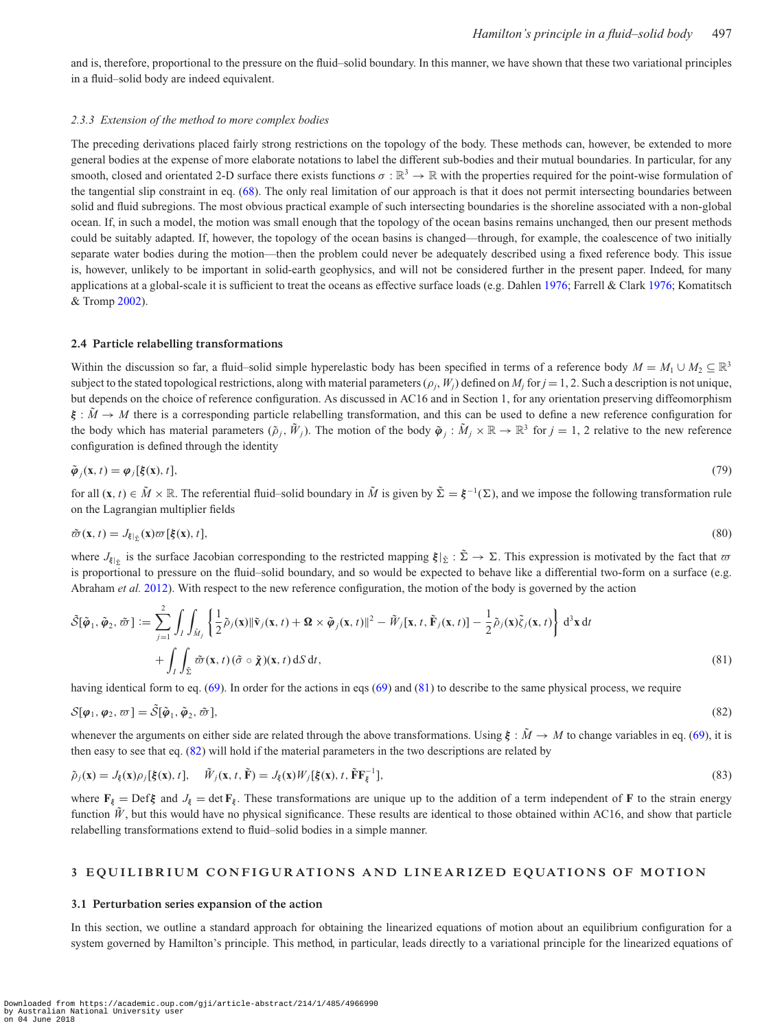and is, therefore, proportional to the pressure on the fluid–solid boundary. In this manner, we have shown that these two variational principles in a fluid–solid body are indeed equivalent.

#### *2.3.3 Extension of the method to more complex bodies*

The preceding derivations placed fairly strong restrictions on the topology of the body. These methods can, however, be extended to more general bodies at the expense of more elaborate notations to label the different sub-bodies and their mutual boundaries. In particular, for any smooth, closed and orientated 2-D surface there exists functions $\sigma : \mathbb{R}^3 \to \mathbb{R}$ with the properties required for the point-wise formulation of the tangential slip constraint in eq. (68). The only real limitation of our approach is that it does not permit intersecting boundaries between solid and fluid subregions. The most obvious practical example of such intersecting boundaries is the shoreline associated with a non-global ocean. If, in such a model, the motion was small enough that the topology of the ocean basins remains unchanged, then our present methods could be suitably adapted. If, however, the topology of the ocean basins is changed—through, for example, the coalescence of two initially separate water bodies during the motion—then the problem could never be adequately described using a fixed reference body. This issue is, however, unlikely to be important in solid-earth geophysics, and will not be considered further in the present paper. Indeed, for many applications at a global-scale it is sufficient to treat the oceans as effective surface loads (e.g. Dahlen 1976; Farrell & Clark 1976; Komatitsch & Tromp 2002).

### 2.4 Particle relabelling transformations

Within the discussion so far, a fluid–solid simple hyperelastic body has been specified in terms of a reference body $M = M_1 \cup M_2 \subseteq \mathbb{R}^3$ subject to the stated topological restrictions, along with material parameters $(\rho_j, W_j)$ defined on $M_j$ for $j = 1, 2$. Such a description is not unique, but depends on the choice of reference configuration. As discussed in AC16 and in Section 1, for any orientation preserving diffeomorphism $\boldsymbol{\xi} : \tilde{M} \to M$ there is a corresponding particle relabelling transformation, and this can be used to define a new reference configuration for the body which has material parameters $(\tilde{\rho}_j, \tilde{W}_j)$. The motion of the body $\tilde{\boldsymbol{\varphi}}_j : \tilde{M}_j \times \mathbb{R} \to \mathbb{R}^3$ for $j = 1, 2$ relative to the new reference configuration is defined through the identity

$$\tilde{\boldsymbol{\varphi}}_j(\mathbf{x}, t) = \boldsymbol{\varphi}_j[\boldsymbol{\xi}(\mathbf{x}), t], \tag{79}$$

for all $(\mathbf{x}, t) \in \tilde{M} \times \mathbb{R}$. The referential fluid–solid boundary in $\tilde{M}$ is given by $\tilde{\Sigma} = \boldsymbol{\xi}^{-1}(\Sigma)$, and we impose the following transformation rule on the Lagrangian multiplier fields

$$\tilde{\varpi}(\mathbf{x}, t) = J_{\boldsymbol{\xi}|_{\tilde{\Sigma}}}(\mathbf{x})\varpi[\boldsymbol{\xi}(\mathbf{x}), t], \tag{80}$$

where $J_{\boldsymbol{\xi}|_{\tilde{\Sigma}}}$ is the surface Jacobian corresponding to the restricted mapping $\boldsymbol{\xi}|_{\tilde{\Sigma}} : \tilde{\Sigma} \to \Sigma$. This expression is motivated by the fact that $\varpi$ is proportional to pressure on the fluid–solid boundary, and so would be expected to behave like a differential two-form on a surface (e.g. Abraham *et al.* 2012). With respect to the new reference configuration, the motion of the body is governed by the action

$$\tilde{\mathcal{S}}[\tilde{\boldsymbol{\varphi}}_1, \tilde{\boldsymbol{\varphi}}_2, \tilde{\varpi}] := \sum_{j=1}^{2} \int_I \int_{\tilde{M}_j} \left\{ \frac{1}{2}\tilde{\rho}_j(\mathbf{x}) \|\tilde{\mathbf{v}}_j(\mathbf{x}, t) + \boldsymbol{\Omega} \times \tilde{\boldsymbol{\varphi}}_j(\mathbf{x}, t)\|^2 - \tilde{W}_j[\mathbf{x}, t, \tilde{\mathbf{F}}_j(\mathbf{x}, t)] - \frac{1}{2}\tilde{\rho}_j(\mathbf{x})\tilde{\zeta}_j(\mathbf{x}, t) \right\} \mathrm{d}^3\mathbf{x}\, \mathrm{d}t$$
$$+ \int_I \int_{\tilde{\Sigma}} \tilde{\varpi}(\mathbf{x}, t)\, (\tilde{\sigma} \circ \tilde{\boldsymbol{\chi}})(\mathbf{x}, t)\, \mathrm{d}S\, \mathrm{d}t, \tag{81}$$

having identical form to eq. (69). In order for the actions in eqs (69) and (81) to describe to the same physical process, we require

$$\mathcal{S}[\boldsymbol{\varphi}_1, \boldsymbol{\varphi}_2, \varpi] = \tilde{\mathcal{S}}[\tilde{\boldsymbol{\varphi}}_1, \tilde{\boldsymbol{\varphi}}_2, \tilde{\varpi}], \tag{82}$$

whenever the arguments on either side are related through the above transformations. Using $\boldsymbol{\xi} : \tilde{M} \to M$ to change variables in eq. (69), it is then easy to see that eq. (82) will hold if the material parameters in the two descriptions are related by

$$\tilde{\rho}_j(\mathbf{x}) = J_{\boldsymbol{\xi}}(\mathbf{x})\rho_j[\boldsymbol{\xi}(\mathbf{x}), t], \quad \tilde{W}_j(\mathbf{x}, t, \tilde{\mathbf{F}}) = J_{\boldsymbol{\xi}}(\mathbf{x}) W_j[\boldsymbol{\xi}(\mathbf{x}), t, \tilde{\mathbf{F}}\mathbf{F}_{\boldsymbol{\xi}}^{-1}], \tag{83}$$

where $\mathbf{F}_{\boldsymbol{\xi}} = \mathrm{Def}\,\boldsymbol{\xi}$ and $J_{\boldsymbol{\xi}} = \det \mathbf{F}_{\boldsymbol{\xi}}$. These transformations are unique up to the addition of a term independent of $\mathbf{F}$ to the strain energy function $\tilde{W}$, but this would have no physical significance. These results are identical to those obtained within AC16, and show that particle relabelling transformations extend to fluid–solid bodies in a simple manner.

## 3 EQUILIBRIUM CONFIGURATIONS AND LINEARIZED EQUATIONS OF MOTION

### 3.1 Perturbation series expansion of the action

In this section, we outline a standard approach for obtaining the linearized equations of motion about an equilibrium configuration for a system governed by Hamilton's principle. This method, in particular, leads directly to a variational principle for the linearized equations of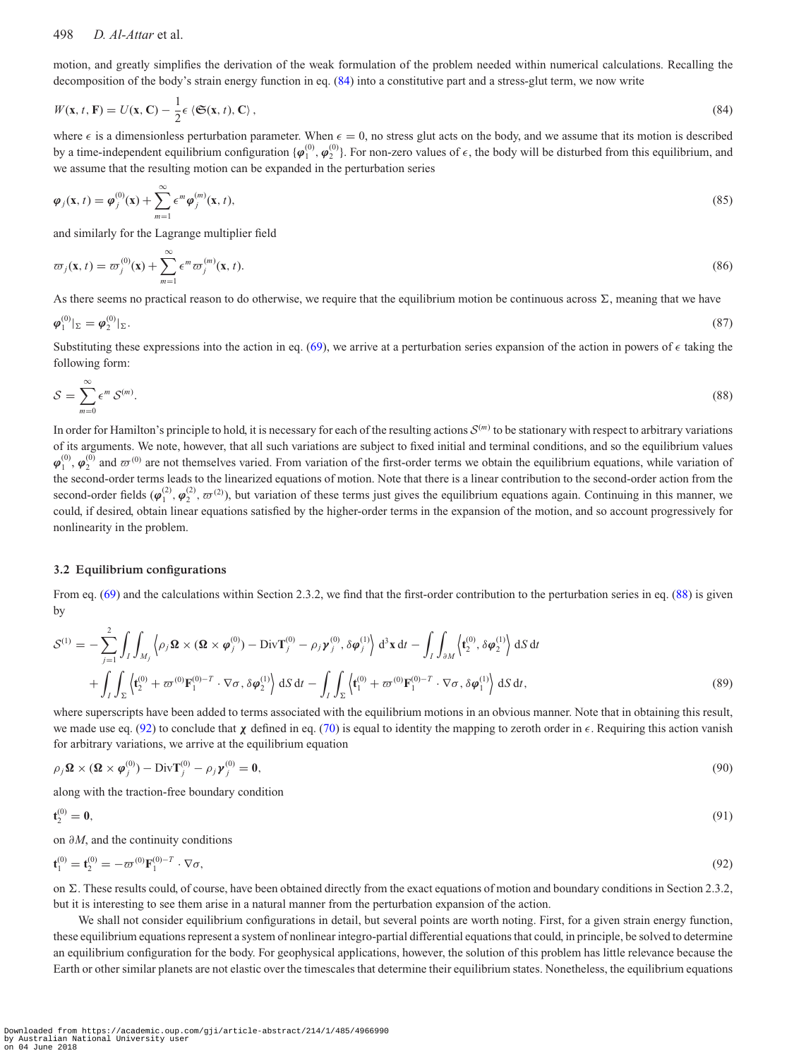motion, and greatly simplifies the derivation of the weak formulation of the problem needed within numerical calculations. Recalling the decomposition of the body's strain energy function in eq. (84) into a constitutive part and a stress-glut term, we now write

$$W(\mathbf{x}, t, \mathbf{F}) = U(\mathbf{x}, \mathbf{C}) - \frac{1}{2}\epsilon \, \langle \mathfrak{S}(\mathbf{x}, t), \mathbf{C} \rangle \,, \tag{84}$$

where $\epsilon$ is a dimensionless perturbation parameter. When $\epsilon = 0$, no stress glut acts on the body, and we assume that its motion is described by a time-independent equilibrium configuration $\{\boldsymbol{\varphi}_1^{(0)}, \boldsymbol{\varphi}_2^{(0)}\}$. For non-zero values of $\epsilon$, the body will be disturbed from this equilibrium, and we assume that the resulting motion can be expanded in the perturbation series

$$\boldsymbol{\varphi}_j(\mathbf{x}, t) = \boldsymbol{\varphi}_j^{(0)}(\mathbf{x}) + \sum_{m=1}^{\infty} \epsilon^m \boldsymbol{\varphi}_j^{(m)}(\mathbf{x}, t), \tag{85}$$

and similarly for the Lagrange multiplier field

$$\varpi_j(\mathbf{x}, t) = \varpi_j^{(0)}(\mathbf{x}) + \sum_{m=1}^{\infty} \epsilon^m \varpi_j^{(m)}(\mathbf{x}, t). \tag{86}$$

As there seems no practical reason to do otherwise, we require that the equilibrium motion be continuous across $\Sigma$, meaning that we have

$$\boldsymbol{\varphi}_1^{(0)}|_\Sigma = \boldsymbol{\varphi}_2^{(0)}|_\Sigma. \tag{87}$$

Substituting these expressions into the action in eq. (69), we arrive at a perturbation series expansion of the action in powers of $\epsilon$ taking the following form:

$$\mathcal{S} = \sum_{m=0}^{\infty} \epsilon^m \, \mathcal{S}^{(m)}. \tag{88}$$

In order for Hamilton's principle to hold, it is necessary for each of the resulting actions $\mathcal{S}^{(m)}$ to be stationary with respect to arbitrary variations of its arguments. We note, however, that all such variations are subject to fixed initial and terminal conditions, and so the equilibrium values $\boldsymbol{\varphi}_1^{(0)}, \boldsymbol{\varphi}_2^{(0)}$ and $\varpi^{(0)}$ are not themselves varied. From variation of the first-order terms we obtain the equilibrium equations, while variation of the second-order terms leads to the linearized equations of motion. Note that there is a linear contribution to the second-order action from the second-order fields $(\boldsymbol{\varphi}_1^{(2)}, \boldsymbol{\varphi}_2^{(2)}, \varpi^{(2)})$, but variation of these terms just gives the equilibrium equations again. Continuing in this manner, we could, if desired, obtain linear equations satisfied by the higher-order terms in the expansion of the motion, and so account progressively for nonlinearity in the problem.

### 3.2 Equilibrium configurations

From eq. (69) and the calculations within Section 2.3.2, we find that the first-order contribution to the perturbation series in eq. (88) is given by

$$\begin{aligned}
\mathcal{S}^{(1)} = &- \sum_{j=1}^{2} \int_I \int_{M_j} \left\langle \rho_j \boldsymbol{\Omega} \times (\boldsymbol{\Omega} \times \boldsymbol{\varphi}_j^{(0)}) - \mathrm{Div}\mathbf{T}_j^{(0)} - \rho_j \boldsymbol{\gamma}_j^{(0)}, \delta\boldsymbol{\varphi}_j^{(1)} \right\rangle \mathrm{d}^3\mathbf{x}\,\mathrm{d}t - \int_I \int_{\partial M} \left\langle \mathbf{t}_2^{(0)}, \delta\boldsymbol{\varphi}_2^{(1)} \right\rangle \mathrm{d}S\,\mathrm{d}t \\
&+ \int_I \int_\Sigma \left\langle \mathbf{t}_2^{(0)} + \varpi^{(0)} \mathbf{F}_1^{(0)-T} \cdot \nabla\sigma, \delta\boldsymbol{\varphi}_2^{(1)} \right\rangle \mathrm{d}S\,\mathrm{d}t - \int_I \int_\Sigma \left\langle \mathbf{t}_1^{(0)} + \varpi^{(0)} \mathbf{F}_1^{(0)-T} \cdot \nabla\sigma, \delta\boldsymbol{\varphi}_1^{(1)} \right\rangle \mathrm{d}S\,\mathrm{d}t,
\end{aligned} \tag{89}$$

where superscripts have been added to terms associated with the equilibrium motions in an obvious manner. Note that in obtaining this result, we made use eq. (92) to conclude that $\boldsymbol{\chi}$ defined in eq. (70) is equal to identity the mapping to zeroth order in $\epsilon$. Requiring this action vanish for arbitrary variations, we arrive at the equilibrium equation

$$\rho_j \boldsymbol{\Omega} \times (\boldsymbol{\Omega} \times \boldsymbol{\varphi}_j^{(0)}) - \mathrm{Div}\mathbf{T}_j^{(0)} - \rho_j \boldsymbol{\gamma}_j^{(0)} = \mathbf{0}, \tag{90}$$

along with the traction-free boundary condition

$$\mathbf{t}_2^{(0)} = \mathbf{0}, \tag{91}$$

on $\partial M$, and the continuity conditions

$$\mathbf{t}_1^{(0)} = \mathbf{t}_2^{(0)} = -\varpi^{(0)} \mathbf{F}_1^{(0)-T} \cdot \nabla\sigma, \tag{92}$$

on $\Sigma$. These results could, of course, have been obtained directly from the exact equations of motion and boundary conditions in Section 2.3.2, but it is interesting to see them arise in a natural manner from the perturbation expansion of the action.

We shall not consider equilibrium configurations in detail, but several points are worth noting. First, for a given strain energy function, these equilibrium equations represent a system of nonlinear integro-partial differential equations that could, in principle, be solved to determine an equilibrium configuration for the body. For geophysical applications, however, the solution of this problem has little relevance because the Earth or other similar planets are not elastic over the timescales that determine their equilibrium states. Nonetheless, the equilibrium equations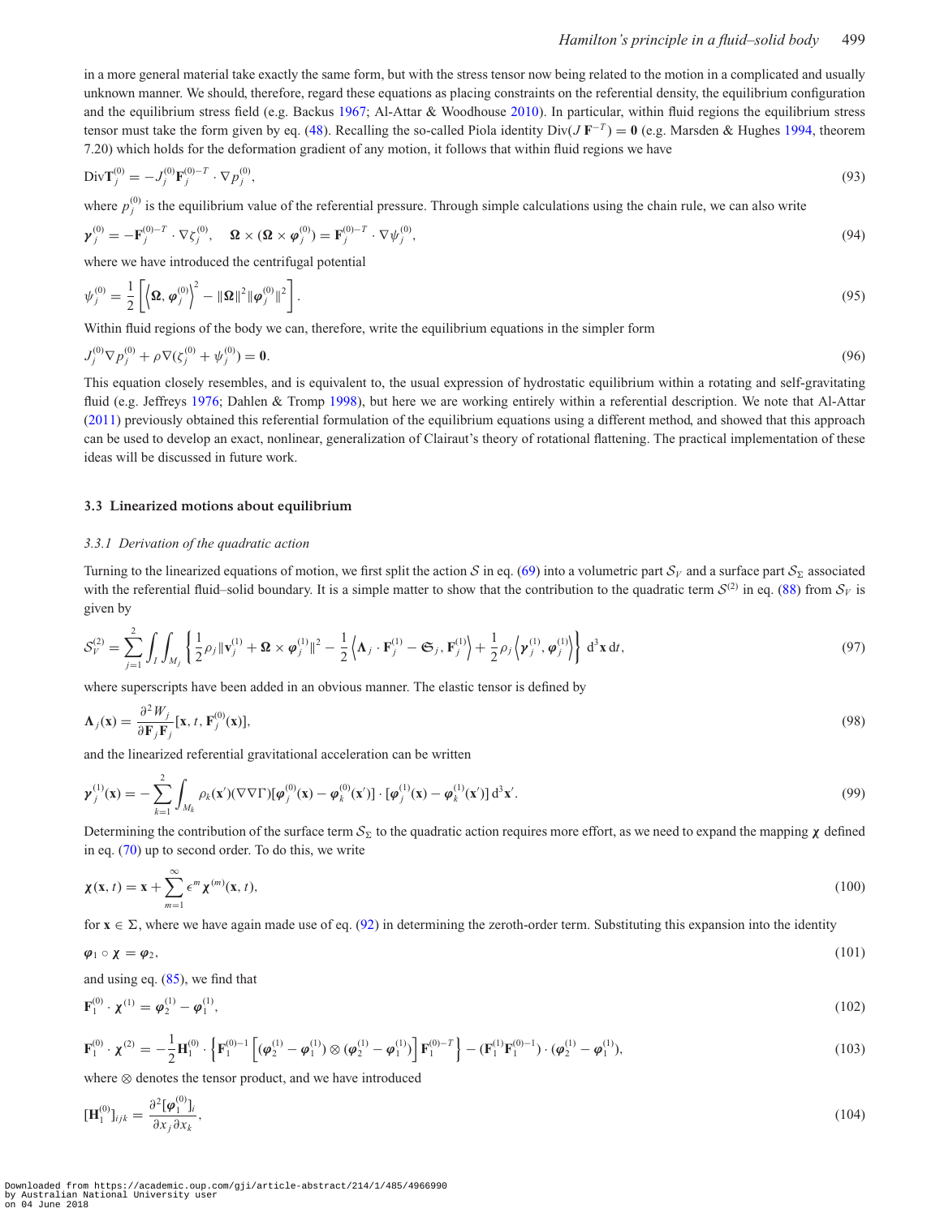in a more general material take exactly the same form, but with the stress tensor now being related to the motion in a complicated and usually unknown manner. We should, therefore, regard these equations as placing constraints on the referential density, the equilibrium configuration and the equilibrium stress field (e.g. Backus 1967; Al-Attar & Woodhouse 2010). In particular, within fluid regions the equilibrium stress tensor must take the form given by eq. (48). Recalling the so-called Piola identity $\mathrm{Div}(J\,\mathbf{F}^{-T}) = \mathbf{0}$ (e.g. Marsden & Hughes 1994, theorem 7.20) which holds for the deformation gradient of any motion, it follows that within fluid regions we have

$$\mathrm{Div}\mathbf{T}_j^{(0)} = -J_j^{(0)}\mathbf{F}_j^{(0)-T} \cdot \nabla p_j^{(0)}, \tag{93}$$

where $p_j^{(0)}$ is the equilibrium value of the referential pressure. Through simple calculations using the chain rule, we can also write

$$\boldsymbol{\gamma}_j^{(0)} = -\mathbf{F}_j^{(0)-T} \cdot \nabla \zeta_j^{(0)}, \quad \boldsymbol{\Omega} \times (\boldsymbol{\Omega} \times \boldsymbol{\varphi}_j^{(0)}) = \mathbf{F}_j^{(0)-T} \cdot \nabla \psi_j^{(0)}, \tag{94}$$

where we have introduced the centrifugal potential

$$\psi_j^{(0)} = \frac{1}{2}\left[\left\langle \boldsymbol{\Omega}, \boldsymbol{\varphi}_j^{(0)}\right\rangle^2 - \|\boldsymbol{\Omega}\|^2 \|\boldsymbol{\varphi}_j^{(0)}\|^2\right]. \tag{95}$$

Within fluid regions of the body we can, therefore, write the equilibrium equations in the simpler form

$$J_j^{(0)}\nabla p_j^{(0)} + \rho\nabla(\zeta_j^{(0)} + \psi_j^{(0)}) = \mathbf{0}. \tag{96}$$

This equation closely resembles, and is equivalent to, the usual expression of hydrostatic equilibrium within a rotating and self-gravitating fluid (e.g. Jeffreys 1976; Dahlen & Tromp 1998), but here we are working entirely within a referential description. We note that Al-Attar (2011) previously obtained this referential formulation of the equilibrium equations using a different method, and showed that this approach can be used to develop an exact, nonlinear, generalization of Clairaut's theory of rotational flattening. The practical implementation of these ideas will be discussed in future work.

### 3.3 Linearized motions about equilibrium

#### *3.3.1 Derivation of the quadratic action*

Turning to the linearized equations of motion, we first split the action $\mathcal{S}$ in eq. (69) into a volumetric part $\mathcal{S}_V$ and a surface part $\mathcal{S}_\Sigma$ associated with the referential fluid–solid boundary. It is a simple matter to show that the contribution to the quadratic term $\mathcal{S}^{(2)}$ in eq. (88) from $\mathcal{S}_V$ is given by

$$\mathcal{S}_V^{(2)} = \sum_{j=1}^{2}\int_I \int_{M_j}\left\{\frac{1}{2}\rho_j\|\mathbf{v}_j^{(1)} + \boldsymbol{\Omega}\times\boldsymbol{\varphi}_j^{(1)}\|^2 - \frac{1}{2}\left\langle \boldsymbol{\Lambda}_j\cdot\mathbf{F}_j^{(1)} - \mathfrak{S}_j, \mathbf{F}_j^{(1)}\right\rangle + \frac{1}{2}\rho_j\left\langle \boldsymbol{\gamma}_j^{(1)}, \boldsymbol{\varphi}_j^{(1)}\right\rangle\right\}\,\mathrm{d}^3\mathbf{x}\,\mathrm{d}t, \tag{97}$$

where superscripts have been added in an obvious manner. The elastic tensor is defined by

$$\boldsymbol{\Lambda}_j(\mathbf{x}) = \frac{\partial^2 W_j}{\partial \mathbf{F}_j\mathbf{F}_j}[\mathbf{x}, t, \mathbf{F}_j^{(0)}(\mathbf{x})], \tag{98}$$

and the linearized referential gravitational acceleration can be written

$$\boldsymbol{\gamma}_j^{(1)}(\mathbf{x}) = -\sum_{k=1}^{2}\int_{M_k}\rho_k(\mathbf{x}')(\nabla\nabla\Gamma)[\boldsymbol{\varphi}_j^{(0)}(\mathbf{x}) - \boldsymbol{\varphi}_k^{(0)}(\mathbf{x}')]\cdot[\boldsymbol{\varphi}_j^{(1)}(\mathbf{x}) - \boldsymbol{\varphi}_k^{(1)}(\mathbf{x}')]\,\mathrm{d}^3\mathbf{x}'. \tag{99}$$

Determining the contribution of the surface term $\mathcal{S}_\Sigma$ to the quadratic action requires more effort, as we need to expand the mapping $\boldsymbol{\chi}$ defined in eq. (70) up to second order. To do this, we write

$$\boldsymbol{\chi}(\mathbf{x}, t) = \mathbf{x} + \sum_{m=1}^{\infty}\epsilon^m\boldsymbol{\chi}^{(m)}(\mathbf{x}, t), \tag{100}$$

for $\mathbf{x} \in \Sigma$, where we have again made use of eq. (92) in determining the zeroth-order term. Substituting this expansion into the identity

$$\boldsymbol{\varphi}_1 \circ \boldsymbol{\chi} = \boldsymbol{\varphi}_2, \tag{101}$$

and using eq. (85), we find that

$$\mathbf{F}_1^{(0)}\cdot\boldsymbol{\chi}^{(1)} = \boldsymbol{\varphi}_2^{(1)} - \boldsymbol{\varphi}_1^{(1)}, \tag{102}$$

$$\mathbf{F}_1^{(0)}\cdot\boldsymbol{\chi}^{(2)} = -\frac{1}{2}\mathbf{H}_1^{(0)}\cdot\left\{\mathbf{F}_1^{(0)-1}\left[(\boldsymbol{\varphi}_2^{(1)} - \boldsymbol{\varphi}_1^{(1)})\otimes(\boldsymbol{\varphi}_2^{(1)} - \boldsymbol{\varphi}_1^{(1)})\right]\mathbf{F}_1^{(0)-T}\right\} - (\mathbf{F}_1^{(1)}\mathbf{F}_1^{(0)-1})\cdot(\boldsymbol{\varphi}_2^{(1)} - \boldsymbol{\varphi}_1^{(1)}), \tag{103}$$

where $\otimes$ denotes the tensor product, and we have introduced

$$[\mathbf{H}_1^{(0)}]_{ijk} = \frac{\partial^2[\boldsymbol{\varphi}_1^{(0)}]_i}{\partial x_j\partial x_k}, \tag{104}$$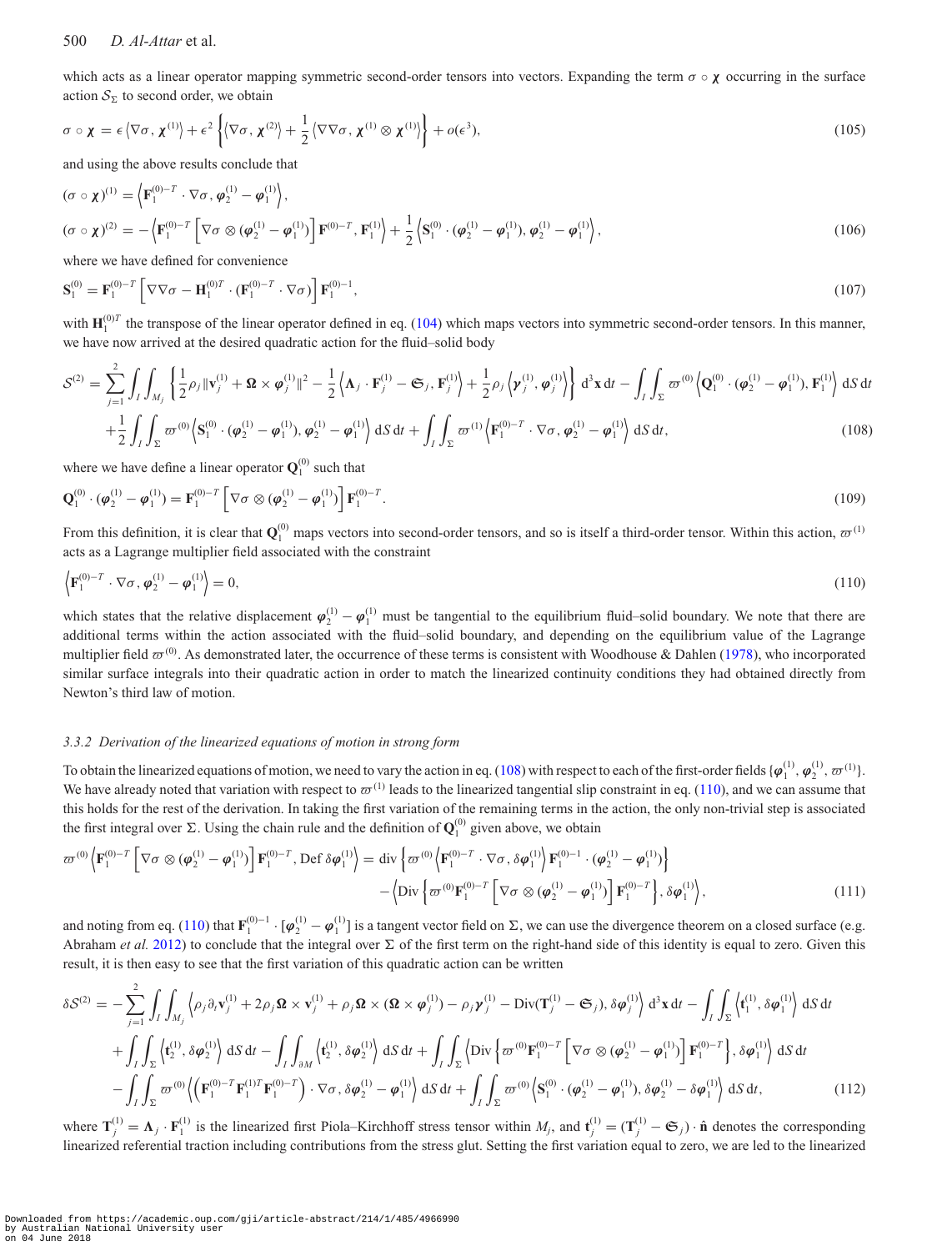which acts as a linear operator mapping symmetric second-order tensors into vectors. Expanding the term $\sigma \circ \boldsymbol{\chi}$ occurring in the surface action $\mathcal{S}_\Sigma$ to second order, we obtain

$$\sigma \circ \boldsymbol{\chi} = \epsilon \left\langle \nabla\sigma, \boldsymbol{\chi}^{(1)} \right\rangle + \epsilon^2 \left\{ \left\langle \nabla\sigma, \boldsymbol{\chi}^{(2)} \right\rangle + \frac{1}{2} \left\langle \nabla\nabla\sigma, \boldsymbol{\chi}^{(1)} \otimes \boldsymbol{\chi}^{(1)} \right\rangle \right\} + o(\epsilon^3), \tag{105}$$

and using the above results conclude that

$$(\sigma \circ \boldsymbol{\chi})^{(1)} = \left\langle \mathbf{F}_1^{(0)-T} \cdot \nabla\sigma, \boldsymbol{\varphi}_2^{(1)} - \boldsymbol{\varphi}_1^{(1)} \right\rangle,$$
$$(\sigma \circ \boldsymbol{\chi})^{(2)} = -\left\langle \mathbf{F}_1^{(0)-T} \left[ \nabla\sigma \otimes (\boldsymbol{\varphi}_2^{(1)} - \boldsymbol{\varphi}_1^{(1)}) \right] \mathbf{F}^{(0)-T}, \mathbf{F}_1^{(1)} \right\rangle + \frac{1}{2} \left\langle \mathbf{S}_1^{(0)} \cdot (\boldsymbol{\varphi}_2^{(1)} - \boldsymbol{\varphi}_1^{(1)}), \boldsymbol{\varphi}_2^{(1)} - \boldsymbol{\varphi}_1^{(1)} \right\rangle, \tag{106}$$

where we have defined for convenience

$$\mathbf{S}_1^{(0)} = \mathbf{F}_1^{(0)-T} \left[ \nabla\nabla\sigma - \mathbf{H}_1^{(0)T} \cdot (\mathbf{F}_1^{(0)-T} \cdot \nabla\sigma) \right] \mathbf{F}_1^{(0)-1}, \tag{107}$$

with $\mathbf{H}_1^{(0)T}$ the transpose of the linear operator defined in eq. (104) which maps vectors into symmetric second-order tensors. In this manner, we have now arrived at the desired quadratic action for the fluid–solid body

$$\mathcal{S}^{(2)} = \sum_{j=1}^{2} \int_I \int_{M_j} \left\{ \frac{1}{2}\rho_j \|\mathbf{v}_j^{(1)} + \boldsymbol{\Omega} \times \boldsymbol{\varphi}_j^{(1)}\|^2 - \frac{1}{2} \left\langle \boldsymbol{\Lambda}_j \cdot \mathbf{F}_j^{(1)} - \mathfrak{S}_j, \mathbf{F}_j^{(1)} \right\rangle + \frac{1}{2}\rho_j \left\langle \boldsymbol{\gamma}_j^{(1)}, \boldsymbol{\varphi}_j^{(1)} \right\rangle \right\} \mathrm{d}^3\mathbf{x}\,\mathrm{d}t - \int_I \int_\Sigma \varpi^{(0)} \left\langle \mathbf{Q}_1^{(0)} \cdot (\boldsymbol{\varphi}_2^{(1)} - \boldsymbol{\varphi}_1^{(1)}), \mathbf{F}_1^{(1)} \right\rangle \mathrm{d}S\,\mathrm{d}t$$
$$+ \frac{1}{2} \int_I \int_\Sigma \varpi^{(0)} \left\langle \mathbf{S}_1^{(0)} \cdot (\boldsymbol{\varphi}_2^{(1)} - \boldsymbol{\varphi}_1^{(1)}), \boldsymbol{\varphi}_2^{(1)} - \boldsymbol{\varphi}_1^{(1)} \right\rangle \mathrm{d}S\,\mathrm{d}t + \int_I \int_\Sigma \varpi^{(1)} \left\langle \mathbf{F}_1^{(0)-T} \cdot \nabla\sigma, \boldsymbol{\varphi}_2^{(1)} - \boldsymbol{\varphi}_1^{(1)} \right\rangle \mathrm{d}S\,\mathrm{d}t, \tag{108}$$

where we have define a linear operator $\mathbf{Q}_1^{(0)}$ such that

$$\mathbf{Q}_1^{(0)} \cdot (\boldsymbol{\varphi}_2^{(1)} - \boldsymbol{\varphi}_1^{(1)}) = \mathbf{F}_1^{(0)-T} \left[ \nabla\sigma \otimes (\boldsymbol{\varphi}_2^{(1)} - \boldsymbol{\varphi}_1^{(1)}) \right] \mathbf{F}_1^{(0)-T}. \tag{109}$$

From this definition, it is clear that $\mathbf{Q}_1^{(0)}$ maps vectors into second-order tensors, and so is itself a third-order tensor. Within this action, $\varpi^{(1)}$ acts as a Lagrange multiplier field associated with the constraint

$$\left\langle \mathbf{F}_1^{(0)-T} \cdot \nabla\sigma, \boldsymbol{\varphi}_2^{(1)} - \boldsymbol{\varphi}_1^{(1)} \right\rangle = 0, \tag{110}$$

which states that the relative displacement $\boldsymbol{\varphi}_2^{(1)} - \boldsymbol{\varphi}_1^{(1)}$ must be tangential to the equilibrium fluid–solid boundary. We note that there are additional terms within the action associated with the fluid–solid boundary, and depending on the equilibrium value of the Lagrange multiplier field $\varpi^{(0)}$. As demonstrated later, the occurrence of these terms is consistent with Woodhouse & Dahlen (1978), who incorporated similar surface integrals into their quadratic action in order to match the linearized continuity conditions they had obtained directly from Newton's third law of motion.

### 3.3.2 *Derivation of the linearized equations of motion in strong form*

To obtain the linearized equations of motion, we need to vary the action in eq. (108) with respect to each of the first-order fields $\{\boldsymbol{\varphi}_1^{(1)}, \boldsymbol{\varphi}_2^{(1)}, \varpi^{(1)}\}$. We have already noted that variation with respect to $\varpi^{(1)}$ leads to the linearized tangential slip constraint in eq. (110), and we can assume that this holds for the rest of the derivation. In taking the first variation of the remaining terms in the action, the only non-trivial step is associated the first integral over $\Sigma$. Using the chain rule and the definition of $\mathbf{Q}_1^{(0)}$ given above, we obtain

$$\varpi^{(0)} \left\langle \mathbf{F}_1^{(0)-T} \left[ \nabla\sigma \otimes (\boldsymbol{\varphi}_2^{(1)} - \boldsymbol{\varphi}_1^{(1)}) \right] \mathbf{F}_1^{(0)-T}, \mathrm{Def}\,\delta\boldsymbol{\varphi}_1^{(1)} \right\rangle = \mathrm{div} \left\{ \varpi^{(0)} \left\langle \mathbf{F}_1^{(0)-T} \cdot \nabla\sigma, \delta\boldsymbol{\varphi}_1^{(1)} \right\rangle \mathbf{F}_1^{(0)-1} \cdot (\boldsymbol{\varphi}_2^{(1)} - \boldsymbol{\varphi}_1^{(1)}) \right\}$$
$$- \left\langle \mathrm{Div} \left\{ \varpi^{(0)} \mathbf{F}_1^{(0)-T} \left[ \nabla\sigma \otimes (\boldsymbol{\varphi}_2^{(1)} - \boldsymbol{\varphi}_1^{(1)}) \right] \mathbf{F}_1^{(0)-T} \right\}, \delta\boldsymbol{\varphi}_1^{(1)} \right\rangle, \tag{111}$$

and noting from eq. (110) that $\mathbf{F}_1^{(0)-1} \cdot [\boldsymbol{\varphi}_2^{(1)} - \boldsymbol{\varphi}_1^{(1)}]$ is a tangent vector field on $\Sigma$, we can use the divergence theorem on a closed surface (e.g. Abraham *et al.* 2012) to conclude that the integral over $\Sigma$ of the first term on the right-hand side of this identity is equal to zero. Given this result, it is then easy to see that the first variation of this quadratic action can be written

$$\delta\mathcal{S}^{(2)} = -\sum_{j=1}^{2} \int_I \int_{M_j} \left\langle \rho_j \partial_t \mathbf{v}_j^{(1)} + 2\rho_j \boldsymbol{\Omega} \times \mathbf{v}_j^{(1)} + \rho_j \boldsymbol{\Omega} \times (\boldsymbol{\Omega} \times \boldsymbol{\varphi}_j^{(1)}) - \rho_j \boldsymbol{\gamma}_j^{(1)} - \mathrm{Div}(\mathbf{T}_j^{(1)} - \mathfrak{S}_j), \delta\boldsymbol{\varphi}_j^{(1)} \right\rangle \mathrm{d}^3\mathbf{x}\,\mathrm{d}t - \int_I \int_\Sigma \left\langle \mathbf{t}_1^{(1)}, \delta\boldsymbol{\varphi}_1^{(1)} \right\rangle \mathrm{d}S\,\mathrm{d}t$$
$$+ \int_I \int_\Sigma \left\langle \mathbf{t}_2^{(1)}, \delta\boldsymbol{\varphi}_2^{(1)} \right\rangle \mathrm{d}S\,\mathrm{d}t - \int_I \int_{\partial M} \left\langle \mathbf{t}_2^{(1)}, \delta\boldsymbol{\varphi}_2^{(1)} \right\rangle \mathrm{d}S\,\mathrm{d}t + \int_I \int_\Sigma \left\langle \mathrm{Div} \left\{ \varpi^{(0)} \mathbf{F}_1^{(0)-T} \left[ \nabla\sigma \otimes (\boldsymbol{\varphi}_2^{(1)} - \boldsymbol{\varphi}_1^{(1)}) \right] \mathbf{F}_1^{(0)-T} \right\}, \delta\boldsymbol{\varphi}_1^{(1)} \right\rangle \mathrm{d}S\,\mathrm{d}t$$
$$- \int_I \int_\Sigma \varpi^{(0)} \left\langle \left( \mathbf{F}_1^{(0)-T} \mathbf{F}_1^{(1)T} \mathbf{F}_1^{(0)-T} \right) \cdot \nabla\sigma, \delta\boldsymbol{\varphi}_2^{(1)} - \boldsymbol{\varphi}_1^{(1)} \right\rangle \mathrm{d}S\,\mathrm{d}t + \int_I \int_\Sigma \varpi^{(0)} \left\langle \mathbf{S}_1^{(0)} \cdot (\boldsymbol{\varphi}_2^{(1)} - \boldsymbol{\varphi}_1^{(1)}), \delta\boldsymbol{\varphi}_2^{(1)} - \delta\boldsymbol{\varphi}_1^{(1)} \right\rangle \mathrm{d}S\,\mathrm{d}t, \tag{112}$$

where $\mathbf{T}_j^{(1)} = \boldsymbol{\Lambda}_j \cdot \mathbf{F}_j^{(1)}$ is the linearized first Piola–Kirchhoff stress tensor within $M_j$, and $\mathbf{t}_j^{(1)} = (\mathbf{T}_j^{(1)} - \mathfrak{S}_j) \cdot \hat{\mathbf{n}}$ denotes the corresponding linearized referential traction including contributions from the stress glut. Setting the first variation equal to zero, we are led to the linearized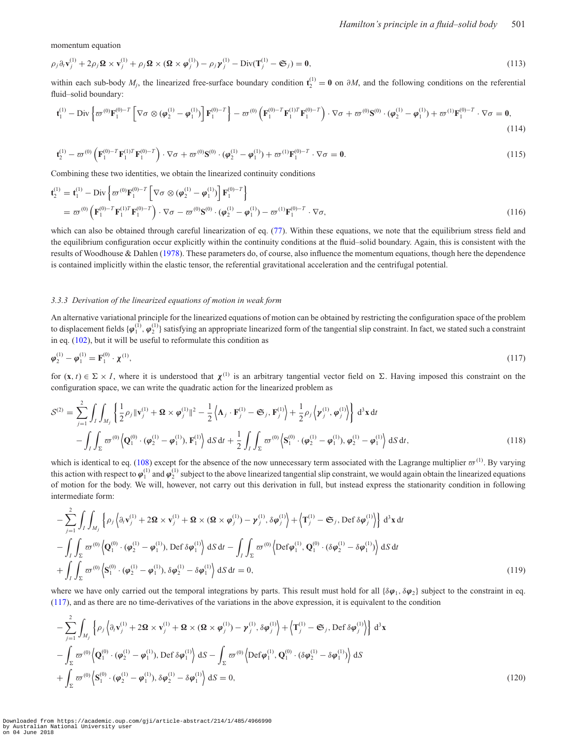momentum equation

$$\rho_j \partial_t \mathbf{v}_j^{(1)} + 2\rho_j \boldsymbol{\Omega} \times \mathbf{v}_j^{(1)} + \rho_j \boldsymbol{\Omega} \times (\boldsymbol{\Omega} \times \boldsymbol{\varphi}_j^{(1)}) - \rho_j \boldsymbol{\gamma}_j^{(1)} - \mathrm{Div}(\mathbf{T}_j^{(1)} - \mathfrak{S}_j) = \mathbf{0}, \tag{113}$$

within each sub-body $M_j$, the linearized free-surface boundary condition $\mathbf{t}_2^{(1)} = \mathbf{0}$ on $\partial M$, and the following conditions on the referential fluid–solid boundary:

$$\mathbf{t}_1^{(1)} - \mathrm{Div}\left\{\varpi^{(0)}\mathbf{F}_1^{(0)-T}\left[\nabla\sigma \otimes (\boldsymbol{\varphi}_2^{(1)} - \boldsymbol{\varphi}_1^{(1)})\right]\mathbf{F}_1^{(0)-T}\right\} - \varpi^{(0)}\left(\mathbf{F}_1^{(0)-T}\mathbf{F}_1^{(1)T}\mathbf{F}_1^{(0)-T}\right)\cdot\nabla\sigma + \varpi^{(0)}\mathbf{S}^{(0)}\cdot(\boldsymbol{\varphi}_2^{(1)} - \boldsymbol{\varphi}_1^{(1)}) + \varpi^{(1)}\mathbf{F}_1^{(0)-T}\cdot\nabla\sigma = \mathbf{0}, \tag{114}$$

$$\mathbf{t}_2^{(1)} - \varpi^{(0)}\left(\mathbf{F}_1^{(0)-T}\mathbf{F}_1^{(1)T}\mathbf{F}_1^{(0)-T}\right)\cdot\nabla\sigma + \varpi^{(0)}\mathbf{S}^{(0)}\cdot(\boldsymbol{\varphi}_2^{(1)} - \boldsymbol{\varphi}_1^{(1)}) + \varpi^{(1)}\mathbf{F}_1^{(0)-T}\cdot\nabla\sigma = \mathbf{0}. \tag{115}$$

Combining these two identities, we obtain the linearized continuity conditions

$$\begin{aligned}
\mathbf{t}_2^{(1)} &= \mathbf{t}_1^{(1)} - \mathrm{Div}\left\{\varpi^{(0)}\mathbf{F}_1^{(0)-T}\left[\nabla\sigma \otimes (\boldsymbol{\varphi}_2^{(1)} - \boldsymbol{\varphi}_1^{(1)})\right]\mathbf{F}_1^{(0)-T}\right\} \\
&= \varpi^{(0)}\left(\mathbf{F}_1^{(0)-T}\mathbf{F}_1^{(1)T}\mathbf{F}_1^{(0)-T}\right)\cdot\nabla\sigma - \varpi^{(0)}\mathbf{S}^{(0)}\cdot(\boldsymbol{\varphi}_2^{(1)} - \boldsymbol{\varphi}_1^{(1)}) - \varpi^{(1)}\mathbf{F}_1^{(0)-T}\cdot\nabla\sigma,
\end{aligned} \tag{116}$$

which can also be obtained through careful linearization of eq. (77). Within these equations, we note that the equilibrium stress field and the equilibrium configuration occur explicitly within the continuity conditions at the fluid–solid boundary. Again, this is consistent with the results of Woodhouse & Dahlen (1978). These parameters do, of course, also influence the momentum equations, though here the dependence is contained implicitly within the elastic tensor, the referential gravitational acceleration and the centrifugal potential.

### 3.3.3 Derivation of the linearized equations of motion in weak form

An alternative variational principle for the linearized equations of motion can be obtained by restricting the configuration space of the problem to displacement fields $\{\boldsymbol{\varphi}_1^{(1)}, \boldsymbol{\varphi}_2^{(1)}\}$ satisfying an appropriate linearized form of the tangential slip constraint. In fact, we stated such a constraint in eq. (102), but it will be useful to reformulate this condition as

$$\boldsymbol{\varphi}_2^{(1)} - \boldsymbol{\varphi}_1^{(1)} = \mathbf{F}_1^{(0)}\cdot\boldsymbol{\chi}^{(1)}, \tag{117}$$

for $(\mathbf{x}, t) \in \Sigma \times I$, where it is understood that $\boldsymbol{\chi}^{(1)}$ is an arbitrary tangential vector field on $\Sigma$. Having imposed this constraint on the configuration space, we can write the quadratic action for the linearized problem as

$$\begin{aligned}
\mathcal{S}^{(2)} = &\sum_{j=1}^{2}\int_I\int_{M_j}\left\{\frac{1}{2}\rho_j\|\mathbf{v}_j^{(1)} + \boldsymbol{\Omega}\times\boldsymbol{\varphi}_j^{(1)}\|^2 - \frac{1}{2}\left\langle\boldsymbol{\Lambda}_j\cdot\mathbf{F}_j^{(1)} - \mathfrak{S}_j, \mathbf{F}_j^{(1)}\right\rangle + \frac{1}{2}\rho_j\left\langle\boldsymbol{\gamma}_j^{(1)}, \boldsymbol{\varphi}_j^{(1)}\right\rangle\right\}\,\mathrm{d}^3\mathbf{x}\,\mathrm{d}t \\
&-\int_I\int_\Sigma\varpi^{(0)}\left\langle\mathbf{Q}_1^{(0)}\cdot(\boldsymbol{\varphi}_2^{(1)} - \boldsymbol{\varphi}_1^{(1)}), \mathbf{F}_1^{(1)}\right\rangle\,\mathrm{d}S\,\mathrm{d}t + \frac{1}{2}\int_I\int_\Sigma\varpi^{(0)}\left\langle\mathbf{S}_1^{(0)}\cdot(\boldsymbol{\varphi}_2^{(1)} - \boldsymbol{\varphi}_1^{(1)}), \boldsymbol{\varphi}_2^{(1)} - \boldsymbol{\varphi}_1^{(1)}\right\rangle\,\mathrm{d}S\,\mathrm{d}t,
\end{aligned} \tag{118}$$

which is identical to eq. (108) except for the absence of the now unnecessary term associated with the Lagrange multiplier $\varpi^{(1)}$. By varying this action with respect to $\boldsymbol{\varphi}_1^{(1)}$ and $\boldsymbol{\varphi}_2^{(1)}$ subject to the above linearized tangential slip constraint, we would again obtain the linearized equations of motion for the body. We will, however, not carry out this derivation in full, but instead express the stationarity condition in following intermediate form:

$$\begin{aligned}
&-\sum_{j=1}^{2}\int_I\int_{M_j}\left\{\rho_j\left\langle\partial_t\mathbf{v}_j^{(1)} + 2\boldsymbol{\Omega}\times\mathbf{v}_j^{(1)} + \boldsymbol{\Omega}\times(\boldsymbol{\Omega}\times\boldsymbol{\varphi}_j^{(1)}) - \boldsymbol{\gamma}_j^{(1)}, \delta\boldsymbol{\varphi}_j^{(1)}\right\rangle + \left\langle\mathbf{T}_j^{(1)} - \mathfrak{S}_j, \mathrm{Def}\,\delta\boldsymbol{\varphi}_j^{(1)}\right\rangle\right\}\,\mathrm{d}^3\mathbf{x}\,\mathrm{d}t \\
&-\int_I\int_\Sigma\varpi^{(0)}\left\langle\mathbf{Q}_1^{(0)}\cdot(\boldsymbol{\varphi}_2^{(1)} - \boldsymbol{\varphi}_1^{(1)}), \mathrm{Def}\,\delta\boldsymbol{\varphi}_1^{(1)}\right\rangle\,\mathrm{d}S\,\mathrm{d}t - \int_I\int_\Sigma\varpi^{(0)}\left\langle\mathrm{Def}\boldsymbol{\varphi}_1^{(1)}, \mathbf{Q}_1^{(0)}\cdot(\delta\boldsymbol{\varphi}_2^{(1)} - \delta\boldsymbol{\varphi}_1^{(1)})\right\rangle\,\mathrm{d}S\,\mathrm{d}t \\
&+\int_I\int_\Sigma\varpi^{(0)}\left\langle\mathbf{S}_1^{(0)}\cdot(\boldsymbol{\varphi}_2^{(1)} - \boldsymbol{\varphi}_1^{(1)}), \delta\boldsymbol{\varphi}_2^{(1)} - \delta\boldsymbol{\varphi}_1^{(1)}\right\rangle\,\mathrm{d}S\,\mathrm{d}t = 0,
\end{aligned} \tag{119}$$

where we have only carried out the temporal integrations by parts. This result must hold for all $\{\delta\boldsymbol{\varphi}_1, \delta\boldsymbol{\varphi}_2\}$ subject to the constraint in eq. (117), and as there are no time-derivatives of the variations in the above expression, it is equivalent to the condition

$$\begin{aligned}
&-\sum_{j=1}^{2}\int_{M_j}\left\{\rho_j\left\langle\partial_t\mathbf{v}_j^{(1)} + 2\boldsymbol{\Omega}\times\mathbf{v}_j^{(1)} + \boldsymbol{\Omega}\times(\boldsymbol{\Omega}\times\boldsymbol{\varphi}_j^{(1)}) - \boldsymbol{\gamma}_j^{(1)}, \delta\boldsymbol{\varphi}_j^{(1)}\right\rangle + \left\langle\mathbf{T}_j^{(1)} - \mathfrak{S}_j, \mathrm{Def}\,\delta\boldsymbol{\varphi}_j^{(1)}\right\rangle\right\}\,\mathrm{d}^3\mathbf{x} \\
&-\int_\Sigma\varpi^{(0)}\left\langle\mathbf{Q}_1^{(0)}\cdot(\boldsymbol{\varphi}_2^{(1)} - \boldsymbol{\varphi}_1^{(1)}), \mathrm{Def}\,\delta\boldsymbol{\varphi}_1^{(1)}\right\rangle\,\mathrm{d}S - \int_\Sigma\varpi^{(0)}\left\langle\mathrm{Def}\boldsymbol{\varphi}_1^{(1)}, \mathbf{Q}_1^{(0)}\cdot(\delta\boldsymbol{\varphi}_2^{(1)} - \delta\boldsymbol{\varphi}_1^{(1)})\right\rangle\,\mathrm{d}S \\
&+\int_\Sigma\varpi^{(0)}\left\langle\mathbf{S}_1^{(0)}\cdot(\boldsymbol{\varphi}_2^{(1)} - \boldsymbol{\varphi}_1^{(1)}), \delta\boldsymbol{\varphi}_2^{(1)} - \delta\boldsymbol{\varphi}_1^{(1)}\right\rangle\,\mathrm{d}S = 0,
\end{aligned} \tag{120}$$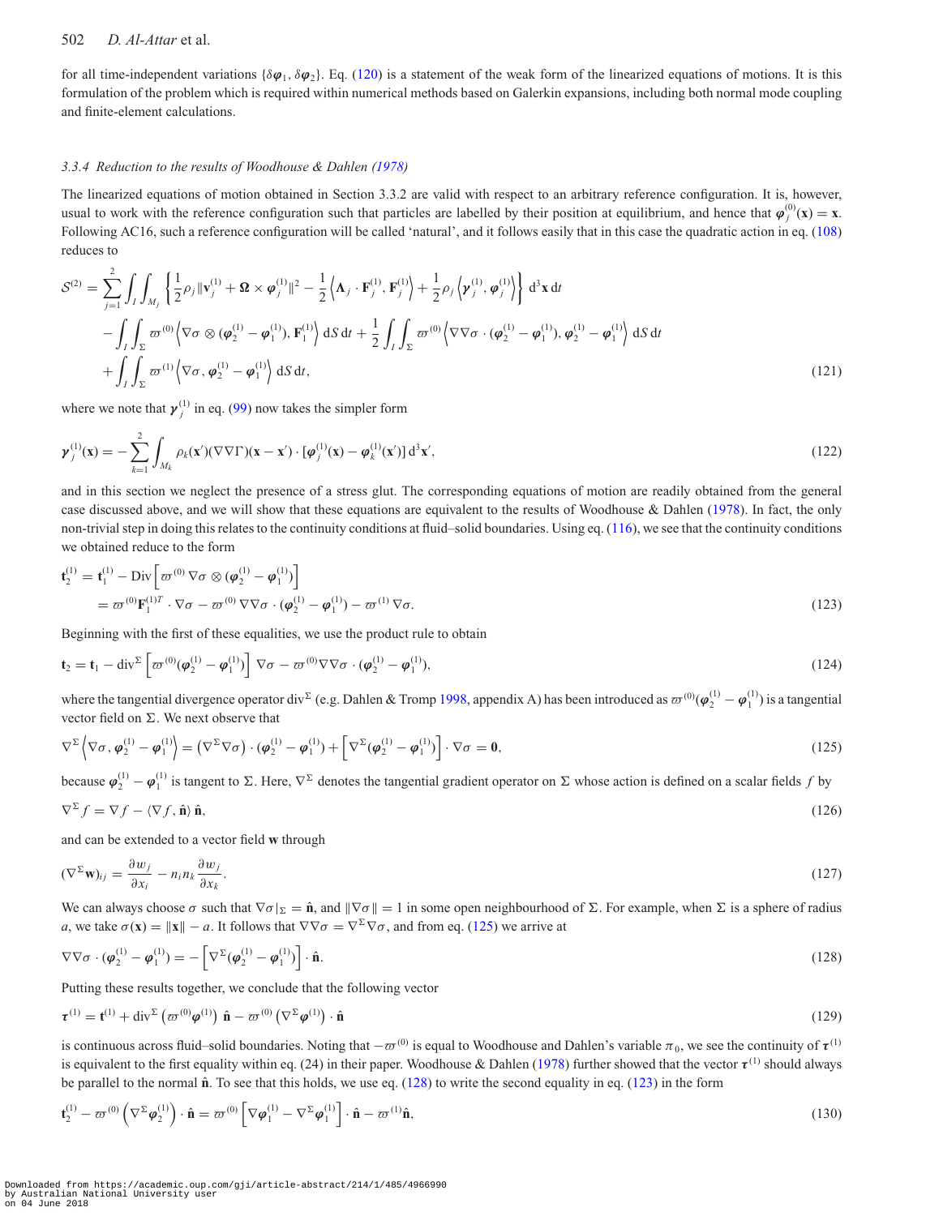for all time-independent variations $\{\delta\boldsymbol{\varphi}_1, \delta\boldsymbol{\varphi}_2\}$. Eq. (120) is a statement of the weak form of the linearized equations of motions. It is this formulation of the problem which is required within numerical methods based on Galerkin expansions, including both normal mode coupling and finite-element calculations.

### 3.3.4 Reduction to the results of Woodhouse & Dahlen (1978)

The linearized equations of motion obtained in Section 3.3.2 are valid with respect to an arbitrary reference configuration. It is, however, usual to work with the reference configuration such that particles are labelled by their position at equilibrium, and hence that $\boldsymbol{\varphi}_j^{(0)}(\mathbf{x}) = \mathbf{x}$. Following AC16, such a reference configuration will be called 'natural', and it follows easily that in this case the quadratic action in eq. (108) reduces to

$$
\begin{aligned}
\mathcal{S}^{(2)} = &\sum_{j=1}^{2}\int_I\int_{M_j}\left\{\frac{1}{2}\rho_j\|\mathbf{v}_j^{(1)} + \boldsymbol{\Omega}\times\boldsymbol{\varphi}_j^{(1)}\|^2 - \frac{1}{2}\left\langle\boldsymbol{\Lambda}_j\cdot\mathbf{F}_j^{(1)}, \mathbf{F}_j^{(1)}\right\rangle + \frac{1}{2}\rho_j\left\langle\boldsymbol{\gamma}_j^{(1)}, \boldsymbol{\varphi}_j^{(1)}\right\rangle\right\}\,\mathrm{d}^3\mathbf{x}\,\mathrm{d}t\\
&-\int_I\int_\Sigma \varpi^{(0)}\left\langle\nabla\sigma\otimes(\boldsymbol{\varphi}_2^{(1)} - \boldsymbol{\varphi}_1^{(1)}), \mathbf{F}_1^{(1)}\right\rangle\,\mathrm{d}S\,\mathrm{d}t + \frac{1}{2}\int_I\int_\Sigma \varpi^{(0)}\left\langle\nabla\nabla\sigma\cdot(\boldsymbol{\varphi}_2^{(1)} - \boldsymbol{\varphi}_1^{(1)}), \boldsymbol{\varphi}_2^{(1)} - \boldsymbol{\varphi}_1^{(1)}\right\rangle\,\mathrm{d}S\,\mathrm{d}t\\
&+\int_I\int_\Sigma \varpi^{(1)}\left\langle\nabla\sigma, \boldsymbol{\varphi}_2^{(1)} - \boldsymbol{\varphi}_1^{(1)}\right\rangle\,\mathrm{d}S\,\mathrm{d}t,
\end{aligned}
\tag{121}
$$

where we note that $\boldsymbol{\gamma}_j^{(1)}$ in eq. (99) now takes the simpler form

$$
\boldsymbol{\gamma}_j^{(1)}(\mathbf{x}) = -\sum_{k=1}^{2}\int_{M_k}\rho_k(\mathbf{x}')(\nabla\nabla\Gamma)(\mathbf{x}-\mathbf{x}')\cdot[\boldsymbol{\varphi}_j^{(1)}(\mathbf{x}) - \boldsymbol{\varphi}_k^{(1)}(\mathbf{x}')]\,\mathrm{d}^3\mathbf{x}',
\tag{122}
$$

and in this section we neglect the presence of a stress glut. The corresponding equations of motion are readily obtained from the general case discussed above, and we will show that these equations are equivalent to the results of Woodhouse & Dahlen (1978). In fact, the only non-trivial step in doing this relates to the continuity conditions at fluid–solid boundaries. Using eq. (116), we see that the continuity conditions we obtained reduce to the form

$$
\begin{aligned}
\mathbf{t}_2^{(1)} &= \mathbf{t}_1^{(1)} - \mathrm{Div}\left[\varpi^{(0)}\,\nabla\sigma\otimes(\boldsymbol{\varphi}_2^{(1)} - \boldsymbol{\varphi}_1^{(1)})\right]\\
&= \varpi^{(0)}\mathbf{F}_1^{(1)T}\cdot\nabla\sigma - \varpi^{(0)}\,\nabla\nabla\sigma\cdot(\boldsymbol{\varphi}_2^{(1)} - \boldsymbol{\varphi}_1^{(1)}) - \varpi^{(1)}\,\nabla\sigma.
\end{aligned}
\tag{123}
$$

Beginning with the first of these equalities, we use the product rule to obtain

$$
\mathbf{t}_2 = \mathbf{t}_1 - \mathrm{div}^\Sigma\left[\varpi^{(0)}(\boldsymbol{\varphi}_2^{(1)} - \boldsymbol{\varphi}_1^{(1)})\right]\,\nabla\sigma - \varpi^{(0)}\nabla\nabla\sigma\cdot(\boldsymbol{\varphi}_2^{(1)} - \boldsymbol{\varphi}_1^{(1)}),
\tag{124}
$$

where the tangential divergence operator $\mathrm{div}^\Sigma$ (e.g. Dahlen & Tromp 1998, appendix A) has been introduced as $\varpi^{(0)}(\boldsymbol{\varphi}_2^{(1)} - \boldsymbol{\varphi}_1^{(1)})$ is a tangential vector field on $\Sigma$. We next observe that

$$
\nabla^\Sigma\left\langle\nabla\sigma, \boldsymbol{\varphi}_2^{(1)} - \boldsymbol{\varphi}_1^{(1)}\right\rangle = \left(\nabla^\Sigma\nabla\sigma\right)\cdot(\boldsymbol{\varphi}_2^{(1)} - \boldsymbol{\varphi}_1^{(1)}) + \left[\nabla^\Sigma(\boldsymbol{\varphi}_2^{(1)} - \boldsymbol{\varphi}_1^{(1)})\right]\cdot\nabla\sigma = \mathbf{0},
\tag{125}
$$

because $\boldsymbol{\varphi}_2^{(1)} - \boldsymbol{\varphi}_1^{(1)}$ is tangent to $\Sigma$. Here, $\nabla^\Sigma$ denotes the tangential gradient operator on $\Sigma$ whose action is defined on a scalar fields $f$ by

$$
\nabla^\Sigma f = \nabla f - \langle\nabla f, \hat{\mathbf{n}}\rangle\,\hat{\mathbf{n}},
\tag{126}
$$

and can be extended to a vector field $\mathbf{w}$ through

$$
(\nabla^\Sigma\mathbf{w})_{ij} = \frac{\partial w_j}{\partial x_i} - n_i n_k\frac{\partial w_j}{\partial x_k}.
\tag{127}
$$

We can always choose $\sigma$ such that $\nabla\sigma|_\Sigma = \hat{\mathbf{n}}$, and $\|\nabla\sigma\| = 1$ in some open neighbourhood of $\Sigma$. For example, when $\Sigma$ is a sphere of radius $a$, we take $\sigma(\mathbf{x}) = \|\mathbf{x}\| - a$. It follows that $\nabla\nabla\sigma = \nabla^\Sigma\nabla\sigma$, and from eq. (125) we arrive at

$$
\nabla\nabla\sigma\cdot(\boldsymbol{\varphi}_2^{(1)} - \boldsymbol{\varphi}_1^{(1)}) = -\left[\nabla^\Sigma(\boldsymbol{\varphi}_2^{(1)} - \boldsymbol{\varphi}_1^{(1)})\right]\cdot\hat{\mathbf{n}}.
\tag{128}
$$

Putting these results together, we conclude that the following vector

$$
\boldsymbol{\tau}^{(1)} = \mathbf{t}^{(1)} + \mathrm{div}^\Sigma\left(\varpi^{(0)}\boldsymbol{\varphi}^{(1)}\right)\,\hat{\mathbf{n}} - \varpi^{(0)}\left(\nabla^\Sigma\boldsymbol{\varphi}^{(1)}\right)\cdot\hat{\mathbf{n}}
\tag{129}
$$

is continuous across fluid–solid boundaries. Noting that $-\varpi^{(0)}$ is equal to Woodhouse and Dahlen's variable $\pi_0$, we see the continuity of $\boldsymbol{\tau}^{(1)}$ is equivalent to the first equality within eq. (24) in their paper. Woodhouse & Dahlen (1978) further showed that the vector $\boldsymbol{\tau}^{(1)}$ should always be parallel to the normal $\hat{\mathbf{n}}$. To see that this holds, we use eq. (128) to write the second equality in eq. (123) in the form

$$
\mathbf{t}_2^{(1)} - \varpi^{(0)}\left(\nabla^\Sigma\boldsymbol{\varphi}_2^{(1)}\right)\cdot\hat{\mathbf{n}} = \varpi^{(0)}\left[\nabla\boldsymbol{\varphi}_1^{(1)} - \nabla^\Sigma\boldsymbol{\varphi}_1^{(1)}\right]\cdot\hat{\mathbf{n}} - \varpi^{(1)}\hat{\mathbf{n}},
\tag{130}
$$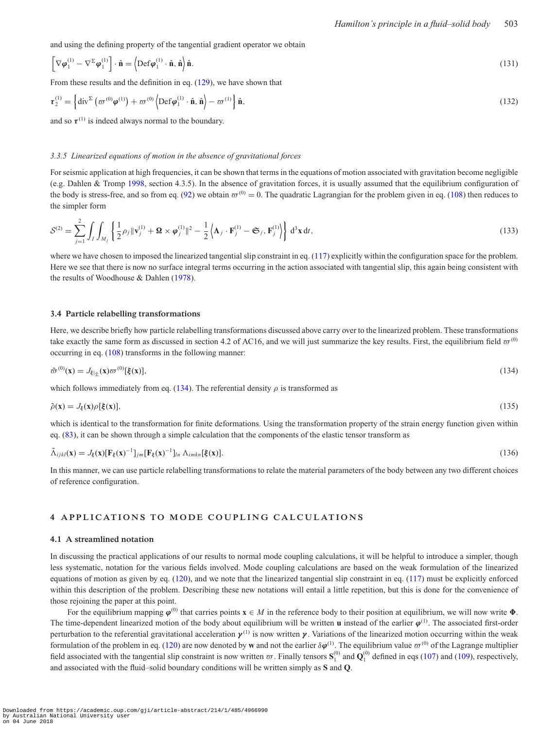and using the defining property of the tangential gradient operator we obtain

$$\left[\nabla\boldsymbol{\varphi}_1^{(1)} - \nabla^{\Sigma}\boldsymbol{\varphi}_1^{(1)}\right]\cdot\hat{\mathbf{n}} = \left\langle \mathrm{Def}\boldsymbol{\varphi}_1^{(1)}\cdot\hat{\mathbf{n}}, \hat{\mathbf{n}}\right\rangle \hat{\mathbf{n}}. \tag{131}$$

From these results and the definition in eq. (129), we have shown that

$$\boldsymbol{\tau}_2^{(1)} = \left\{ \mathrm{div}^{\Sigma}\left(\varpi^{(0)}\boldsymbol{\varphi}^{(1)}\right) + \varpi^{(0)}\left\langle \mathrm{Def}\boldsymbol{\varphi}_1^{(1)}\cdot\hat{\mathbf{n}}, \hat{\mathbf{n}}\right\rangle - \varpi^{(1)}\right\}\hat{\mathbf{n}}, \tag{132}$$

and so $\boldsymbol{\tau}^{(1)}$ is indeed always normal to the boundary.

#### *3.3.5 Linearized equations of motion in the absence of gravitational forces*

For seismic application at high frequencies, it can be shown that terms in the equations of motion associated with gravitation become negligible (e.g. Dahlen & Tromp 1998, section 4.3.5). In the absence of gravitation forces, it is usually assumed that the equilibrium configuration of the body is stress-free, and so from eq. (92) we obtain $\varpi^{(0)} = 0$. The quadratic Lagrangian for the problem given in eq. (108) then reduces to the simpler form

$$\mathcal{S}^{(2)} = \sum_{j=1}^{2}\int_I\int_{M_j}\left\{\frac{1}{2}\rho_j\|\mathbf{v}_j^{(1)} + \boldsymbol{\Omega}\times\boldsymbol{\varphi}_j^{(1)}\|^2 - \frac{1}{2}\left\langle \boldsymbol{\Lambda}_j\cdot\mathbf{F}_j^{(1)} - \mathfrak{S}_j, \mathbf{F}_j^{(1)}\right\rangle\right\}\,\mathrm{d}^3\mathbf{x}\,\mathrm{d}t, \tag{133}$$

where we have chosen to imposed the linearized tangential slip constraint in eq. (117) explicitly within the configuration space for the problem. Here we see that there is now no surface integral terms occurring in the action associated with tangential slip, this again being consistent with the results of Woodhouse & Dahlen (1978).

### 3.4 Particle relabelling transformations

Here, we describe briefly how particle relabelling transformations discussed above carry over to the linearized problem. These transformations take exactly the same form as discussed in section 4.2 of AC16, and we will just summarize the key results. First, the equilibrium field $\varpi^{(0)}$ occurring in eq. (108) transforms in the following manner:

$$\tilde{\varpi}^{(0)}(\mathbf{x}) = J_{\xi|_{\Sigma}}(\mathbf{x})\varpi^{(0)}[\boldsymbol{\xi}(\mathbf{x})], \tag{134}$$

which follows immediately from eq. (134). The referential density $\rho$ is transformed as

$$\tilde{\rho}(\mathbf{x}) = J_{\xi}(\mathbf{x})\rho[\boldsymbol{\xi}(\mathbf{x})], \tag{135}$$

which is identical to the transformation for finite deformations. Using the transformation property of the strain energy function given within eq. (83), it can be shown through a simple calculation that the components of the elastic tensor transform as

$$\tilde{\Lambda}_{ijkl}(\mathbf{x}) = J_{\xi}(\mathbf{x})[\mathbf{F}_{\xi}(\mathbf{x})^{-1}]_{jm}[\mathbf{F}_{\xi}(\mathbf{x})^{-1}]_{ln}\,\Lambda_{imkn}[\boldsymbol{\xi}(\mathbf{x})]. \tag{136}$$

In this manner, we can use particle relabelling transformations to relate the material parameters of the body between any two different choices of reference configuration.

## 4 APPLICATIONS TO MODE COUPLING CALCULATIONS

### 4.1 A streamlined notation

In discussing the practical applications of our results to normal mode coupling calculations, it will be helpful to introduce a simpler, though less systematic, notation for the various fields involved. Mode coupling calculations are based on the weak formulation of the linearized equations of motion as given by eq. (120), and we note that the linearized tangential slip constraint in eq. (117) must be explicitly enforced within this description of the problem. Describing these new notations will entail a little repetition, but this is done for the convenience of those rejoining the paper at this point.

For the equilibrium mapping $\boldsymbol{\varphi}^{(0)}$ that carries points $\mathbf{x}\in M$ in the reference body to their position at equilibrium, we will now write $\boldsymbol{\Phi}$. The time-dependent linearized motion of the body about equilibrium will be written $\mathbf{u}$ instead of the earlier $\boldsymbol{\varphi}^{(1)}$. The associated first-order perturbation to the referential gravitational acceleration $\boldsymbol{\gamma}^{(1)}$ is now written $\boldsymbol{\gamma}$. Variations of the linearized motion occurring within the weak formulation of the problem in eq. (120) are now denoted by $\mathbf{w}$ and not the earlier $\delta\boldsymbol{\varphi}^{(1)}$. The equilibrium value $\varpi^{(0)}$ of the Lagrange multiplier field associated with the tangential slip constraint is now written $\varpi$. Finally tensors $\mathbf{S}_1^{(0)}$ and $\mathbf{Q}_1^{(0)}$ defined in eqs (107) and (109), respectively, and associated with the fluid–solid boundary conditions will be written simply as $\mathbf{S}$ and $\mathbf{Q}$.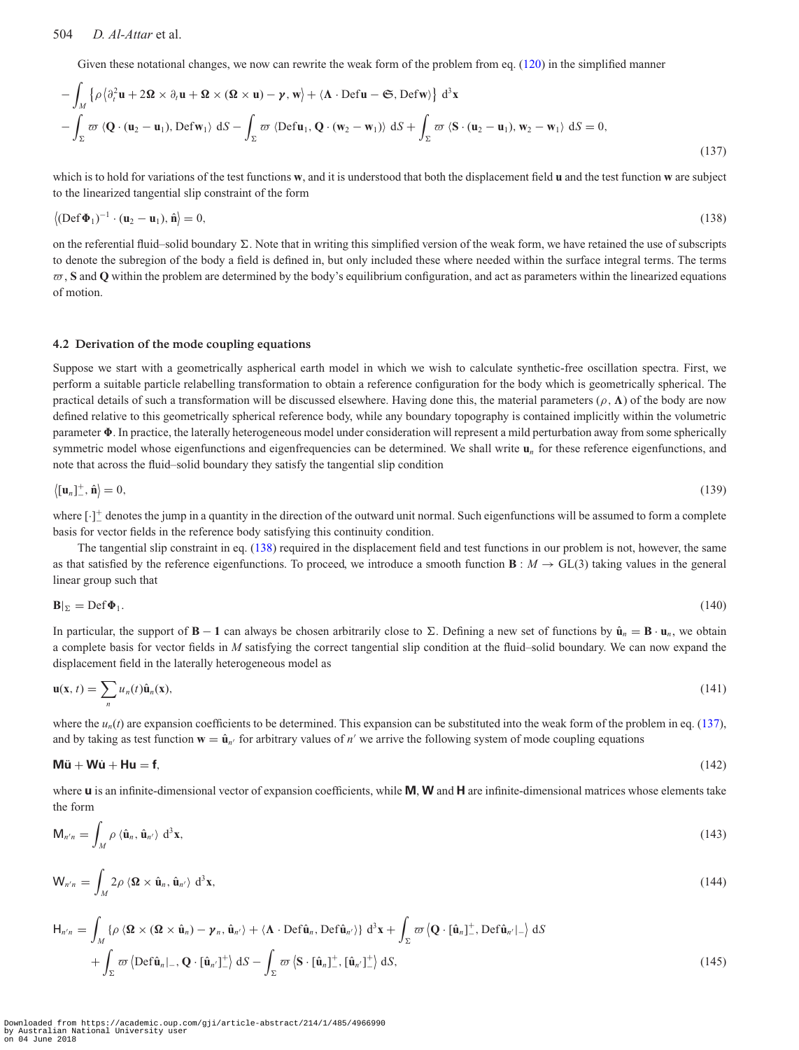Given these notational changes, we now can rewrite the weak form of the problem from eq. (120) in the simplified manner

$$
\begin{aligned}
&-\int_M \left\{\rho \left\langle \partial_t^2 \mathbf{u} + 2\boldsymbol{\Omega}\times\partial_t \mathbf{u} + \boldsymbol{\Omega}\times(\boldsymbol{\Omega}\times\mathbf{u}) - \boldsymbol{\gamma}, \mathbf{w}\right\rangle + \langle \boldsymbol{\Lambda}\cdot \mathrm{Def}\,\mathbf{u} - \mathfrak{S}, \mathrm{Def}\,\mathbf{w}\rangle\right\} \,\mathrm{d}^3\mathbf{x} \\
&-\int_\Sigma \varpi \,\langle \mathbf{Q}\cdot(\mathbf{u}_2-\mathbf{u}_1), \mathrm{Def}\mathbf{w}_1\rangle \,\mathrm{d}S - \int_\Sigma \varpi\,\langle \mathrm{Def}\mathbf{u}_1, \mathbf{Q}\cdot(\mathbf{w}_2-\mathbf{w}_1)\rangle \,\mathrm{d}S + \int_\Sigma \varpi\,\langle \mathbf{S}\cdot(\mathbf{u}_2-\mathbf{u}_1), \mathbf{w}_2-\mathbf{w}_1\rangle \,\mathrm{d}S = 0,
\end{aligned}
\tag{137}
$$

which is to hold for variations of the test functions $\mathbf{w}$, and it is understood that both the displacement field $\mathbf{u}$ and the test function $\mathbf{w}$ are subject to the linearized tangential slip constraint of the form

$$
\left\langle (\mathrm{Def}\boldsymbol{\Phi}_1)^{-1}\cdot(\mathbf{u}_2-\mathbf{u}_1), \hat{\mathbf{n}}\right\rangle = 0,
\tag{138}
$$

on the referential fluid–solid boundary $\Sigma$. Note that in writing this simplified version of the weak form, we have retained the use of subscripts to denote the subregion of the body a field is defined in, but only included these where needed within the surface integral terms. The terms $\varpi$, $\mathbf{S}$ and $\mathbf{Q}$ within the problem are determined by the body's equilibrium configuration, and act as parameters within the linearized equations of motion.

## 4.2 Derivation of the mode coupling equations

Suppose we start with a geometrically aspherical earth model in which we wish to calculate synthetic-free oscillation spectra. First, we perform a suitable particle relabelling transformation to obtain a reference configuration for the body which is geometrically spherical. The practical details of such a transformation will be discussed elsewhere. Having done this, the material parameters ($\rho$, $\boldsymbol{\Lambda}$) of the body are now defined relative to this geometrically spherical reference body, while any boundary topography is contained implicitly within the volumetric parameter $\boldsymbol{\Phi}$. In practice, the laterally heterogeneous model under consideration will represent a mild perturbation away from some spherically symmetric model whose eigenfunctions and eigenfrequencies can be determined. We shall write $\mathbf{u}_n$ for these reference eigenfunctions, and note that across the fluid–solid boundary they satisfy the tangential slip condition

$$
\left\langle [\mathbf{u}_n]_-^+, \hat{\mathbf{n}}\right\rangle = 0,
\tag{139}
$$

where $[\cdot]_-^+$ denotes the jump in a quantity in the direction of the outward unit normal. Such eigenfunctions will be assumed to form a complete basis for vector fields in the reference body satisfying this continuity condition.

The tangential slip constraint in eq. (138) required in the displacement field and test functions in our problem is not, however, the same as that satisfied by the reference eigenfunctions. To proceed, we introduce a smooth function $\mathbf{B}: M \to \mathrm{GL}(3)$ taking values in the general linear group such that

$$
\mathbf{B}|_\Sigma = \mathrm{Def}\,\boldsymbol{\Phi}_1.
\tag{140}
$$

In particular, the support of $\mathbf{B}-\mathbf{1}$ can always be chosen arbitrarily close to $\Sigma$. Defining a new set of functions by $\hat{\mathbf{u}}_n = \mathbf{B}\cdot\mathbf{u}_n$, we obtain a complete basis for vector fields in $M$ satisfying the correct tangential slip condition at the fluid–solid boundary. We can now expand the displacement field in the laterally heterogeneous model as

$$
\mathbf{u}(\mathbf{x},t) = \sum_n u_n(t)\hat{\mathbf{u}}_n(\mathbf{x}),
\tag{141}
$$

where the $u_n(t)$ are expansion coefficients to be determined. This expansion can be substituted into the weak form of the problem in eq. (137), and by taking as test function $\mathbf{w} = \hat{\mathbf{u}}_{n'}$ for arbitrary values of $n'$ we arrive the following system of mode coupling equations

$$
\mathsf{M}\ddot{\mathbf{u}} + \mathsf{W}\dot{\mathbf{u}} + \mathsf{H}\mathbf{u} = \mathbf{f},
\tag{142}
$$

where $\mathbf{u}$ is an infinite-dimensional vector of expansion coefficients, while $\mathsf{M}$, $\mathsf{W}$ and $\mathsf{H}$ are infinite-dimensional matrices whose elements take the form

$$
\mathsf{M}_{n'n} = \int_M \rho\,\langle \hat{\mathbf{u}}_n, \hat{\mathbf{u}}_{n'}\rangle \,\mathrm{d}^3\mathbf{x},
\tag{143}
$$

$$
\mathsf{W}_{n'n} = \int_M 2\rho\,\langle \boldsymbol{\Omega}\times\hat{\mathbf{u}}_n, \hat{\mathbf{u}}_{n'}\rangle \,\mathrm{d}^3\mathbf{x},
\tag{144}
$$

$$
\begin{aligned}
\mathsf{H}_{n'n} = &\int_M \left\{\rho\,\langle \boldsymbol{\Omega}\times(\boldsymbol{\Omega}\times\hat{\mathbf{u}}_n) - \boldsymbol{\gamma}_n, \hat{\mathbf{u}}_{n'}\rangle + \langle \boldsymbol{\Lambda}\cdot\mathrm{Def}\hat{\mathbf{u}}_n, \mathrm{Def}\hat{\mathbf{u}}_{n'}\rangle\right\} \mathrm{d}^3\mathbf{x} + \int_\Sigma \varpi\left\langle \mathbf{Q}\cdot[\hat{\mathbf{u}}_n]_-^+, \mathrm{Def}\hat{\mathbf{u}}_{n'}|_-\right\rangle \mathrm{d}S \\
&+ \int_\Sigma \varpi\left\langle \mathrm{Def}\hat{\mathbf{u}}_n|_-, \mathbf{Q}\cdot[\hat{\mathbf{u}}_{n'}]_-^+\right\rangle \mathrm{d}S - \int_\Sigma \varpi\left\langle \mathbf{S}\cdot[\hat{\mathbf{u}}_n]_-^+, [\hat{\mathbf{u}}_{n'}]_-^+\right\rangle \mathrm{d}S,
\end{aligned}
\tag{145}
$$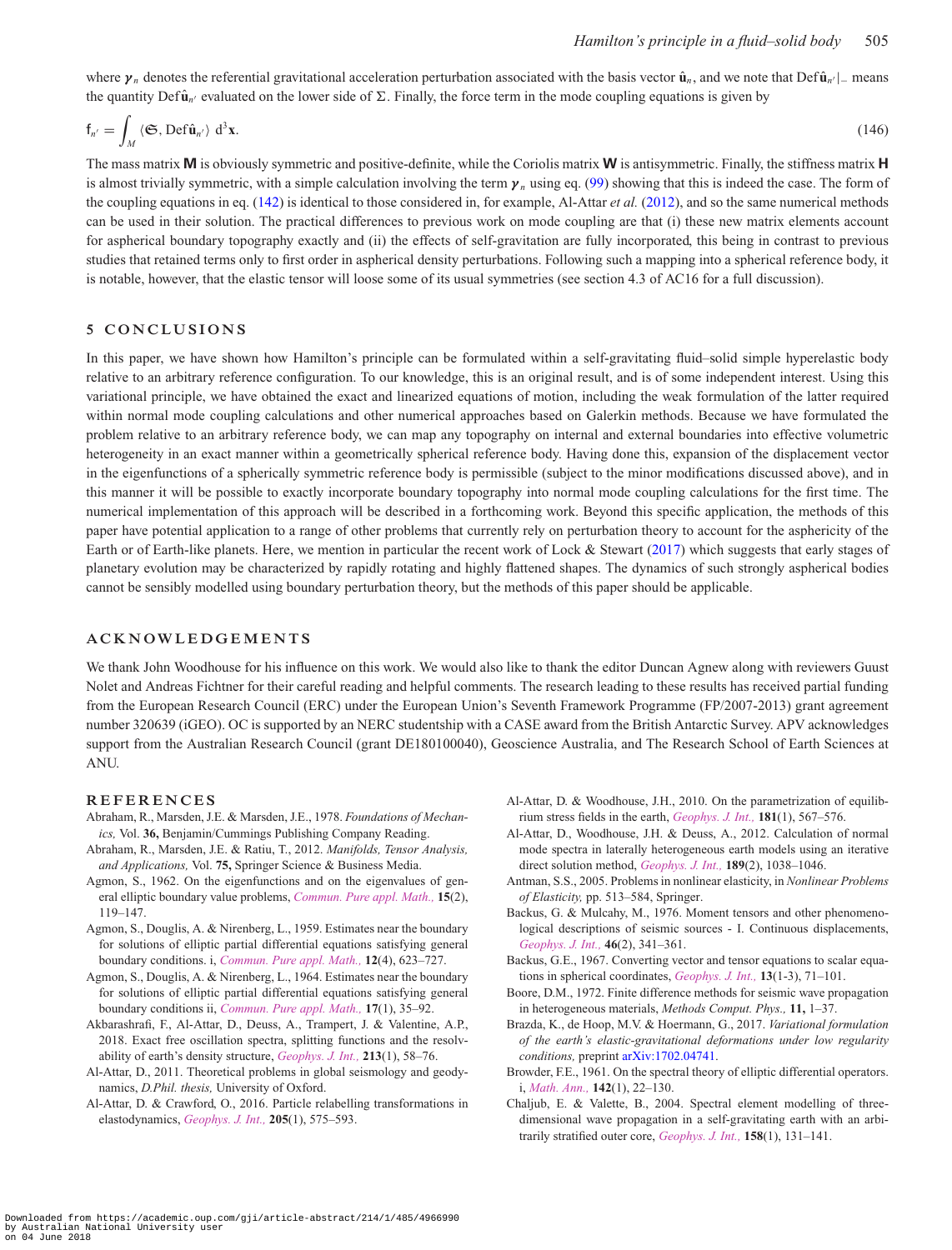where $\boldsymbol{\gamma}_n$ denotes the referential gravitational acceleration perturbation associated with the basis vector $\hat{\mathbf{u}}_n$, and we note that $\mathrm{Def}\,\hat{\mathbf{u}}_{n'}|_-$ means the quantity $\mathrm{Def}\,\hat{\mathbf{u}}_{n'}$ evaluated on the lower side of $\Sigma$. Finally, the force term in the mode coupling equations is given by

$$\mathsf{f}_{n'} = \int_M \langle \mathfrak{S}, \mathrm{Def}\,\hat{\mathbf{u}}_{n'} \rangle \, \mathrm{d}^3\mathbf{x}. \tag{146}$$

The mass matrix $\mathbf{M}$ is obviously symmetric and positive-definite, while the Coriolis matrix $\mathbf{W}$ is antisymmetric. Finally, the stiffness matrix $\mathbf{H}$ is almost trivially symmetric, with a simple calculation involving the term $\boldsymbol{\gamma}_n$ using eq. (99) showing that this is indeed the case. The form of the coupling equations in eq. (142) is identical to those considered in, for example, Al-Attar *et al.* (2012), and so the same numerical methods can be used in their solution. The practical differences to previous work on mode coupling are that (i) these new matrix elements account for aspherical boundary topography exactly and (ii) the effects of self-gravitation are fully incorporated, this being in contrast to previous studies that retained terms only to first order in aspherical density perturbations. Following such a mapping into a spherical reference body, it is notable, however, that the elastic tensor will loose some of its usual symmetries (see section 4.3 of AC16 for a full discussion).

## 5 CONCLUSIONS

In this paper, we have shown how Hamilton's principle can be formulated within a self-gravitating fluid–solid simple hyperelastic body relative to an arbitrary reference configuration. To our knowledge, this is an original result, and is of some independent interest. Using this variational principle, we have obtained the exact and linearized equations of motion, including the weak formulation of the latter required within normal mode coupling calculations and other numerical approaches based on Galerkin methods. Because we have formulated the problem relative to an arbitrary reference body, we can map any topography on internal and external boundaries into effective volumetric heterogeneity in an exact manner within a geometrically spherical reference body. Having done this, expansion of the displacement vector in the eigenfunctions of a spherically symmetric reference body is permissible (subject to the minor modifications discussed above), and in this manner it will be possible to exactly incorporate boundary topography into normal mode coupling calculations for the first time. The numerical implementation of this approach will be described in a forthcoming work. Beyond this specific application, the methods of this paper have potential application to a range of other problems that currently rely on perturbation theory to account for the asphericity of the Earth or of Earth-like planets. Here, we mention in particular the recent work of Lock & Stewart (2017) which suggests that early stages of planetary evolution may be characterized by rapidly rotating and highly flattened shapes. The dynamics of such strongly aspherical bodies cannot be sensibly modelled using boundary perturbation theory, but the methods of this paper should be applicable.

## ACKNOWLEDGEMENTS

We thank John Woodhouse for his influence on this work. We would also like to thank the editor Duncan Agnew along with reviewers Guust Nolet and Andreas Fichtner for their careful reading and helpful comments. The research leading to these results has received partial funding from the European Research Council (ERC) under the European Union's Seventh Framework Programme (FP/2007-2013) grant agreement number 320639 (iGEO). OC is supported by an NERC studentship with a CASE award from the British Antarctic Survey. APV acknowledges support from the Australian Research Council (grant DE180100040), Geoscience Australia, and The Research School of Earth Sciences at ANU.

## REFERENCES

Abraham, R., Marsden, J.E. & Marsden, J.E., 1978. *Foundations of Mechanics,* Vol. **36,** Benjamin/Cummings Publishing Company Reading.

Abraham, R., Marsden, J.E. & Ratiu, T., 2012. *Manifolds, Tensor Analysis, and Applications,* Vol. **75,** Springer Science & Business Media.

Agmon, S., 1962. On the eigenfunctions and on the eigenvalues of general elliptic boundary value problems, *Commun. Pure appl. Math.,* **15**(2), 119–147.

Agmon, S., Douglis, A. & Nirenberg, L., 1959. Estimates near the boundary for solutions of elliptic partial differential equations satisfying general boundary conditions. i, *Commun. Pure appl. Math.,* **12**(4), 623–727.

Agmon, S., Douglis, A. & Nirenberg, L., 1964. Estimates near the boundary for solutions of elliptic partial differential equations satisfying general boundary conditions ii, *Commun. Pure appl. Math.,* **17**(1), 35–92.

Akbarashrafi, F., Al-Attar, D., Deuss, A., Trampert, J. & Valentine, A.P., 2018. Exact free oscillation spectra, splitting functions and the resolvability of earth's density structure, *Geophys. J. Int.,* **213**(1), 58–76.

Al-Attar, D., 2011. Theoretical problems in global seismology and geodynamics, *D.Phil. thesis,* University of Oxford.

Al-Attar, D. & Crawford, O., 2016. Particle relabelling transformations in elastodynamics, *Geophys. J. Int.,* **205**(1), 575–593.

Al-Attar, D. & Woodhouse, J.H., 2010. On the parametrization of equilibrium stress fields in the earth, *Geophys. J. Int.,* **181**(1), 567–576.

Al-Attar, D., Woodhouse, J.H. & Deuss, A., 2012. Calculation of normal mode spectra in laterally heterogeneous earth models using an iterative direct solution method, *Geophys. J. Int.,* **189**(2), 1038–1046.

Antman, S.S., 2005. Problems in nonlinear elasticity, in *Nonlinear Problems of Elasticity,* pp. 513–584, Springer.

Backus, G. & Mulcahy, M., 1976. Moment tensors and other phenomenological descriptions of seismic sources - I. Continuous displacements, *Geophys. J. Int.,* **46**(2), 341–361.

Backus, G.E., 1967. Converting vector and tensor equations to scalar equations in spherical coordinates, *Geophys. J. Int.,* **13**(1-3), 71–101.

Boore, D.M., 1972. Finite difference methods for seismic wave propagation in heterogeneous materials, *Methods Comput. Phys.,* **11,** 1–37.

Brazda, K., de Hoop, M.V. & Hoermann, G., 2017. *Variational formulation of the earth's elastic-gravitational deformations under low regularity conditions,* preprint arXiv:1702.04741.

Browder, F.E., 1961. On the spectral theory of elliptic differential operators. i, *Math. Ann.,* **142**(1), 22–130.

Chaljub, E. & Valette, B., 2004. Spectral element modelling of three-dimensional wave propagation in a self-gravitating earth with an arbitrarily stratified outer core, *Geophys. J. Int.,* **158**(1), 131–141.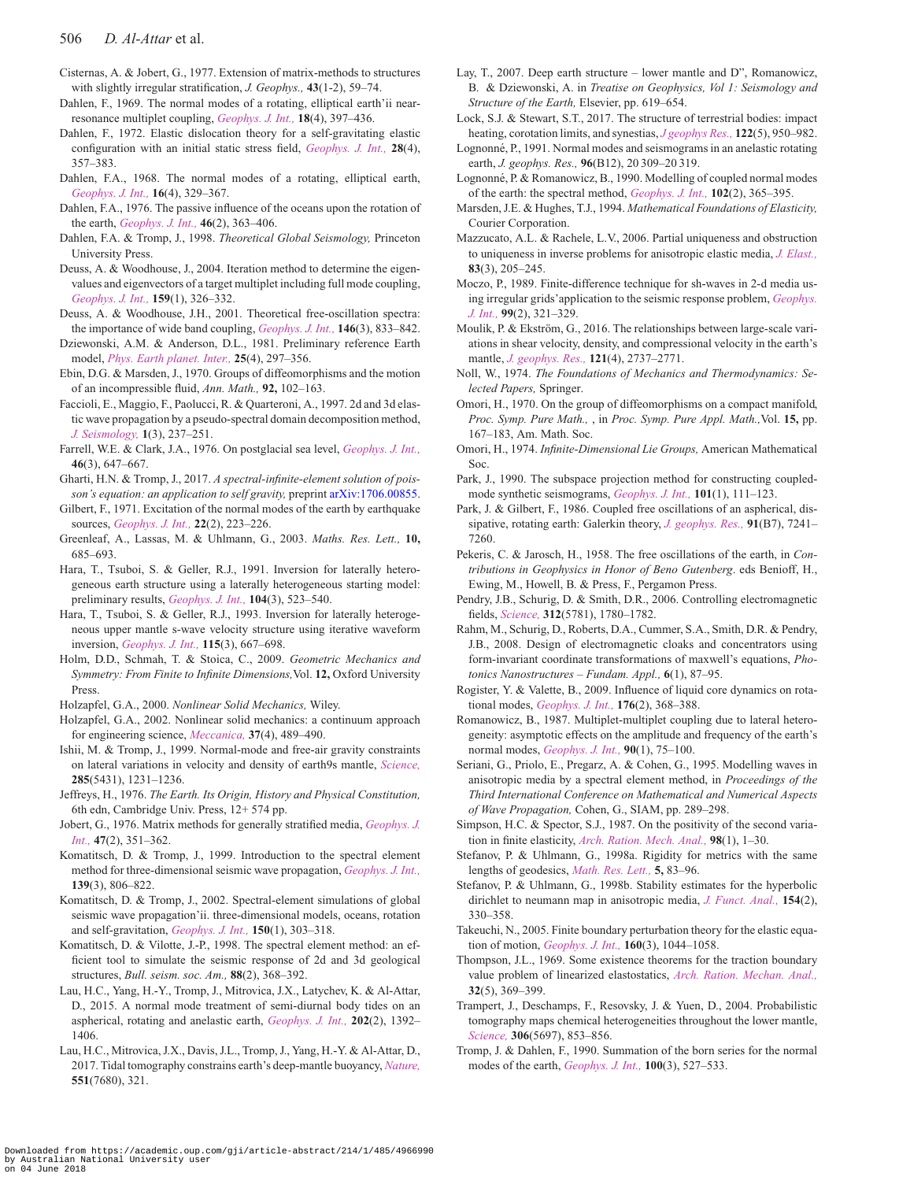Cisternas, A. & Jobert, G., 1977. Extension of matrix-methods to structures with slightly irregular stratification, *J. Geophys.,* **43**(1-2), 59–74.

Dahlen, F., 1969. The normal modes of a rotating, elliptical earth'ii near-resonance multiplet coupling, *Geophys. J. Int.,* **18**(4), 397–436.

Dahlen, F., 1972. Elastic dislocation theory for a self-gravitating elastic configuration with an initial static stress field, *Geophys. J. Int.,* **28**(4), 357–383.

Dahlen, F.A., 1968. The normal modes of a rotating, elliptical earth, *Geophys. J. Int.,* **16**(4), 329–367.

Dahlen, F.A., 1976. The passive influence of the oceans upon the rotation of the earth, *Geophys. J. Int.,* **46**(2), 363–406.

Dahlen, F.A. & Tromp, J., 1998. *Theoretical Global Seismology,* Princeton University Press.

Deuss, A. & Woodhouse, J., 2004. Iteration method to determine the eigenvalues and eigenvectors of a target multiplet including full mode coupling, *Geophys. J. Int.,* **159**(1), 326–332.

Deuss, A. & Woodhouse, J.H., 2001. Theoretical free-oscillation spectra: the importance of wide band coupling, *Geophys. J. Int.,* **146**(3), 833–842.

Dziewonski, A.M. & Anderson, D.L., 1981. Preliminary reference Earth model, *Phys. Earth planet. Inter.,* **25**(4), 297–356.

Ebin, D.G. & Marsden, J., 1970. Groups of diffeomorphisms and the motion of an incompressible fluid, *Ann. Math.,* **92,** 102–163.

Faccioli, E., Maggio, F., Paolucci, R. & Quarteroni, A., 1997. 2d and 3d elastic wave propagation by a pseudo-spectral domain decomposition method, *J. Seismology,* **1**(3), 237–251.

Farrell, W.E. & Clark, J.A., 1976. On postglacial sea level, *Geophys. J. Int.,* **46**(3), 647–667.

Gharti, H.N. & Tromp, J., 2017. *A spectral-infinite-element solution of poisson's equation: an application to self gravity,* preprint arXiv:1706.00855.

Gilbert, F., 1971. Excitation of the normal modes of the earth by earthquake sources, *Geophys. J. Int.,* **22**(2), 223–226.

Greenleaf, A., Lassas, M. & Uhlmann, G., 2003. *Maths. Res. Lett.,* **10,** 685–693.

Hara, T., Tsuboi, S. & Geller, R.J., 1991. Inversion for laterally heterogeneous earth structure using a laterally heterogeneous starting model: preliminary results, *Geophys. J. Int.,* **104**(3), 523–540.

Hara, T., Tsuboi, S. & Geller, R.J., 1993. Inversion for laterally heterogeneous upper mantle s-wave velocity structure using iterative waveform inversion, *Geophys. J. Int.,* **115**(3), 667–698.

Holm, D.D., Schmah, T. & Stoica, C., 2009. *Geometric Mechanics and Symmetry: From Finite to Infinite Dimensions,*Vol. **12,** Oxford University Press.

Holzapfel, G.A., 2000. *Nonlinear Solid Mechanics,* Wiley.

Holzapfel, G.A., 2002. Nonlinear solid mechanics: a continuum approach for engineering science, *Meccanica,* **37**(4), 489–490.

Ishii, M. & Tromp, J., 1999. Normal-mode and free-air gravity constraints on lateral variations in velocity and density of earth9s mantle, *Science,* **285**(5431), 1231–1236.

Jeffreys, H., 1976. *The Earth. Its Origin, History and Physical Constitution,* 6th edn, Cambridge Univ. Press, 12+ 574 pp.

Jobert, G., 1976. Matrix methods for generally stratified media, *Geophys. J. Int.,* **47**(2), 351–362.

Komatitsch, D. & Tromp, J., 1999. Introduction to the spectral element method for three-dimensional seismic wave propagation, *Geophys. J. Int.,* **139**(3), 806–822.

Komatitsch, D. & Tromp, J., 2002. Spectral-element simulations of global seismic wave propagation'ii. three-dimensional models, oceans, rotation and self-gravitation, *Geophys. J. Int.,* **150**(1), 303–318.

Komatitsch, D. & Vilotte, J.-P., 1998. The spectral element method: an efficient tool to simulate the seismic response of 2d and 3d geological structures, *Bull. seism. soc. Am.,* **88**(2), 368–392.

Lau, H.C., Yang, H.-Y., Tromp, J., Mitrovica, J.X., Latychev, K. & Al-Attar, D., 2015. A normal mode treatment of semi-diurnal body tides on an aspherical, rotating and anelastic earth, *Geophys. J. Int.,* **202**(2), 1392–1406.

Lau, H.C., Mitrovica, J.X., Davis, J.L., Tromp, J., Yang, H.-Y. & Al-Attar, D., 2017. Tidal tomography constrains earth's deep-mantle buoyancy, *Nature,* **551**(7680), 321.

Lay, T., 2007. Deep earth structure – lower mantle and D", Romanowicz, B. & Dziewonski, A. in *Treatise on Geophysics, Vol 1: Seismology and Structure of the Earth,* Elsevier, pp. 619–654.

Lock, S.J. & Stewart, S.T., 2017. The structure of terrestrial bodies: impact heating, corotation limits, and synestias, *J geophys Res.,* **122**(5), 950–982.

Lognonné, P., 1991. Normal modes and seismograms in an anelastic rotating earth, *J. geophys. Res.,* **96**(B12), 20 309–20 319.

Lognonné, P. & Romanowicz, B., 1990. Modelling of coupled normal modes of the earth: the spectral method, *Geophys. J. Int.,* **102**(2), 365–395.

Marsden, J.E. & Hughes, T.J., 1994. *Mathematical Foundations of Elasticity,* Courier Corporation.

Mazzucato, A.L. & Rachele, L.V., 2006. Partial uniqueness and obstruction to uniqueness in inverse problems for anisotropic elastic media, *J. Elast.,* **83**(3), 205–245.

Moczo, P., 1989. Finite-difference technique for sh-waves in 2-d media using irregular grids'application to the seismic response problem, *Geophys. J. Int.,* **99**(2), 321–329.

Moulik, P. & Ekström, G., 2016. The relationships between large-scale variations in shear velocity, density, and compressional velocity in the earth's mantle, *J. geophys. Res.,* **121**(4), 2737–2771.

Noll, W., 1974. *The Foundations of Mechanics and Thermodynamics: Selected Papers,* Springer.

Omori, H., 1970. On the group of diffeomorphisms on a compact manifold, *Proc. Symp. Pure Math.,* , in *Proc. Symp. Pure Appl. Math.,*Vol. **15,** pp. 167–183, Am. Math. Soc.

Omori, H., 1974. *Infinite-Dimensional Lie Groups,* American Mathematical Soc.

Park, J., 1990. The subspace projection method for constructing coupled-mode synthetic seismograms, *Geophys. J. Int.,* **101**(1), 111–123.

Park, J. & Gilbert, F., 1986. Coupled free oscillations of an aspherical, dissipative, rotating earth: Galerkin theory, *J. geophys. Res.,* **91**(B7), 7241–7260.

Pekeris, C. & Jarosch, H., 1958. The free oscillations of the earth, in *Contributions in Geophysics in Honor of Beno Gutenberg*. eds Benioff, H., Ewing, M., Howell, B. & Press, F., Pergamon Press.

Pendry, J.B., Schurig, D. & Smith, D.R., 2006. Controlling electromagnetic fields, *Science,* **312**(5781), 1780–1782.

Rahm, M., Schurig, D., Roberts, D.A., Cummer, S.A., Smith, D.R. & Pendry, J.B., 2008. Design of electromagnetic cloaks and concentrators using form-invariant coordinate transformations of maxwell's equations, *Photonics Nanostructures – Fundam. Appl.,* **6**(1), 87–95.

Rogister, Y. & Valette, B., 2009. Influence of liquid core dynamics on rotational modes, *Geophys. J. Int.,* **176**(2), 368–388.

Romanowicz, B., 1987. Multiplet-multiplet coupling due to lateral heterogeneity: asymptotic effects on the amplitude and frequency of the earth's normal modes, *Geophys. J. Int.,* **90**(1), 75–100.

Seriani, G., Priolo, E., Pregarz, A. & Cohen, G., 1995. Modelling waves in anisotropic media by a spectral element method, in *Proceedings of the Third International Conference on Mathematical and Numerical Aspects of Wave Propagation,* Cohen, G., SIAM, pp. 289–298.

Simpson, H.C. & Spector, S.J., 1987. On the positivity of the second variation in finite elasticity, *Arch. Ration. Mech. Anal.,* **98**(1), 1–30.

Stefanov, P. & Uhlmann, G., 1998a. Rigidity for metrics with the same lengths of geodesics, *Math. Res. Lett.,* **5,** 83–96.

Stefanov, P. & Uhlmann, G., 1998b. Stability estimates for the hyperbolic dirichlet to neumann map in anisotropic media, *J. Funct. Anal.,* **154**(2), 330–358.

Takeuchi, N., 2005. Finite boundary perturbation theory for the elastic equation of motion, *Geophys. J. Int.,* **160**(3), 1044–1058.

Thompson, J.L., 1969. Some existence theorems for the traction boundary value problem of linearized elastostatics, *Arch. Ration. Mechan. Anal.,* **32**(5), 369–399.

Trampert, J., Deschamps, F., Resovsky, J. & Yuen, D., 2004. Probabilistic tomography maps chemical heterogeneities throughout the lower mantle, *Science,* **306**(5697), 853–856.

Tromp, J. & Dahlen, F., 1990. Summation of the born series for the normal modes of the earth, *Geophys. J. Int.,* **100**(3), 527–533.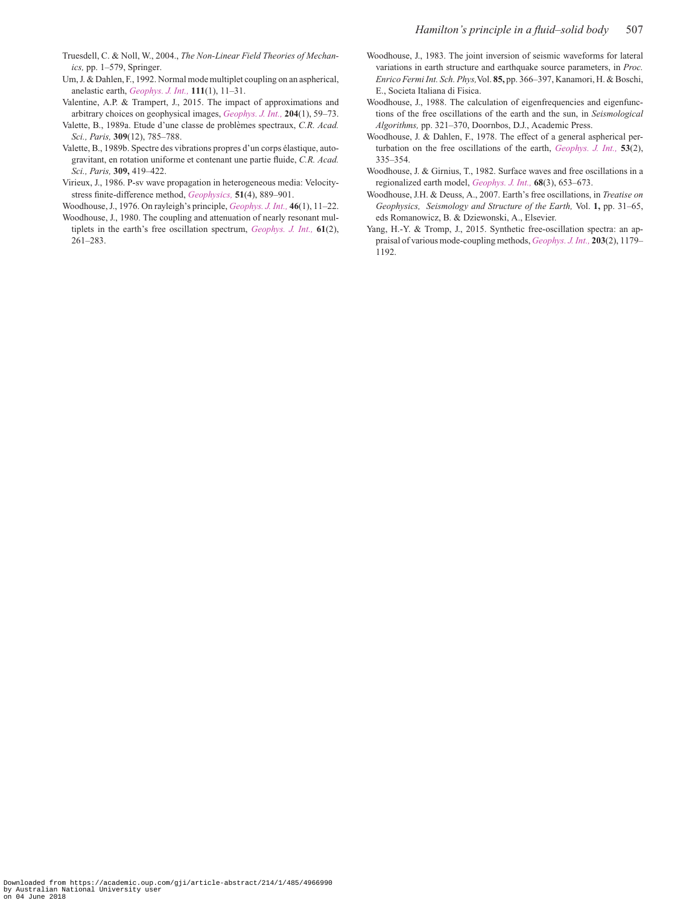Truesdell, C. & Noll, W., 2004., *The Non-Linear Field Theories of Mechanics,* pp. 1–579, Springer.

Um, J. & Dahlen, F., 1992. Normal mode multiplet coupling on an aspherical, anelastic earth, *Geophys. J. Int.,* **111**(1), 11–31.

Valentine, A.P. & Trampert, J., 2015. The impact of approximations and arbitrary choices on geophysical images, *Geophys. J. Int.,* **204**(1), 59–73.

Valette, B., 1989a. Etude d'une classe de problèmes spectraux, *C.R. Acad. Sci., Paris,* **309**(12), 785–788.

Valette, B., 1989b. Spectre des vibrations propres d'un corps élastique, autogravitant, en rotation uniforme et contenant une partie fluide, *C.R. Acad. Sci., Paris,* **309,** 419–422.

Virieux, J., 1986. P-sv wave propagation in heterogeneous media: Velocity-stress finite-difference method, *Geophysics,* **51**(4), 889–901.

Woodhouse, J., 1976. On rayleigh's principle, *Geophys. J. Int.,* **46**(1), 11–22.

Woodhouse, J., 1980. The coupling and attenuation of nearly resonant multiplets in the earth's free oscillation spectrum, *Geophys. J. Int.,* **61**(2), 261–283.

Woodhouse, J., 1983. The joint inversion of seismic waveforms for lateral variations in earth structure and earthquake source parameters, in *Proc. Enrico Fermi Int. Sch. Phys,*Vol. **85,** pp. 366–397, Kanamori, H. & Boschi, E., Societa Italiana di Fisica.

Woodhouse, J., 1988. The calculation of eigenfrequencies and eigenfunctions of the free oscillations of the earth and the sun, in *Seismological Algorithms,* pp. 321–370, Doornbos, D.J., Academic Press.

Woodhouse, J. & Dahlen, F., 1978. The effect of a general aspherical perturbation on the free oscillations of the earth, *Geophys. J. Int.,* **53**(2), 335–354.

Woodhouse, J. & Girnius, T., 1982. Surface waves and free oscillations in a regionalized earth model, *Geophys. J. Int.,* **68**(3), 653–673.

Woodhouse, J.H. & Deuss, A., 2007. Earth's free oscillations, in *Treatise on Geophysics, Seismology and Structure of the Earth,* Vol. **1,** pp. 31–65, eds Romanowicz, B. & Dziewonski, A., Elsevier.

Yang, H.-Y. & Tromp, J., 2015. Synthetic free-oscillation spectra: an appraisal of various mode-coupling methods, *Geophys. J. Int.,* **203**(2), 1179–1192.